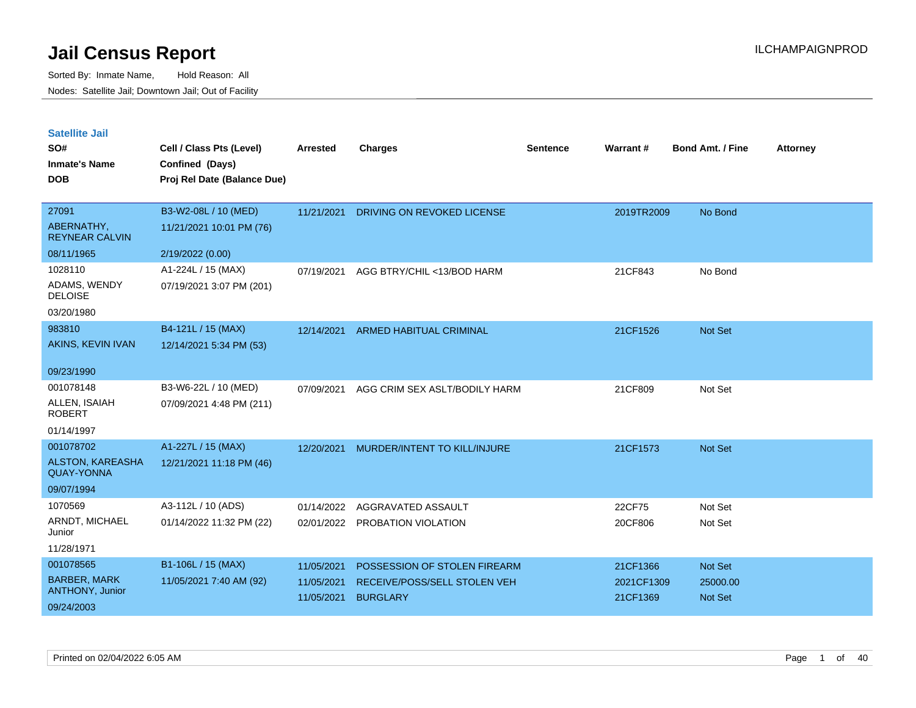# Jail Census Report

Sorted By: Inmate Name, Hold Reason: All

Nodes: Satellite Jail; Downtown Jail; Out of Facility

ILCHAMPAIGNPROD

## Satellite Jail

| SO# / Inmate's Name / DOB | Cell / Class Pts (Level) / Confined (Days) / Proj Rel Date (Balance Due) | Arrested | Charges | Sentence | Warrant # | Bond Amt. / Fine | Attorney |
|---|---|---|---|---|---|---|---|
| 27091<br>ABERNATHY, REYNEAR CALVIN<br>08/11/1965 | B3-W2-08L / 10 (MED)<br>11/21/2021 10:01 PM (76)<br>2/19/2022 (0.00) | 11/21/2021 | DRIVING ON REVOKED LICENSE | | 2019TR2009 | No Bond | |
| 1028110<br>ADAMS, WENDY DELOISE<br>03/20/1980 | A1-224L / 15 (MAX)<br>07/19/2021 3:07 PM (201) | 07/19/2021 | AGG BTRY/CHIL <13/BOD HARM | | 21CF843 | No Bond | |
| 983810<br>AKINS, KEVIN IVAN<br>09/23/1990 | B4-121L / 15 (MAX)<br>12/14/2021 5:34 PM (53) | 12/14/2021 | ARMED HABITUAL CRIMINAL | | 21CF1526 | Not Set | |
| 001078148<br>ALLEN, ISAIAH ROBERT<br>01/14/1997 | B3-W6-22L / 10 (MED)<br>07/09/2021 4:48 PM (211) | 07/09/2021 | AGG CRIM SEX ASLT/BODILY HARM | | 21CF809 | Not Set | |
| 001078702<br>ALSTON, KAREASHA QUAY-YONNA<br>09/07/1994 | A1-227L / 15 (MAX)<br>12/21/2021 11:18 PM (46) | 12/20/2021 | MURDER/INTENT TO KILL/INJURE | | 21CF1573 | Not Set | |
| 1070569<br>ARNDT, MICHAEL Junior<br>11/28/1971 | A3-112L / 10 (ADS)<br>01/14/2022 11:32 PM (22) | 01/14/2022<br>02/01/2022 | AGGRAVATED ASSAULT<br>PROBATION VIOLATION | | 22CF75<br>20CF806 | Not Set<br>Not Set | |
| 001078565<br>BARBER, MARK ANTHONY, Junior<br>09/24/2003 | B1-106L / 15 (MAX)<br>11/05/2021 7:40 AM (92) | 11/05/2021<br>11/05/2021<br>11/05/2021 | POSSESSION OF STOLEN FIREARM<br>RECEIVE/POSS/SELL STOLEN VEH<br>BURGLARY | | 21CF1366<br>2021CF1309<br>21CF1369 | Not Set<br>25000.00<br>Not Set | |

Printed on 02/04/2022 6:05 AM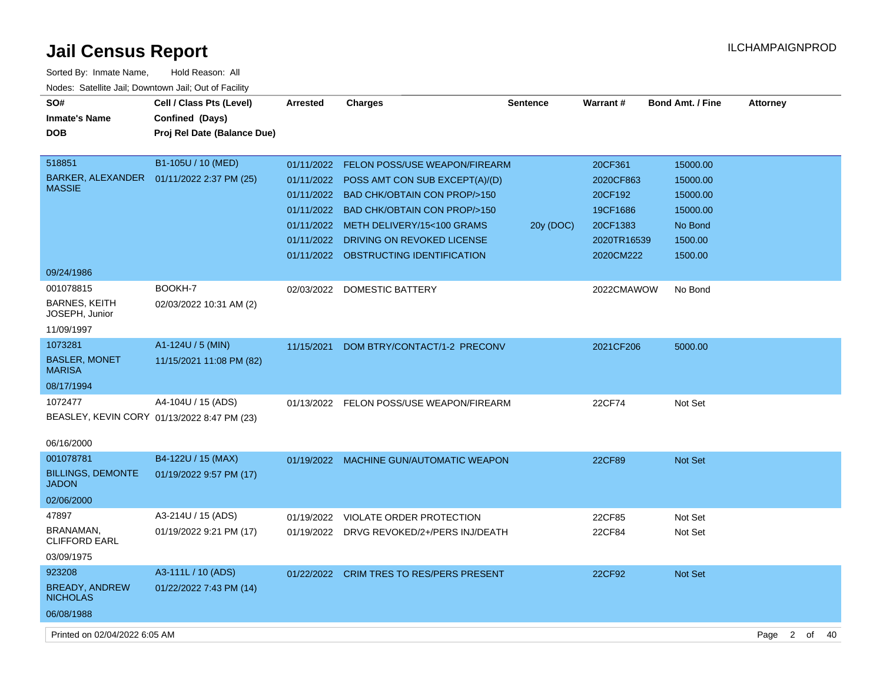# Jail Census Report

Sorted By: Inmate Name, Hold Reason: All

Nodes: Satellite Jail; Downtown Jail; Out of Facility

| SO# / Inmate's Name / DOB | Cell / Class Pts (Level) / Confined (Days) / Proj Rel Date (Balance Due) | Arrested | Charges | Sentence | Warrant # | Bond Amt. / Fine | Attorney |
|---|---|---|---|---|---|---|---|
| 518851 BARKER, ALEXANDER MASSIE 09/24/1986 | B1-105U / 10 (MED) 01/11/2022 2:37 PM (25) | 01/11/2022 | FELON POSS/USE WEAPON/FIREARM | | 20CF361 | 15000.00 | |
| | | 01/11/2022 | POSS AMT CON SUB EXCEPT(A)/(D) | | 2020CF863 | 15000.00 | |
| | | 01/11/2022 | BAD CHK/OBTAIN CON PROP/>150 | | 20CF192 | 15000.00 | |
| | | 01/11/2022 | BAD CHK/OBTAIN CON PROP/>150 | | 19CF1686 | 15000.00 | |
| | | 01/11/2022 | METH DELIVERY/15<100 GRAMS | 20y (DOC) | 20CF1383 | No Bond | |
| | | 01/11/2022 | DRIVING ON REVOKED LICENSE | | 2020TR16539 | 1500.00 | |
| | | 01/11/2022 | OBSTRUCTING IDENTIFICATION | | 2020CM222 | 1500.00 | |
| 001078815 BARNES, KEITH JOSEPH, Junior 11/09/1997 | BOOKH-7 02/03/2022 10:31 AM (2) | 02/03/2022 | DOMESTIC BATTERY | | 2022CMAWOW | No Bond | |
| 1073281 BASLER, MONET MARISA 08/17/1994 | A1-124U / 5 (MIN) 11/15/2021 11:08 PM (82) | 11/15/2021 | DOM BTRY/CONTACT/1-2 PRECONV | | 2021CF206 | 5000.00 | |
| 1072477 BEASLEY, KEVIN CORY 06/16/2000 | A4-104U / 15 (ADS) 01/13/2022 8:47 PM (23) | 01/13/2022 | FELON POSS/USE WEAPON/FIREARM | | 22CF74 | Not Set | |
| 001078781 BILLINGS, DEMONTE JADON 02/06/2000 | B4-122U / 15 (MAX) 01/19/2022 9:57 PM (17) | 01/19/2022 | MACHINE GUN/AUTOMATIC WEAPON | | 22CF89 | Not Set | |
| 47897 BRANAMAN, CLIFFORD EARL 03/09/1975 | A3-214U / 15 (ADS) 01/19/2022 9:21 PM (17) | 01/19/2022 | VIOLATE ORDER PROTECTION | | 22CF85 | Not Set | |
| | | 01/19/2022 | DRVG REVOKED/2+/PERS INJ/DEATH | | 22CF84 | Not Set | |
| 923208 BREADY, ANDREW NICHOLAS 06/08/1988 | A3-111L / 10 (ADS) 01/22/2022 7:43 PM (14) | 01/22/2022 | CRIM TRES TO RES/PERS PRESENT | | 22CF92 | Not Set | |

Printed on 02/04/2022 6:05 AM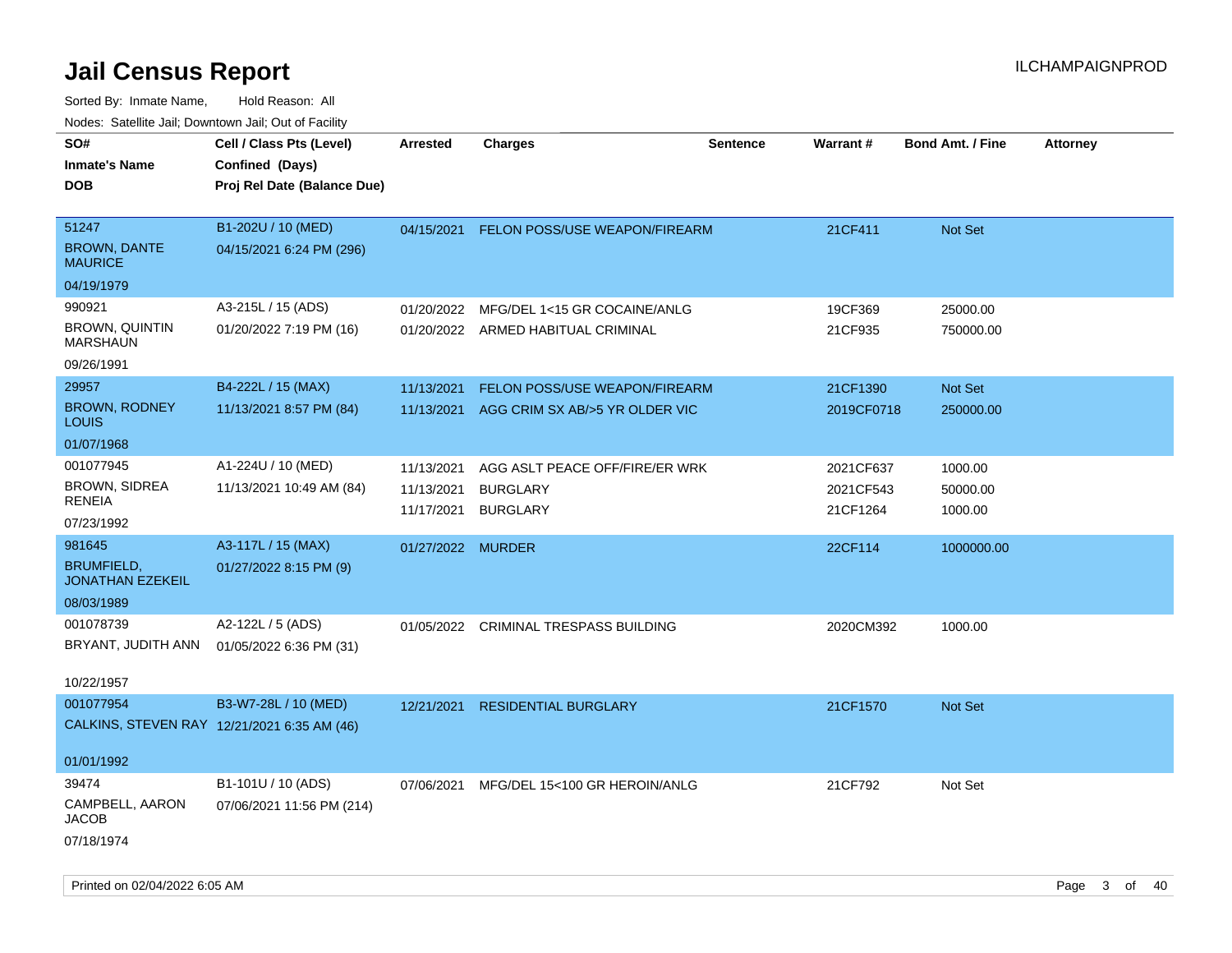# Jail Census Report

ILCHAMPAIGNPROD

Sorted By: Inmate Name, Hold Reason: All

Nodes: Satellite Jail; Downtown Jail; Out of Facility

| SO# / Inmate's Name / DOB | Cell / Class Pts (Level) / Confined (Days) / Proj Rel Date (Balance Due) | Arrested | Charges | Sentence | Warrant # | Bond Amt. / Fine | Attorney |
|---|---|---|---|---|---|---|---|
| 51247<br>BROWN, DANTE MAURICE<br>04/19/1979 | B1-202U / 10 (MED)<br>04/15/2021 6:24 PM (296) | 04/15/2021 | FELON POSS/USE WEAPON/FIREARM | | 21CF411 | Not Set | |
| 990921<br>BROWN, QUINTIN MARSHAUN<br>09/26/1991 | A3-215L / 15 (ADS)<br>01/20/2022 7:19 PM (16) | 01/20/2022<br>01/20/2022 | MFG/DEL 1<15 GR COCAINE/ANLG<br>ARMED HABITUAL CRIMINAL | | 19CF369<br>21CF935 | 25000.00<br>750000.00 | |
| 29957<br>BROWN, RODNEY LOUIS<br>01/07/1968 | B4-222L / 15 (MAX)<br>11/13/2021 8:57 PM (84) | 11/13/2021<br>11/13/2021 | FELON POSS/USE WEAPON/FIREARM<br>AGG CRIM SX AB/>5 YR OLDER VIC | | 21CF1390<br>2019CF0718 | Not Set<br>250000.00 | |
| 001077945<br>BROWN, SIDREA RENEIA<br>07/23/1992 | A1-224U / 10 (MED)<br>11/13/2021 10:49 AM (84) | 11/13/2021<br>11/13/2021<br>11/17/2021 | AGG ASLT PEACE OFF/FIRE/ER WRK<br>BURGLARY<br>BURGLARY | | 2021CF637<br>2021CF543<br>21CF1264 | 1000.00<br>50000.00<br>1000.00 | |
| 981645<br>BRUMFIELD, JONATHAN EZEKEIL<br>08/03/1989 | A3-117L / 15 (MAX)<br>01/27/2022 8:15 PM (9) | 01/27/2022 | MURDER | | 22CF114 | 1000000.00 | |
| 001078739<br>BRYANT, JUDITH ANN<br>10/22/1957 | A2-122L / 5 (ADS)<br>01/05/2022 6:36 PM (31) | 01/05/2022 | CRIMINAL TRESPASS BUILDING | | 2020CM392 | 1000.00 | |
| 001077954<br>CALKINS, STEVEN RAY<br>01/01/1992 | B3-W7-28L / 10 (MED)<br>12/21/2021 6:35 AM (46) | 12/21/2021 | RESIDENTIAL BURGLARY | | 21CF1570 | Not Set | |
| 39474<br>CAMPBELL, AARON JACOB<br>07/18/1974 | B1-101U / 10 (ADS)<br>07/06/2021 11:56 PM (214) | 07/06/2021 | MFG/DEL 15<100 GR HEROIN/ANLG | | 21CF792 | Not Set | |

Printed on 02/04/2022 6:05 AM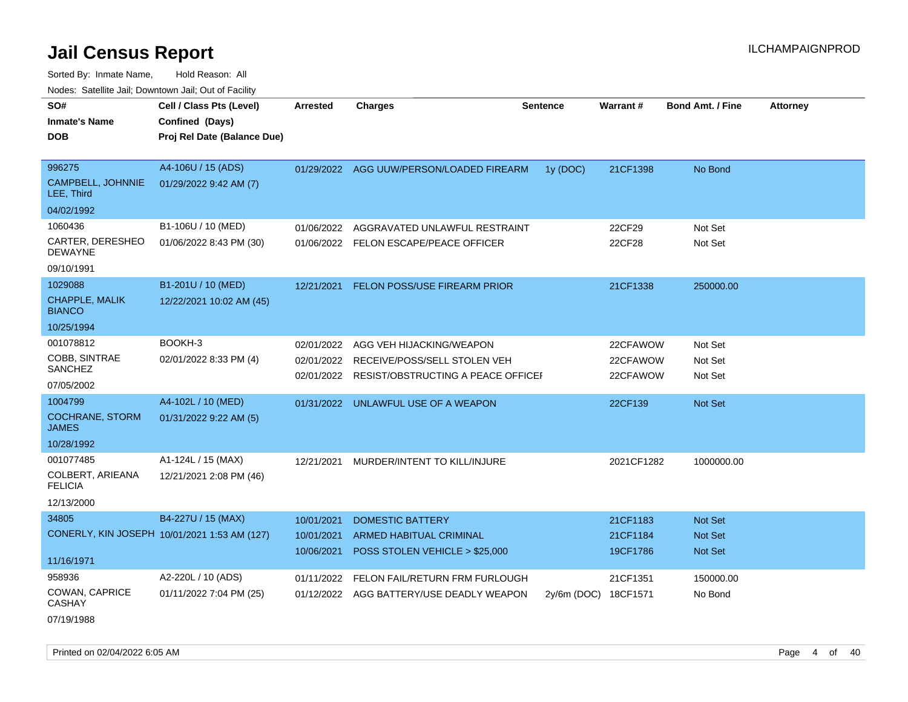# Jail Census Report

ILCHAMPAIGNPROD

Sorted By: Inmate Name, Hold Reason: All

Nodes: Satellite Jail; Downtown Jail; Out of Facility

| SO# / Inmate's Name / DOB | Cell / Class Pts (Level) / Confined (Days) / Proj Rel Date (Balance Due) | Arrested | Charges | Sentence | Warrant # | Bond Amt. / Fine | Attorney |
|---|---|---|---|---|---|---|---|
| 996275 CAMPBELL, JOHNNIE LEE, Third 04/02/1992 | A4-106U / 15 (ADS) 01/29/2022 9:42 AM (7) | 01/29/2022 | AGG UUW/PERSON/LOADED FIREARM | 1y (DOC) | 21CF1398 | No Bond | |
| 1060436 CARTER, DERESHEO DEWAYNE 09/10/1991 | B1-106U / 10 (MED) 01/06/2022 8:43 PM (30) | 01/06/2022 | AGGRAVATED UNLAWFUL RESTRAINT | | 22CF29 | Not Set | |
| | | 01/06/2022 | FELON ESCAPE/PEACE OFFICER | | 22CF28 | Not Set | |
| 1029088 CHAPPLE, MALIK BIANCO 10/25/1994 | B1-201U / 10 (MED) 12/22/2021 10:02 AM (45) | 12/21/2021 | FELON POSS/USE FIREARM PRIOR | | 21CF1338 | 250000.00 | |
| 001078812 COBB, SINTRAE SANCHEZ 07/05/2002 | BOOKH-3 02/01/2022 8:33 PM (4) | 02/01/2022 | AGG VEH HIJACKING/WEAPON | | 22CFAWOW | Not Set | |
| | | 02/01/2022 | RECEIVE/POSS/SELL STOLEN VEH | | 22CFAWOW | Not Set | |
| | | 02/01/2022 | RESIST/OBSTRUCTING A PEACE OFFICEI | | 22CFAWOW | Not Set | |
| 1004799 COCHRANE, STORM JAMES 10/28/1992 | A4-102L / 10 (MED) 01/31/2022 9:22 AM (5) | 01/31/2022 | UNLAWFUL USE OF A WEAPON | | 22CF139 | Not Set | |
| 001077485 COLBERT, ARIEANA FELICIA 12/13/2000 | A1-124L / 15 (MAX) 12/21/2021 2:08 PM (46) | 12/21/2021 | MURDER/INTENT TO KILL/INJURE | | 2021CF1282 | 1000000.00 | |
| 34805 CONERLY, KIN JOSEPH 11/16/1971 | B4-227U / 15 (MAX) 10/01/2021 1:53 AM (127) | 10/01/2021 | DOMESTIC BATTERY | | 21CF1183 | Not Set | |
| | | 10/01/2021 | ARMED HABITUAL CRIMINAL | | 21CF1184 | Not Set | |
| | | 10/06/2021 | POSS STOLEN VEHICLE > $25,000 | | 19CF1786 | Not Set | |
| 958936 COWAN, CAPRICE CASHAY 07/19/1988 | A2-220L / 10 (ADS) 01/11/2022 7:04 PM (25) | 01/11/2022 | FELON FAIL/RETURN FRM FURLOUGH | | 21CF1351 | 150000.00 | |
| | | 01/12/2022 | AGG BATTERY/USE DEADLY WEAPON | 2y/6m (DOC) | 18CF1571 | No Bond | |

Printed on 02/04/2022 6:05 AM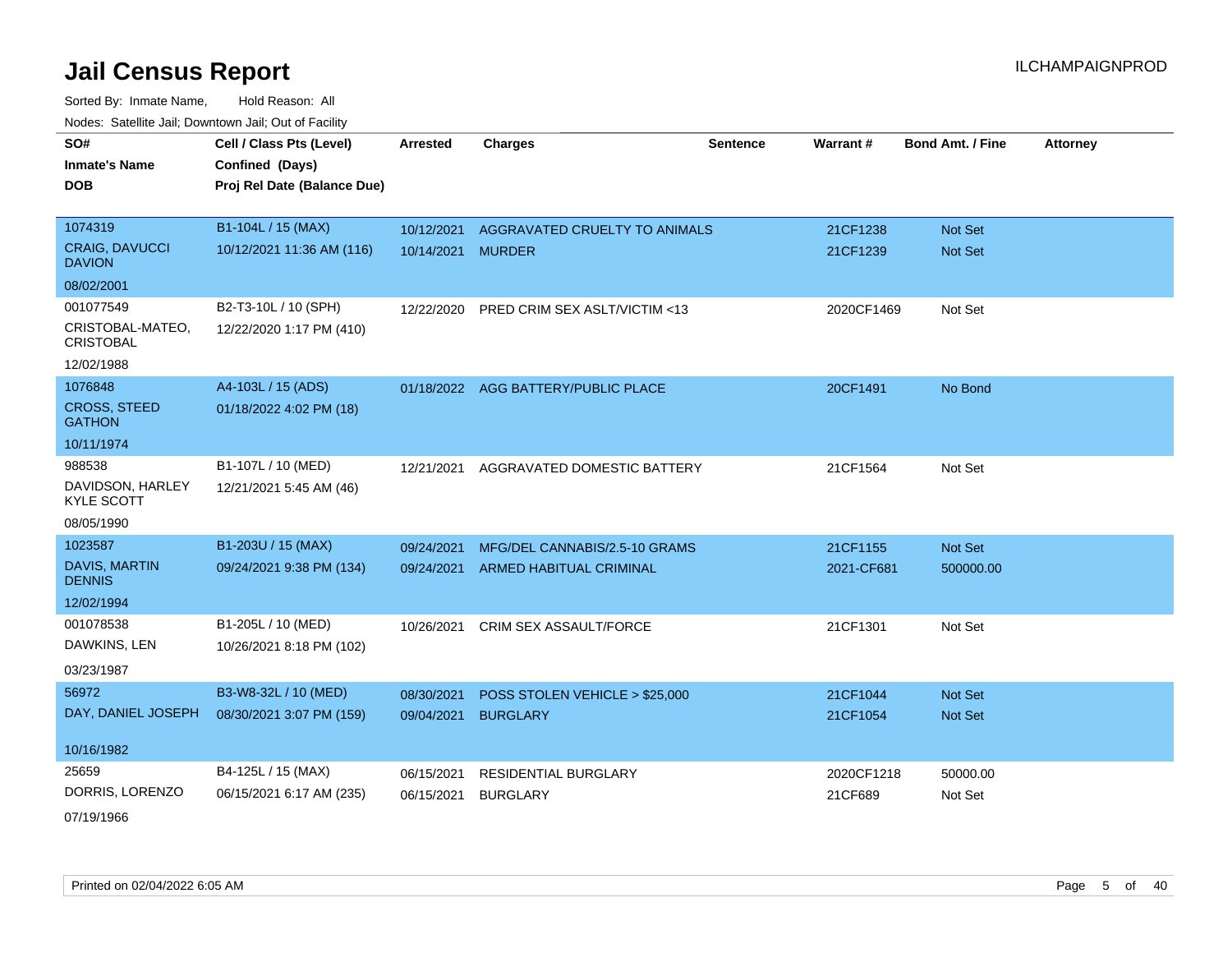# Jail Census Report

Sorted By: Inmate Name, Hold Reason: All

Nodes: Satellite Jail; Downtown Jail; Out of Facility

| SO# / Inmate's Name / DOB | Cell / Class Pts (Level) / Confined (Days) / Proj Rel Date (Balance Due) | Arrested | Charges | Sentence | Warrant # | Bond Amt. / Fine | Attorney |
|---|---|---|---|---|---|---|---|
| 1074319<br>CRAIG, DAVUCCI DAVION<br>08/02/2001 | B1-104L / 15 (MAX)<br>10/12/2021 11:36 AM (116) | 10/12/2021<br>10/14/2021 | AGGRAVATED CRUELTY TO ANIMALS<br>MURDER | | 21CF1238<br>21CF1239 | Not Set<br>Not Set | |
| 001077549<br>CRISTOBAL-MATEO, CRISTOBAL<br>12/02/1988 | B2-T3-10L / 10 (SPH)<br>12/22/2020 1:17 PM (410) | 12/22/2020 | PRED CRIM SEX ASLT/VICTIM <13 | | 2020CF1469 | Not Set | |
| 1076848<br>CROSS, STEED GATHON<br>10/11/1974 | A4-103L / 15 (ADS)<br>01/18/2022 4:02 PM (18) | 01/18/2022 | AGG BATTERY/PUBLIC PLACE | | 20CF1491 | No Bond | |
| 988538<br>DAVIDSON, HARLEY KYLE SCOTT<br>08/05/1990 | B1-107L / 10 (MED)<br>12/21/2021 5:45 AM (46) | 12/21/2021 | AGGRAVATED DOMESTIC BATTERY | | 21CF1564 | Not Set | |
| 1023587<br>DAVIS, MARTIN DENNIS<br>12/02/1994 | B1-203U / 15 (MAX)<br>09/24/2021 9:38 PM (134) | 09/24/2021<br>09/24/2021 | MFG/DEL CANNABIS/2.5-10 GRAMS<br>ARMED HABITUAL CRIMINAL | | 21CF1155<br>2021-CF681 | Not Set<br>500000.00 | |
| 001078538<br>DAWKINS, LEN<br>03/23/1987 | B1-205L / 10 (MED)<br>10/26/2021 8:18 PM (102) | 10/26/2021 | CRIM SEX ASSAULT/FORCE | | 21CF1301 | Not Set | |
| 56972<br>DAY, DANIEL JOSEPH<br>10/16/1982 | B3-W8-32L / 10 (MED)<br>08/30/2021 3:07 PM (159) | 08/30/2021<br>09/04/2021 | POSS STOLEN VEHICLE > $25,000<br>BURGLARY | | 21CF1044<br>21CF1054 | Not Set<br>Not Set | |
| 25659<br>DORRIS, LORENZO<br>07/19/1966 | B4-125L / 15 (MAX)<br>06/15/2021 6:17 AM (235) | 06/15/2021<br>06/15/2021 | RESIDENTIAL BURGLARY<br>BURGLARY | | 2020CF1218<br>21CF689 | 50000.00<br>Not Set | |

Printed on 02/04/2022 6:05 AM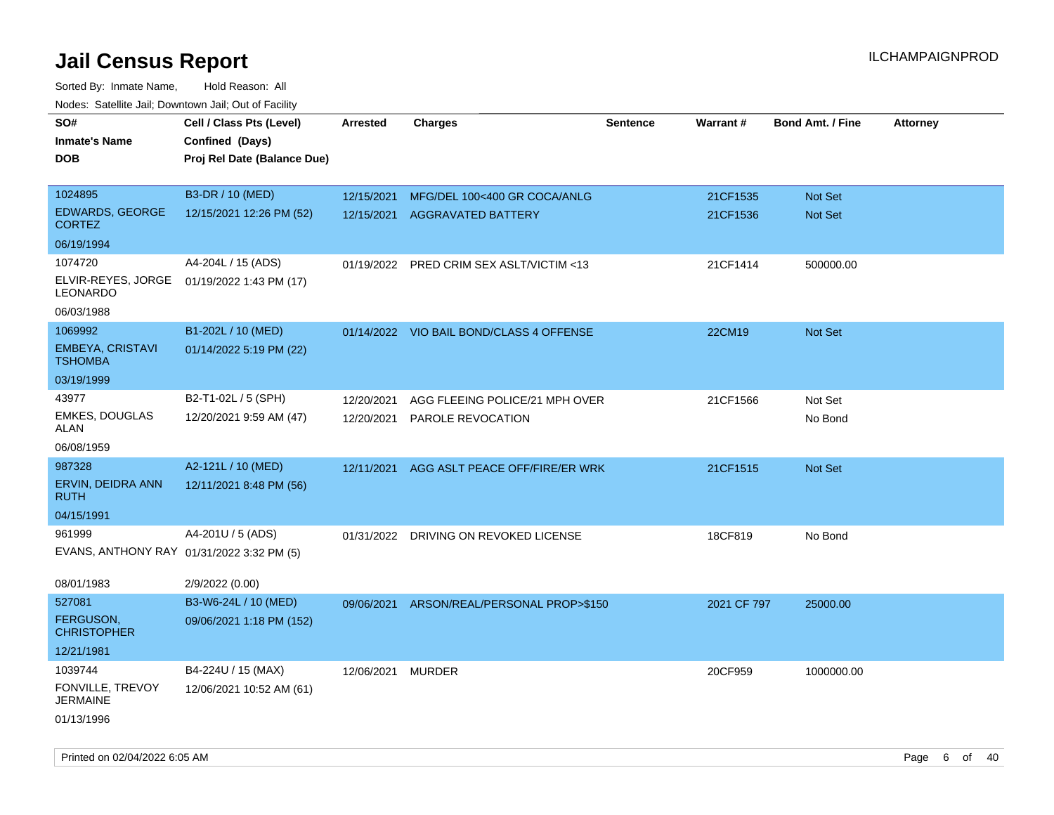# Jail Census Report

Sorted By: Inmate Name, Hold Reason: All

Nodes: Satellite Jail; Downtown Jail; Out of Facility

| SO# / Inmate's Name / DOB | Cell / Class Pts (Level) / Confined (Days) / Proj Rel Date (Balance Due) | Arrested | Charges | Sentence | Warrant # | Bond Amt. / Fine | Attorney |
|---|---|---|---|---|---|---|---|
| 1024895 EDWARDS, GEORGE CORTEZ 06/19/1994 | B3-DR / 10 (MED) 12/15/2021 12:26 PM (52) | 12/15/2021 | MFG/DEL 100<400 GR COCA/ANLG | | 21CF1535 | Not Set | |
| | | 12/15/2021 | AGGRAVATED BATTERY | | 21CF1536 | Not Set | |
| 1074720 ELVIR-REYES, JORGE LEONARDO 06/03/1988 | A4-204L / 15 (ADS) 01/19/2022 1:43 PM (17) | 01/19/2022 | PRED CRIM SEX ASLT/VICTIM <13 | | 21CF1414 | 500000.00 | |
| 1069992 EMBEYA, CRISTAVI TSHOMBA 03/19/1999 | B1-202L / 10 (MED) 01/14/2022 5:19 PM (22) | 01/14/2022 | VIO BAIL BOND/CLASS 4 OFFENSE | | 22CM19 | Not Set | |
| 43977 EMKES, DOUGLAS ALAN 06/08/1959 | B2-T1-02L / 5 (SPH) 12/20/2021 9:59 AM (47) | 12/20/2021 | AGG FLEEING POLICE/21 MPH OVER | | 21CF1566 | Not Set | |
| | | 12/20/2021 | PAROLE REVOCATION | | | No Bond | |
| 987328 ERVIN, DEIDRA ANN RUTH 04/15/1991 | A2-121L / 10 (MED) 12/11/2021 8:48 PM (56) | 12/11/2021 | AGG ASLT PEACE OFF/FIRE/ER WRK | | 21CF1515 | Not Set | |
| 961999 EVANS, ANTHONY RAY 08/01/1983 | A4-201U / 5 (ADS) 01/31/2022 3:32 PM (5) 2/9/2022 (0.00) | 01/31/2022 | DRIVING ON REVOKED LICENSE | | 18CF819 | No Bond | |
| 527081 FERGUSON, CHRISTOPHER 12/21/1981 | B3-W6-24L / 10 (MED) 09/06/2021 1:18 PM (152) | 09/06/2021 | ARSON/REAL/PERSONAL PROP>$150 | | 2021 CF 797 | 25000.00 | |
| 1039744 FONVILLE, TREVOY JERMAINE 01/13/1996 | B4-224U / 15 (MAX) 12/06/2021 10:52 AM (61) | 12/06/2021 | MURDER | | 20CF959 | 1000000.00 | |

Printed on 02/04/2022 6:05 AM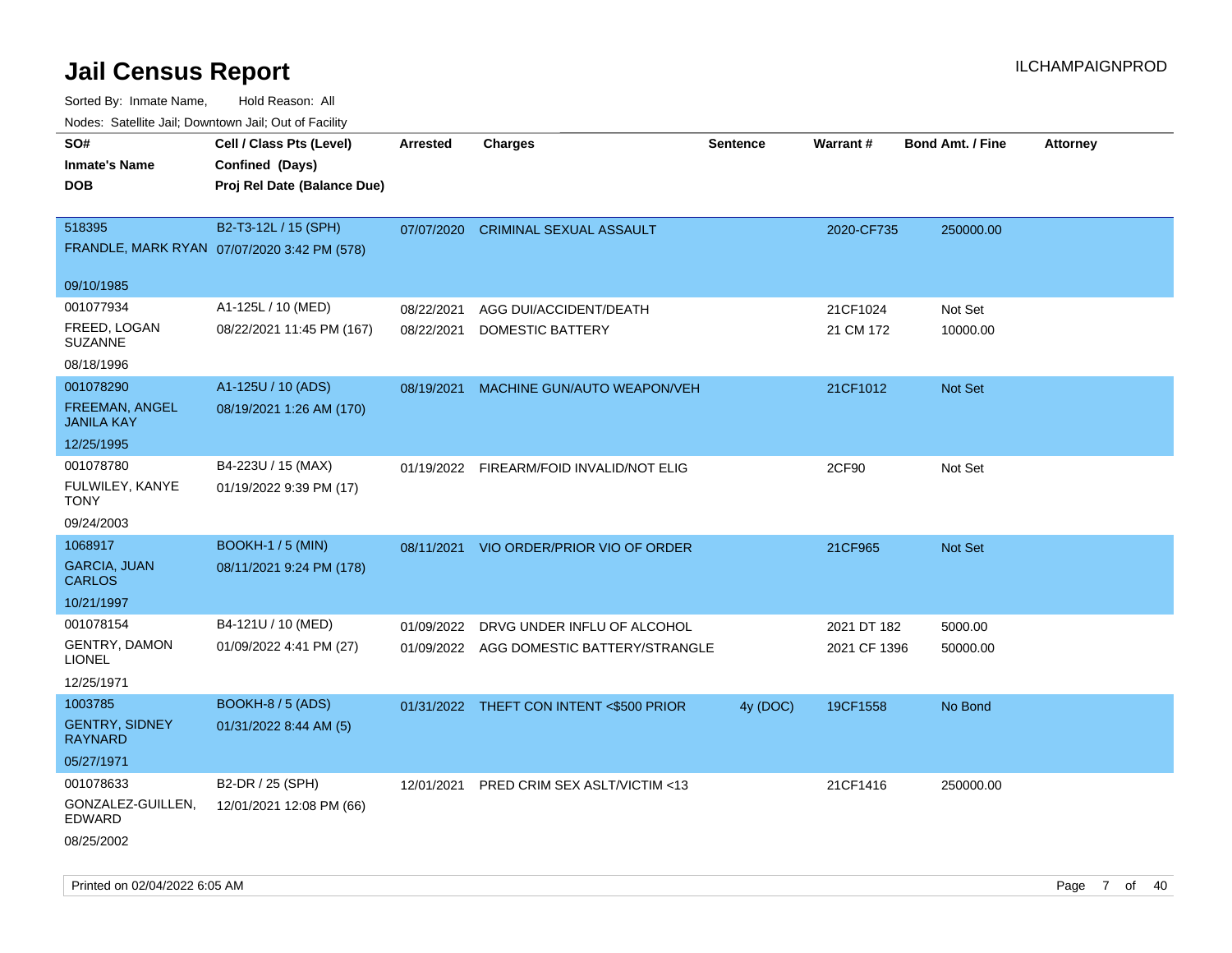# Jail Census Report

Sorted By: Inmate Name, Hold Reason: All

Nodes: Satellite Jail; Downtown Jail; Out of Facility

| SO# / Inmate's Name / DOB | Cell / Class Pts (Level) / Confined (Days) / Proj Rel Date (Balance Due) | Arrested | Charges | Sentence | Warrant # | Bond Amt. / Fine | Attorney |
|---|---|---|---|---|---|---|---|
| 518395<br>FRANDLE, MARK RYAN<br>09/10/1985 | B2-T3-12L / 15 (SPH)<br>07/07/2020 3:42 PM (578) | 07/07/2020 | CRIMINAL SEXUAL ASSAULT | | 2020-CF735 | 250000.00 | |
| 001077934<br>FREED, LOGAN SUZANNE<br>08/18/1996 | A1-125L / 10 (MED)<br>08/22/2021 11:45 PM (167) | 08/22/2021<br>08/22/2021 | AGG DUI/ACCIDENT/DEATH<br>DOMESTIC BATTERY | | 21CF1024<br>21 CM 172 | Not Set<br>10000.00 | |
| 001078290<br>FREEMAN, ANGEL JANILA KAY<br>12/25/1995 | A1-125U / 10 (ADS)<br>08/19/2021 1:26 AM (170) | 08/19/2021 | MACHINE GUN/AUTO WEAPON/VEH | | 21CF1012 | Not Set | |
| 001078780<br>FULWILEY, KANYE TONY<br>09/24/2003 | B4-223U / 15 (MAX)<br>01/19/2022 9:39 PM (17) | 01/19/2022 | FIREARM/FOID INVALID/NOT ELIG | | 2CF90 | Not Set | |
| 1068917<br>GARCIA, JUAN CARLOS<br>10/21/1997 | BOOKH-1 / 5 (MIN)<br>08/11/2021 9:24 PM (178) | 08/11/2021 | VIO ORDER/PRIOR VIO OF ORDER | | 21CF965 | Not Set | |
| 001078154<br>GENTRY, DAMON LIONEL<br>12/25/1971 | B4-121U / 10 (MED)<br>01/09/2022 4:41 PM (27) | 01/09/2022<br>01/09/2022 | DRVG UNDER INFLU OF ALCOHOL<br>AGG DOMESTIC BATTERY/STRANGLE | | 2021 DT 182<br>2021 CF 1396 | 5000.00<br>50000.00 | |
| 1003785<br>GENTRY, SIDNEY RAYNARD<br>05/27/1971 | BOOKH-8 / 5 (ADS)<br>01/31/2022 8:44 AM (5) | 01/31/2022 | THEFT CON INTENT <$500 PRIOR | 4y (DOC) | 19CF1558 | No Bond | |
| 001078633<br>GONZALEZ-GUILLEN, EDWARD<br>08/25/2002 | B2-DR / 25 (SPH)<br>12/01/2021 12:08 PM (66) | 12/01/2021 | PRED CRIM SEX ASLT/VICTIM <13 | | 21CF1416 | 250000.00 | |

Printed on 02/04/2022 6:05 AM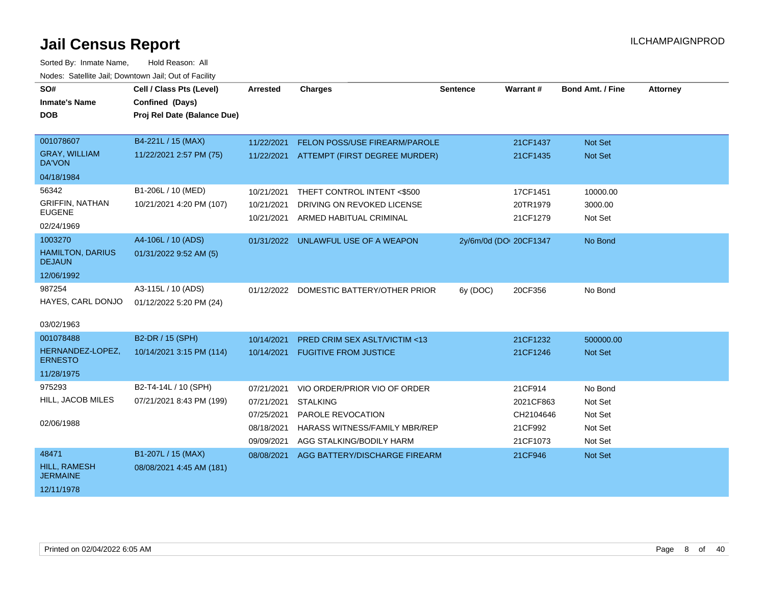# Jail Census Report

ILCHAMPAIGNPROD

Sorted By: Inmate Name, Hold Reason: All

Nodes: Satellite Jail; Downtown Jail; Out of Facility

| SO# / Inmate's Name / DOB | Cell / Class Pts (Level) / Confined (Days) / Proj Rel Date (Balance Due) | Arrested | Charges | Sentence | Warrant # | Bond Amt. / Fine | Attorney |
|---|---|---|---|---|---|---|---|
| 001078607 GRAY, WILLIAM DA'VON 04/18/1984 | B4-221L / 15 (MAX) 11/22/2021 2:57 PM (75) | 11/22/2021 | FELON POSS/USE FIREARM/PAROLE | | 21CF1437 | Not Set | |
| | | 11/22/2021 | ATTEMPT (FIRST DEGREE MURDER) | | 21CF1435 | Not Set | |
| 56342 GRIFFIN, NATHAN EUGENE 02/24/1969 | B1-206L / 10 (MED) 10/21/2021 4:20 PM (107) | 10/21/2021 | THEFT CONTROL INTENT <$500 | | 17CF1451 | 10000.00 | |
| | | 10/21/2021 | DRIVING ON REVOKED LICENSE | | 20TR1979 | 3000.00 | |
| | | 10/21/2021 | ARMED HABITUAL CRIMINAL | | 21CF1279 | Not Set | |
| 1003270 HAMILTON, DARIUS DEJAUN 12/06/1992 | A4-106L / 10 (ADS) 01/31/2022 9:52 AM (5) | 01/31/2022 | UNLAWFUL USE OF A WEAPON | 2y/6m/0d (DO | 20CF1347 | No Bond | |
| 987254 HAYES, CARL DONJO 03/02/1963 | A3-115L / 10 (ADS) 01/12/2022 5:20 PM (24) | 01/12/2022 | DOMESTIC BATTERY/OTHER PRIOR | 6y (DOC) | 20CF356 | No Bond | |
| 001078488 HERNANDEZ-LOPEZ, ERNESTO 11/28/1975 | B2-DR / 15 (SPH) 10/14/2021 3:15 PM (114) | 10/14/2021 | PRED CRIM SEX ASLT/VICTIM <13 | | 21CF1232 | 500000.00 | |
| | | 10/14/2021 | FUGITIVE FROM JUSTICE | | 21CF1246 | Not Set | |
| 975293 HILL, JACOB MILES 02/06/1988 | B2-T4-14L / 10 (SPH) 07/21/2021 8:43 PM (199) | 07/21/2021 | VIO ORDER/PRIOR VIO OF ORDER | | 21CF914 | No Bond | |
| | | 07/21/2021 | STALKING | | 2021CF863 | Not Set | |
| | | 07/25/2021 | PAROLE REVOCATION | | CH2104646 | Not Set | |
| | | 08/18/2021 | HARASS WITNESS/FAMILY MBR/REP | | 21CF992 | Not Set | |
| | | 09/09/2021 | AGG STALKING/BODILY HARM | | 21CF1073 | Not Set | |
| 48471 HILL, RAMESH JERMAINE 12/11/1978 | B1-207L / 15 (MAX) 08/08/2021 4:45 AM (181) | 08/08/2021 | AGG BATTERY/DISCHARGE FIREARM | | 21CF946 | Not Set | |

Printed on 02/04/2022 6:05 AM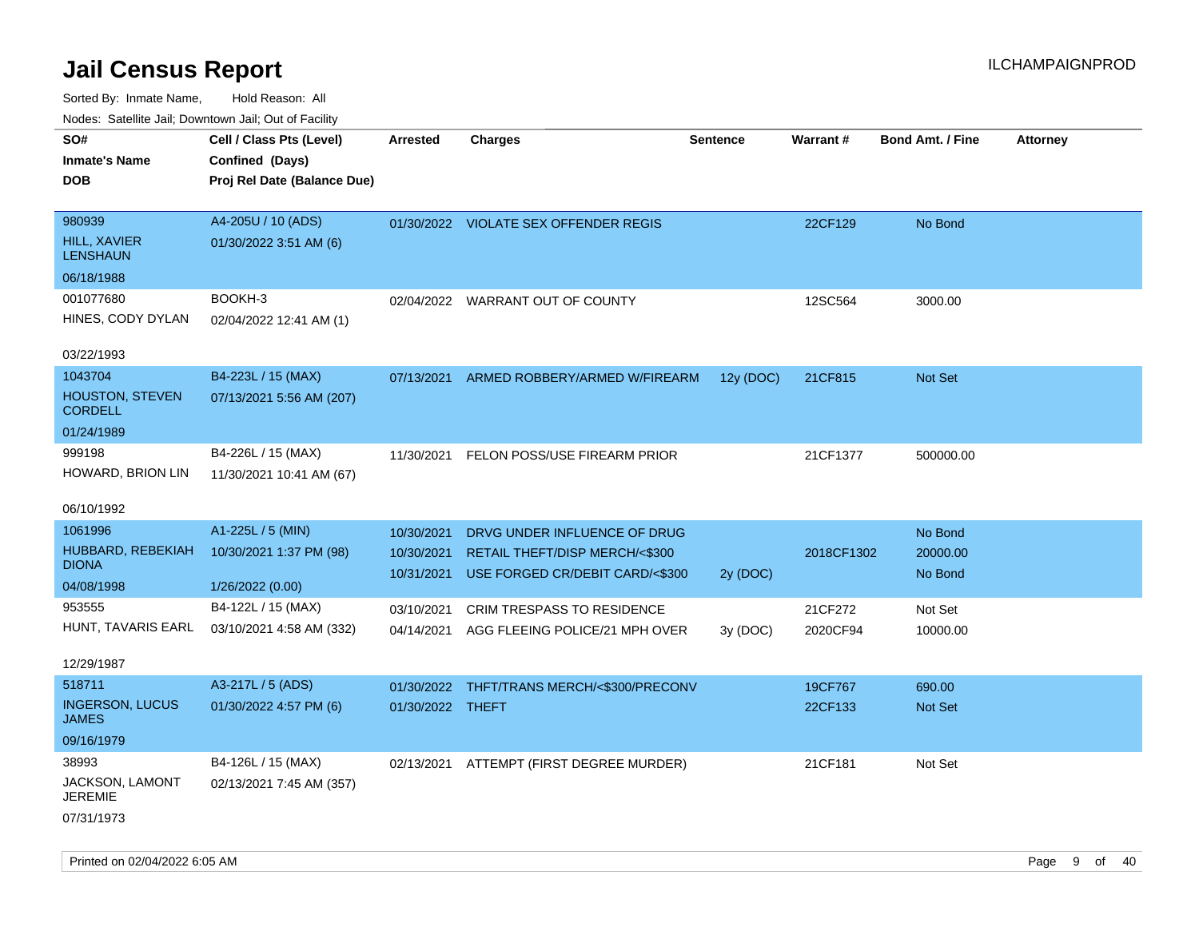# Jail Census Report

ILCHAMPAIGNPROD

Sorted By: Inmate Name, Hold Reason: All

Nodes: Satellite Jail; Downtown Jail; Out of Facility

| SO# / Inmate's Name / DOB | Cell / Class Pts (Level) / Confined (Days) / Proj Rel Date (Balance Due) | Arrested | Charges | Sentence | Warrant # | Bond Amt. / Fine | Attorney |
|---|---|---|---|---|---|---|---|
| 980939<br>HILL, XAVIER LENSHAUN<br>06/18/1988 | A4-205U / 10 (ADS)<br>01/30/2022 3:51 AM (6) | 01/30/2022 | VIOLATE SEX OFFENDER REGIS | | 22CF129 | No Bond | |
| 001077680<br>HINES, CODY DYLAN<br>03/22/1993 | BOOKH-3<br>02/04/2022 12:41 AM (1) | 02/04/2022 | WARRANT OUT OF COUNTY | | 12SC564 | 3000.00 | |
| 1043704<br>HOUSTON, STEVEN CORDELL<br>01/24/1989 | B4-223L / 15 (MAX)<br>07/13/2021 5:56 AM (207) | 07/13/2021 | ARMED ROBBERY/ARMED W/FIREARM | 12y (DOC) | 21CF815 | Not Set | |
| 999198<br>HOWARD, BRION LIN<br>06/10/1992 | B4-226L / 15 (MAX)<br>11/30/2021 10:41 AM (67) | 11/30/2021 | FELON POSS/USE FIREARM PRIOR | | 21CF1377 | 500000.00 | |
| 1061996<br>HUBBARD, REBEKIAH DIONA<br>04/08/1998 | A1-225L / 5 (MIN)<br>10/30/2021 1:37 PM (98)<br>1/26/2022 (0.00) | 10/30/2021<br>10/30/2021<br>10/31/2021 | DRVG UNDER INFLUENCE OF DRUG<br>RETAIL THEFT/DISP MERCH/<$300<br>USE FORGED CR/DEBIT CARD/<$300 | <br><br>2y (DOC) | <br>2018CF1302<br> | No Bond<br>20000.00<br>No Bond | |
| 953555<br>HUNT, TAVARIS EARL<br>12/29/1987 | B4-122L / 15 (MAX)<br>03/10/2021 4:58 AM (332) | 03/10/2021<br>04/14/2021 | CRIM TRESPASS TO RESIDENCE<br>AGG FLEEING POLICE/21 MPH OVER | <br>3y (DOC) | 21CF272<br>2020CF94 | Not Set<br>10000.00 | |
| 518711<br>INGERSON, LUCUS JAMES<br>09/16/1979 | A3-217L / 5 (ADS)<br>01/30/2022 4:57 PM (6) | 01/30/2022<br>01/30/2022 | THFT/TRANS MERCH/<$300/PRECONV<br>THEFT | | 19CF767<br>22CF133 | 690.00<br>Not Set | |
| 38993<br>JACKSON, LAMONT JEREMIE<br>07/31/1973 | B4-126L / 15 (MAX)<br>02/13/2021 7:45 AM (357) | 02/13/2021 | ATTEMPT (FIRST DEGREE MURDER) | | 21CF181 | Not Set | |

Printed on 02/04/2022 6:05 AM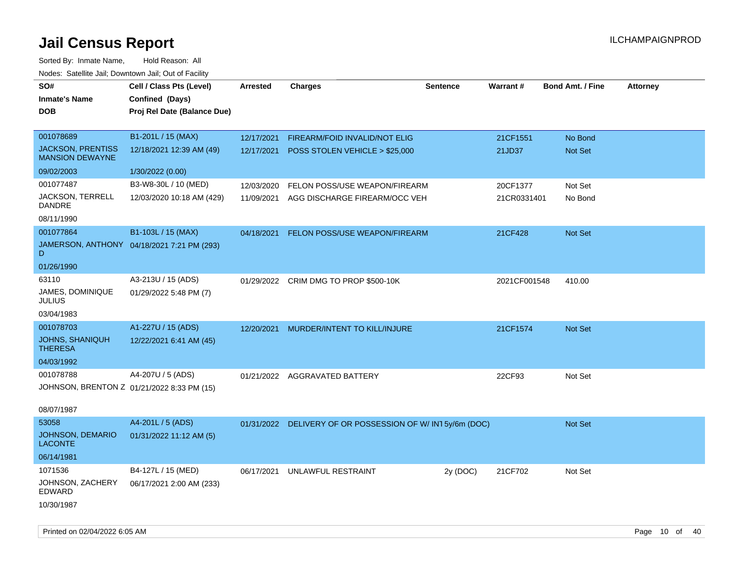# Jail Census Report

ILCHAMPAIGNPROD

Sorted By: Inmate Name, Hold Reason: All

Nodes: Satellite Jail; Downtown Jail; Out of Facility

| SO# / Inmate's Name / DOB | Cell / Class Pts (Level) / Confined (Days) / Proj Rel Date (Balance Due) | Arrested | Charges | Sentence | Warrant # | Bond Amt. / Fine | Attorney |
|---|---|---|---|---|---|---|---|
| 001078689 JACKSON, PRENTISS MANSION DEWAYNE 09/02/2003 | B1-201L / 15 (MAX) 12/18/2021 12:39 AM (49) 1/30/2022 (0.00) | 12/17/2021 | FIREARM/FOID INVALID/NOT ELIG | | 21CF1551 | No Bond | |
| | | 12/17/2021 | POSS STOLEN VEHICLE > $25,000 | | 21JD37 | Not Set | |
| 001077487 JACKSON, TERRELL DANDRE 08/11/1990 | B3-W8-30L / 10 (MED) 12/03/2020 10:18 AM (429) | 12/03/2020 | FELON POSS/USE WEAPON/FIREARM | | 20CF1377 | Not Set | |
| | | 11/09/2021 | AGG DISCHARGE FIREARM/OCC VEH | | 21CR0331401 | No Bond | |
| 001077864 JAMERSON, ANTHONY D 01/26/1990 | B1-103L / 15 (MAX) 04/18/2021 7:21 PM (293) | 04/18/2021 | FELON POSS/USE WEAPON/FIREARM | | 21CF428 | Not Set | |
| 63110 JAMES, DOMINIQUE JULIUS 03/04/1983 | A3-213U / 15 (ADS) 01/29/2022 5:48 PM (7) | 01/29/2022 | CRIM DMG TO PROP $500-10K | | 2021CF001548 | 410.00 | |
| 001078703 JOHNS, SHANIQUH THERESA 04/03/1992 | A1-227U / 15 (ADS) 12/22/2021 6:41 AM (45) | 12/20/2021 | MURDER/INTENT TO KILL/INJURE | | 21CF1574 | Not Set | |
| 001078788 JOHNSON, BRENTON Z 08/07/1987 | A4-207U / 5 (ADS) 01/21/2022 8:33 PM (15) | 01/21/2022 | AGGRAVATED BATTERY | | 22CF93 | Not Set | |
| 53058 JOHNSON, DEMARIO LACONTE 06/14/1981 | A4-201L / 5 (ADS) 01/31/2022 11:12 AM (5) | 01/31/2022 | DELIVERY OF OR POSSESSION OF W/ INT | 5y/6m (DOC) | | Not Set | |
| 1071536 JOHNSON, ZACHERY EDWARD 10/30/1987 | B4-127L / 15 (MED) 06/17/2021 2:00 AM (233) | 06/17/2021 | UNLAWFUL RESTRAINT | 2y (DOC) | 21CF702 | Not Set | |

Printed on 02/04/2022 6:05 AM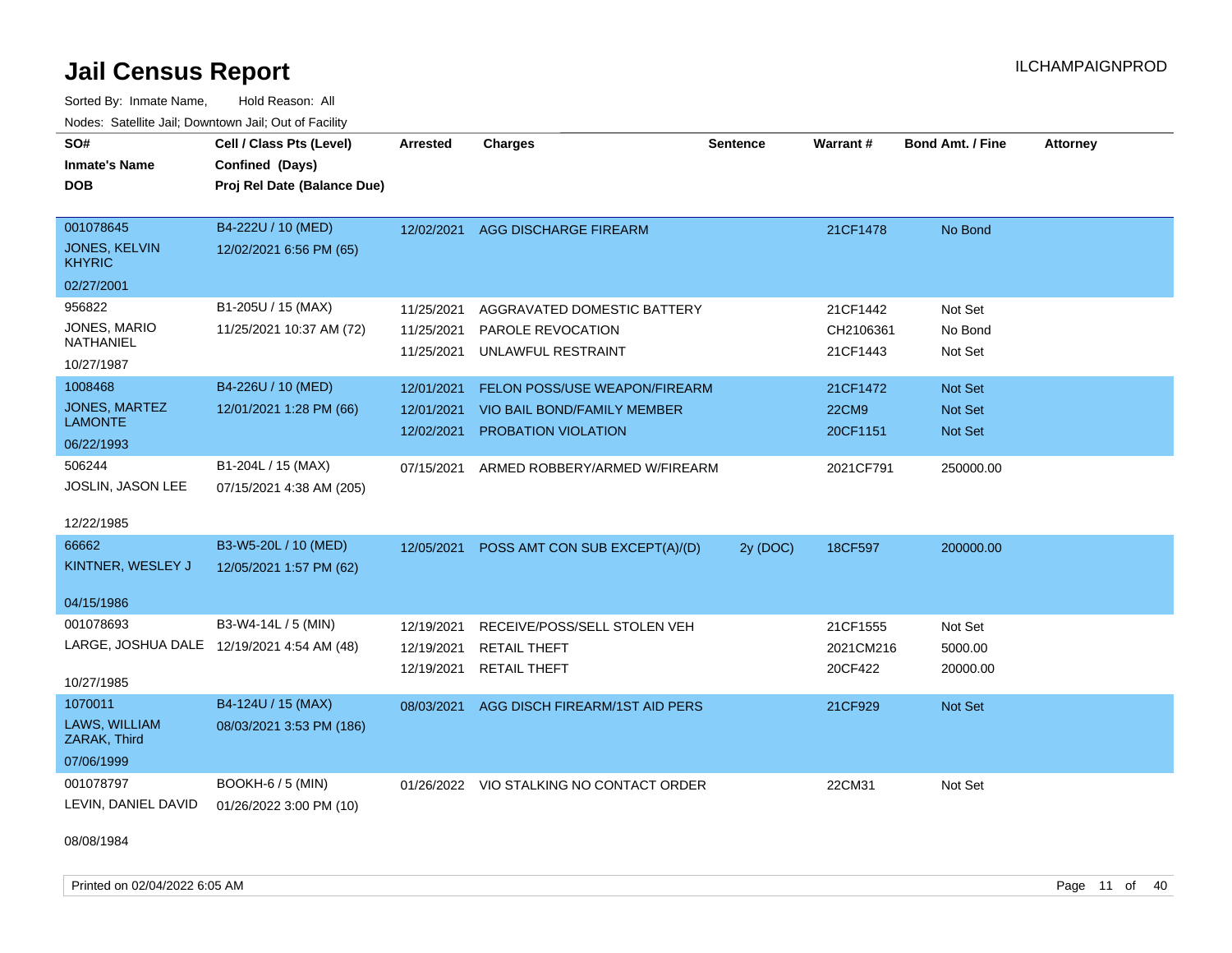# Jail Census Report

ILCHAMPAIGNPROD

Sorted By: Inmate Name, Hold Reason: All

Nodes: Satellite Jail; Downtown Jail; Out of Facility

| SO# / Inmate's Name / DOB | Cell / Class Pts (Level) / Confined (Days) / Proj Rel Date (Balance Due) | Arrested | Charges | Sentence | Warrant # | Bond Amt. / Fine | Attorney |
|---|---|---|---|---|---|---|---|
| 001078645<br>JONES, KELVIN KHYRIC<br>02/27/2001 | B4-222U / 10 (MED)<br>12/02/2021 6:56 PM (65) | 12/02/2021 | AGG DISCHARGE FIREARM | | 21CF1478 | No Bond | |
| 956822<br>JONES, MARIO NATHANIEL<br>10/27/1987 | B1-205U / 15 (MAX)<br>11/25/2021 10:37 AM (72) | 11/25/2021<br>11/25/2021<br>11/25/2021 | AGGRAVATED DOMESTIC BATTERY<br>PAROLE REVOCATION<br>UNLAWFUL RESTRAINT | | 21CF1442<br>CH2106361<br>21CF1443 | Not Set<br>No Bond<br>Not Set | |
| 1008468<br>JONES, MARTEZ LAMONTE<br>06/22/1993 | B4-226U / 10 (MED)<br>12/01/2021 1:28 PM (66) | 12/01/2021<br>12/01/2021<br>12/02/2021 | FELON POSS/USE WEAPON/FIREARM<br>VIO BAIL BOND/FAMILY MEMBER<br>PROBATION VIOLATION | | 21CF1472<br>22CM9<br>20CF1151 | Not Set<br>Not Set<br>Not Set | |
| 506244<br>JOSLIN, JASON LEE<br>12/22/1985 | B1-204L / 15 (MAX)<br>07/15/2021 4:38 AM (205) | 07/15/2021 | ARMED ROBBERY/ARMED W/FIREARM | | 2021CF791 | 250000.00 | |
| 66662<br>KINTNER, WESLEY J<br>04/15/1986 | B3-W5-20L / 10 (MED)<br>12/05/2021 1:57 PM (62) | 12/05/2021 | POSS AMT CON SUB EXCEPT(A)/(D) | 2y (DOC) | 18CF597 | 200000.00 | |
| 001078693<br>LARGE, JOSHUA DALE<br>10/27/1985 | B3-W4-14L / 5 (MIN)<br>12/19/2021 4:54 AM (48) | 12/19/2021<br>12/19/2021<br>12/19/2021 | RECEIVE/POSS/SELL STOLEN VEH<br>RETAIL THEFT<br>RETAIL THEFT | | 21CF1555<br>2021CM216<br>20CF422 | Not Set<br>5000.00<br>20000.00 | |
| 1070011<br>LAWS, WILLIAM ZARAK, Third<br>07/06/1999 | B4-124U / 15 (MAX)<br>08/03/2021 3:53 PM (186) | 08/03/2021 | AGG DISCH FIREARM/1ST AID PERS | | 21CF929 | Not Set | |
| 001078797<br>LEVIN, DANIEL DAVID<br>08/08/1984 | BOOKH-6 / 5 (MIN)<br>01/26/2022 3:00 PM (10) | 01/26/2022 | VIO STALKING NO CONTACT ORDER | | 22CM31 | Not Set | |

Printed on 02/04/2022 6:05 AM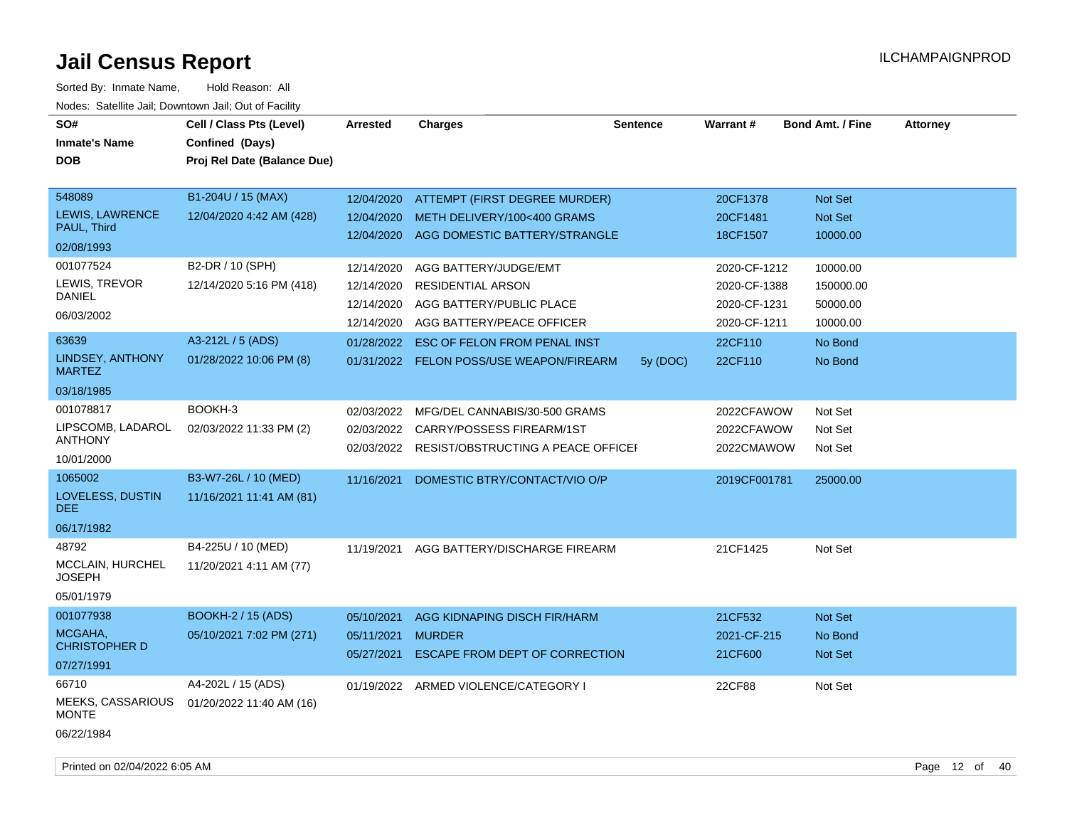# Jail Census Report

Sorted By: Inmate Name, Hold Reason: All

Nodes: Satellite Jail; Downtown Jail; Out of Facility

| SO# / Inmate's Name / DOB | Cell / Class Pts (Level) / Confined (Days) / Proj Rel Date (Balance Due) | Arrested | Charges | Sentence | Warrant # | Bond Amt. / Fine | Attorney |
|---|---|---|---|---|---|---|---|
| 548089 LEWIS, LAWRENCE PAUL, Third 02/08/1993 | B1-204U / 15 (MAX) 12/04/2020 4:42 AM (428) | 12/04/2020 | ATTEMPT (FIRST DEGREE MURDER) | | 20CF1378 | Not Set | |
| | | 12/04/2020 | METH DELIVERY/100<400 GRAMS | | 20CF1481 | Not Set | |
| | | 12/04/2020 | AGG DOMESTIC BATTERY/STRANGLE | | 18CF1507 | 10000.00 | |
| 001077524 LEWIS, TREVOR DANIEL 06/03/2002 | B2-DR / 10 (SPH) 12/14/2020 5:16 PM (418) | 12/14/2020 | AGG BATTERY/JUDGE/EMT | | 2020-CF-1212 | 10000.00 | |
| | | 12/14/2020 | RESIDENTIAL ARSON | | 2020-CF-1388 | 150000.00 | |
| | | 12/14/2020 | AGG BATTERY/PUBLIC PLACE | | 2020-CF-1231 | 50000.00 | |
| | | 12/14/2020 | AGG BATTERY/PEACE OFFICER | | 2020-CF-1211 | 10000.00 | |
| 63639 LINDSEY, ANTHONY MARTEZ 03/18/1985 | A3-212L / 5 (ADS) 01/28/2022 10:06 PM (8) | 01/28/2022 | ESC OF FELON FROM PENAL INST | | 22CF110 | No Bond | |
| | | 01/31/2022 | FELON POSS/USE WEAPON/FIREARM | 5y (DOC) | 22CF110 | No Bond | |
| 001078817 LIPSCOMB, LADAROL ANTHONY 10/01/2000 | BOOKH-3 02/03/2022 11:33 PM (2) | 02/03/2022 | MFG/DEL CANNABIS/30-500 GRAMS | | 2022CFAWOW | Not Set | |
| | | 02/03/2022 | CARRY/POSSESS FIREARM/1ST | | 2022CFAWOW | Not Set | |
| | | 02/03/2022 | RESIST/OBSTRUCTING A PEACE OFFICEI | | 2022CMAWOW | Not Set | |
| 1065002 LOVELESS, DUSTIN DEE 06/17/1982 | B3-W7-26L / 10 (MED) 11/16/2021 11:41 AM (81) | 11/16/2021 | DOMESTIC BTRY/CONTACT/VIO O/P | | 2019CF001781 | 25000.00 | |
| 48792 MCCLAIN, HURCHEL JOSEPH 05/01/1979 | B4-225U / 10 (MED) 11/20/2021 4:11 AM (77) | 11/19/2021 | AGG BATTERY/DISCHARGE FIREARM | | 21CF1425 | Not Set | |
| 001077938 MCGAHA, CHRISTOPHER D 07/27/1991 | BOOKH-2 / 15 (ADS) 05/10/2021 7:02 PM (271) | 05/10/2021 | AGG KIDNAPING DISCH FIR/HARM | | 21CF532 | Not Set | |
| | | 05/11/2021 | MURDER | | 2021-CF-215 | No Bond | |
| | | 05/27/2021 | ESCAPE FROM DEPT OF CORRECTION | | 21CF600 | Not Set | |
| 66710 MEEKS, CASSARIOUS MONTE 06/22/1984 | A4-202L / 15 (ADS) 01/20/2022 11:40 AM (16) | 01/19/2022 | ARMED VIOLENCE/CATEGORY I | | 22CF88 | Not Set | |

Printed on 02/04/2022 6:05 AM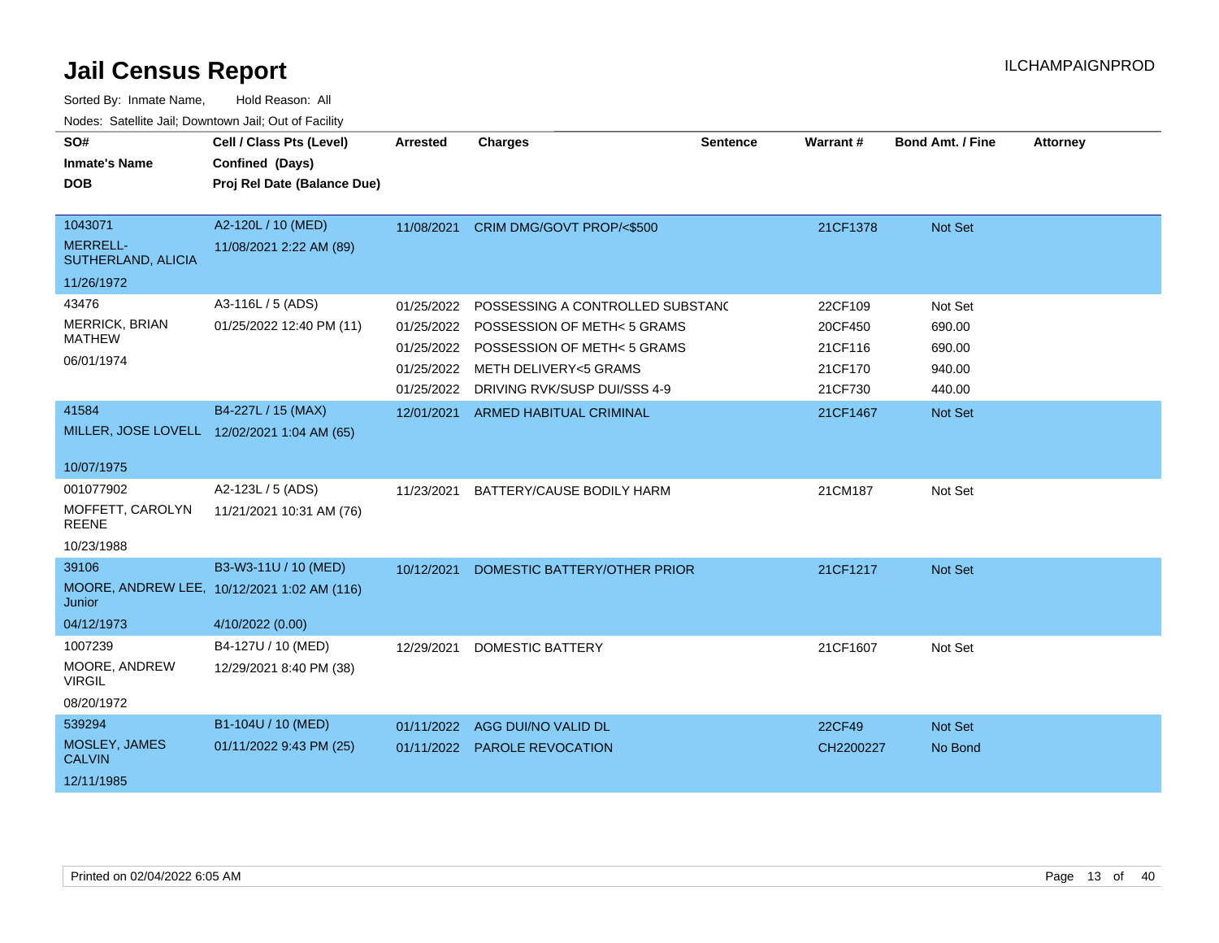# Jail Census Report

ILCHAMPAIGNPROD

Sorted By: Inmate Name, Hold Reason: All

Nodes: Satellite Jail; Downtown Jail; Out of Facility

| SO# / Inmate's Name / DOB | Cell / Class Pts (Level) / Confined (Days) / Proj Rel Date (Balance Due) | Arrested | Charges | Sentence | Warrant # | Bond Amt. / Fine | Attorney |
|---|---|---|---|---|---|---|---|
| 1043071<br>MERRELL-SUTHERLAND, ALICIA<br>11/26/1972 | A2-120L / 10 (MED)<br>11/08/2021 2:22 AM (89) | 11/08/2021 | CRIM DMG/GOVT PROP/<$500 | | 21CF1378 | Not Set | |
| 43476<br>MERRICK, BRIAN MATHEW<br>06/01/1974 | A3-116L / 5 (ADS)<br>01/25/2022 12:40 PM (11) | 01/25/2022 | POSSESSING A CONTROLLED SUBSTANC | | 22CF109 | Not Set | |
| | | 01/25/2022 | POSSESSION OF METH< 5 GRAMS | | 20CF450 | 690.00 | |
| | | 01/25/2022 | POSSESSION OF METH< 5 GRAMS | | 21CF116 | 690.00 | |
| | | 01/25/2022 | METH DELIVERY<5 GRAMS | | 21CF170 | 940.00 | |
| | | 01/25/2022 | DRIVING RVK/SUSP DUI/SSS 4-9 | | 21CF730 | 440.00 | |
| 41584<br>MILLER, JOSE LOVELL<br>10/07/1975 | B4-227L / 15 (MAX)<br>12/02/2021 1:04 AM (65) | 12/01/2021 | ARMED HABITUAL CRIMINAL | | 21CF1467 | Not Set | |
| 001077902<br>MOFFETT, CAROLYN REENE<br>10/23/1988 | A2-123L / 5 (ADS)<br>11/21/2021 10:31 AM (76) | 11/23/2021 | BATTERY/CAUSE BODILY HARM | | 21CM187 | Not Set | |
| 39106<br>MOORE, ANDREW LEE, Junior<br>04/12/1973 | B3-W3-11U / 10 (MED)<br>10/12/2021 1:02 AM (116)<br>4/10/2022 (0.00) | 10/12/2021 | DOMESTIC BATTERY/OTHER PRIOR | | 21CF1217 | Not Set | |
| 1007239<br>MOORE, ANDREW VIRGIL<br>08/20/1972 | B4-127U / 10 (MED)<br>12/29/2021 8:40 PM (38) | 12/29/2021 | DOMESTIC BATTERY | | 21CF1607 | Not Set | |
| 539294<br>MOSLEY, JAMES CALVIN<br>12/11/1985 | B1-104U / 10 (MED)<br>01/11/2022 9:43 PM (25) | 01/11/2022 | AGG DUI/NO VALID DL | | 22CF49 | Not Set | |
| | | 01/11/2022 | PAROLE REVOCATION | | CH2200227 | No Bond | |

Printed on 02/04/2022 6:05 AM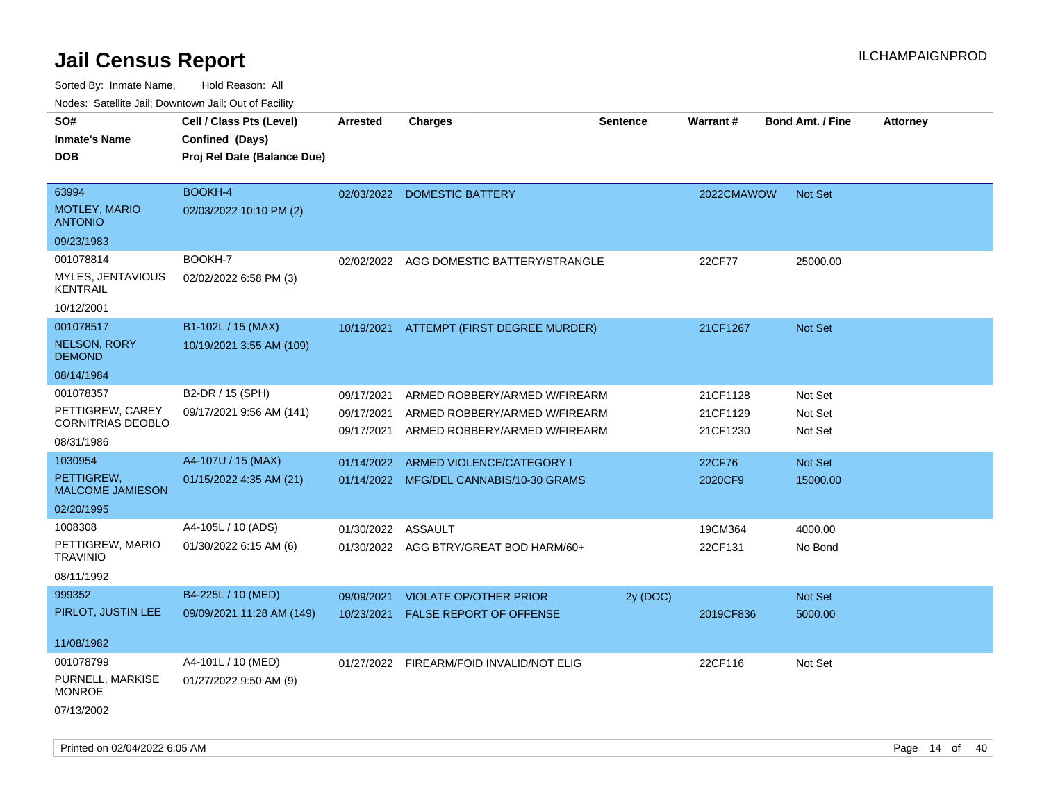# Jail Census Report

Sorted By: Inmate Name, Hold Reason: All

Nodes: Satellite Jail; Downtown Jail; Out of Facility

| SO# / Inmate's Name / DOB | Cell / Class Pts (Level) / Confined (Days) / Proj Rel Date (Balance Due) | Arrested | Charges | Sentence | Warrant # | Bond Amt. / Fine | Attorney |
|---|---|---|---|---|---|---|---|
| 63994<br>MOTLEY, MARIO ANTONIO<br>09/23/1983 | BOOKH-4<br>02/03/2022 10:10 PM (2) | 02/03/2022 | DOMESTIC BATTERY | | 2022CMAWOW | Not Set | |
| 001078814<br>MYLES, JENTAVIOUS KENTRAIL<br>10/12/2001 | BOOKH-7<br>02/02/2022 6:58 PM (3) | 02/02/2022 | AGG DOMESTIC BATTERY/STRANGLE | | 22CF77 | 25000.00 | |
| 001078517<br>NELSON, RORY DEMOND<br>08/14/1984 | B1-102L / 15 (MAX)<br>10/19/2021 3:55 AM (109) | 10/19/2021 | ATTEMPT (FIRST DEGREE MURDER) | | 21CF1267 | Not Set | |
| 001078357<br>PETTIGREW, CAREY CORNITRIAS DEOBLO<br>08/31/1986 | B2-DR / 15 (SPH)<br>09/17/2021 9:56 AM (141) | 09/17/2021<br>09/17/2021<br>09/17/2021 | ARMED ROBBERY/ARMED W/FIREARM<br>ARMED ROBBERY/ARMED W/FIREARM<br>ARMED ROBBERY/ARMED W/FIREARM | | 21CF1128<br>21CF1129<br>21CF1230 | Not Set<br>Not Set<br>Not Set | |
| 1030954<br>PETTIGREW, MALCOME JAMIESON<br>02/20/1995 | A4-107U / 15 (MAX)<br>01/15/2022 4:35 AM (21) | 01/14/2022<br>01/14/2022 | ARMED VIOLENCE/CATEGORY I<br>MFG/DEL CANNABIS/10-30 GRAMS | | 22CF76<br>2020CF9 | Not Set<br>15000.00 | |
| 1008308<br>PETTIGREW, MARIO TRAVINIO<br>08/11/1992 | A4-105L / 10 (ADS)<br>01/30/2022 6:15 AM (6) | 01/30/2022<br>01/30/2022 | ASSAULT<br>AGG BTRY/GREAT BOD HARM/60+ | | 19CM364<br>22CF131 | 4000.00<br>No Bond | |
| 999352<br>PIRLOT, JUSTIN LEE<br>11/08/1982 | B4-225L / 10 (MED)<br>09/09/2021 11:28 AM (149) | 09/09/2021<br>10/23/2021 | VIOLATE OP/OTHER PRIOR<br>FALSE REPORT OF OFFENSE | 2y (DOC) | <br>2019CF836 | Not Set<br>5000.00 | |
| 001078799<br>PURNELL, MARKISE MONROE<br>07/13/2002 | A4-101L / 10 (MED)<br>01/27/2022 9:50 AM (9) | 01/27/2022 | FIREARM/FOID INVALID/NOT ELIG | | 22CF116 | Not Set | |

Printed on 02/04/2022 6:05 AM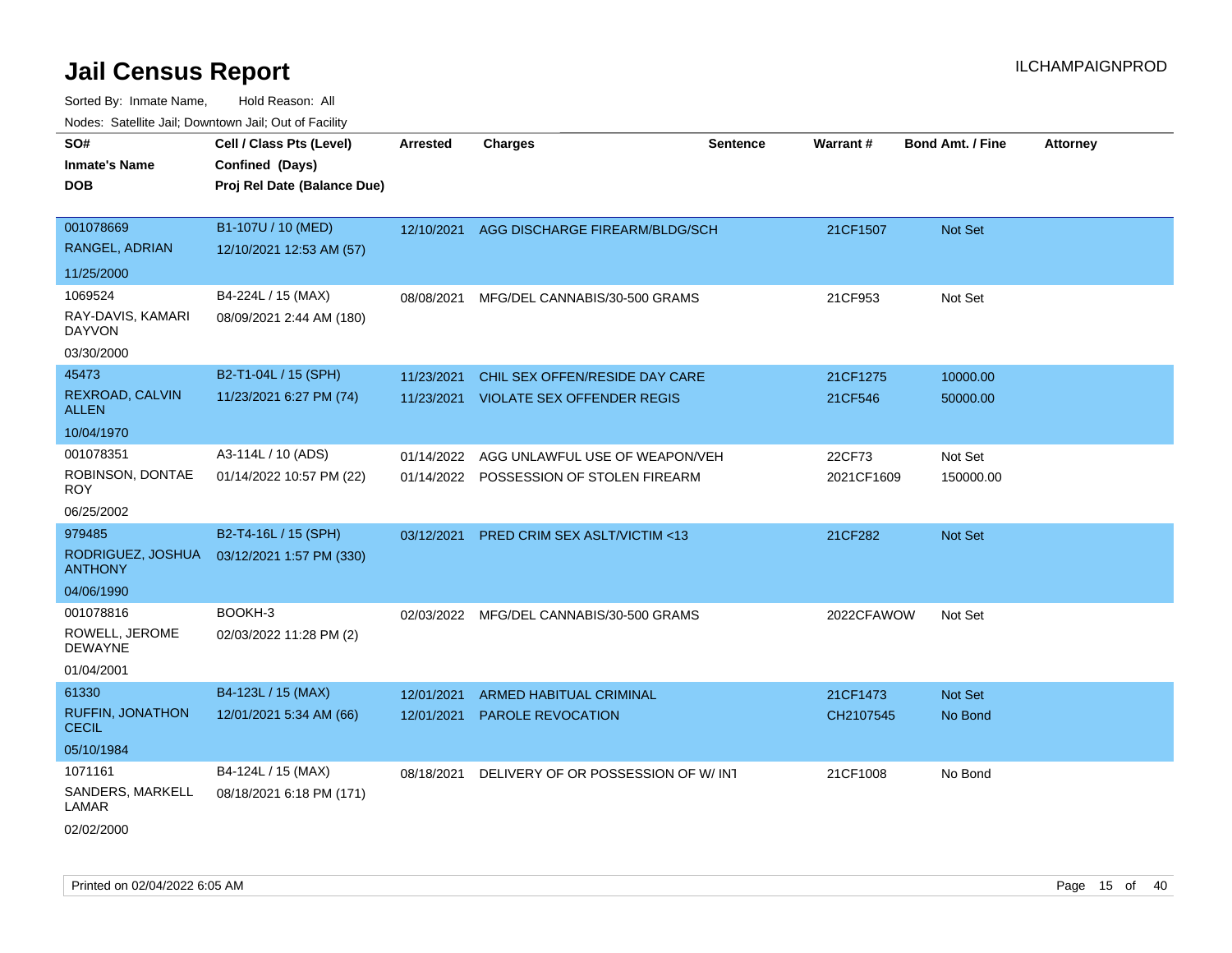# Jail Census Report

Sorted By: Inmate Name, Hold Reason: All

Nodes: Satellite Jail; Downtown Jail; Out of Facility

| SO# / Inmate's Name / DOB | Cell / Class Pts (Level) / Confined (Days) / Proj Rel Date (Balance Due) | Arrested | Charges | Sentence | Warrant # | Bond Amt. / Fine | Attorney |
|---|---|---|---|---|---|---|---|
| 001078669<br>RANGEL, ADRIAN<br>11/25/2000 | B1-107U / 10 (MED)<br>12/10/2021 12:53 AM (57) | 12/10/2021 | AGG DISCHARGE FIREARM/BLDG/SCH | | 21CF1507 | Not Set | |
| 1069524<br>RAY-DAVIS, KAMARI DAYVON<br>03/30/2000 | B4-224L / 15 (MAX)<br>08/09/2021 2:44 AM (180) | 08/08/2021 | MFG/DEL CANNABIS/30-500 GRAMS | | 21CF953 | Not Set | |
| 45473<br>REXROAD, CALVIN ALLEN<br>10/04/1970 | B2-T1-04L / 15 (SPH)<br>11/23/2021 6:27 PM (74) | 11/23/2021<br>11/23/2021 | CHIL SEX OFFEN/RESIDE DAY CARE<br>VIOLATE SEX OFFENDER REGIS | | 21CF1275<br>21CF546 | 10000.00<br>50000.00 | |
| 001078351<br>ROBINSON, DONTAE ROY<br>06/25/2002 | A3-114L / 10 (ADS)<br>01/14/2022 10:57 PM (22) | 01/14/2022<br>01/14/2022 | AGG UNLAWFUL USE OF WEAPON/VEH<br>POSSESSION OF STOLEN FIREARM | | 22CF73<br>2021CF1609 | Not Set<br>150000.00 | |
| 979485<br>RODRIGUEZ, JOSHUA ANTHONY<br>04/06/1990 | B2-T4-16L / 15 (SPH)<br>03/12/2021 1:57 PM (330) | 03/12/2021 | PRED CRIM SEX ASLT/VICTIM <13 | | 21CF282 | Not Set | |
| 001078816<br>ROWELL, JEROME DEWAYNE<br>01/04/2001 | BOOKH-3<br>02/03/2022 11:28 PM (2) | 02/03/2022 | MFG/DEL CANNABIS/30-500 GRAMS | | 2022CFAWOW | Not Set | |
| 61330<br>RUFFIN, JONATHON CECIL<br>05/10/1984 | B4-123L / 15 (MAX)<br>12/01/2021 5:34 AM (66) | 12/01/2021<br>12/01/2021 | ARMED HABITUAL CRIMINAL<br>PAROLE REVOCATION | | 21CF1473<br>CH2107545 | Not Set<br>No Bond | |
| 1071161<br>SANDERS, MARKELL LAMAR<br>02/02/2000 | B4-124L / 15 (MAX)<br>08/18/2021 6:18 PM (171) | 08/18/2021 | DELIVERY OF OR POSSESSION OF W/ INT | | 21CF1008 | No Bond | |

Printed on 02/04/2022 6:05 AM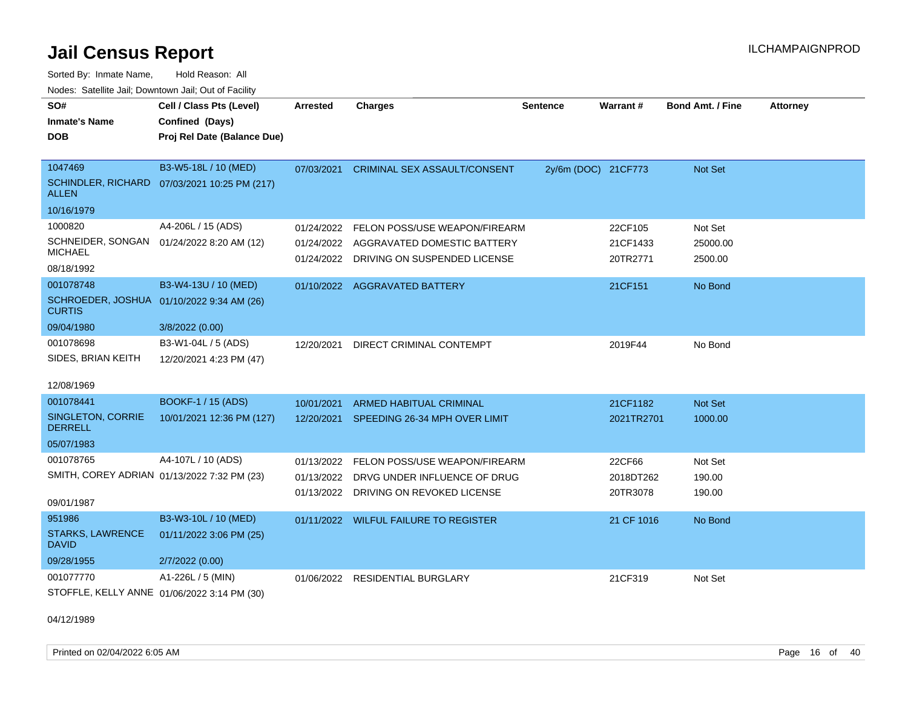# Jail Census Report

Sorted By: Inmate Name, Hold Reason: All

Nodes: Satellite Jail; Downtown Jail; Out of Facility

| SO# / Inmate's Name / DOB | Cell / Class Pts (Level) / Confined (Days) / Proj Rel Date (Balance Due) | Arrested | Charges | Sentence | Warrant # | Bond Amt. / Fine | Attorney |
|---|---|---|---|---|---|---|---|
| 1047469<br>SCHINDLER, RICHARD ALLEN<br>10/16/1979 | B3-W5-18L / 10 (MED)<br>07/03/2021 10:25 PM (217) | 07/03/2021 | CRIMINAL SEX ASSAULT/CONSENT | 2y/6m (DOC) | 21CF773 | Not Set | |
| 1000820<br>SCHNEIDER, SONGAN MICHAEL<br>08/18/1992 | A4-206L / 15 (ADS)<br>01/24/2022 8:20 AM (12) | 01/24/2022<br>01/24/2022<br>01/24/2022 | FELON POSS/USE WEAPON/FIREARM<br>AGGRAVATED DOMESTIC BATTERY<br>DRIVING ON SUSPENDED LICENSE | | 22CF105<br>21CF1433<br>20TR2771 | Not Set<br>25000.00<br>2500.00 | |
| 001078748<br>SCHROEDER, JOSHUA CURTIS<br>09/04/1980 | B3-W4-13U / 10 (MED)<br>01/10/2022 9:34 AM (26)<br>3/8/2022 (0.00) | 01/10/2022 | AGGRAVATED BATTERY | | 21CF151 | No Bond | |
| 001078698<br>SIDES, BRIAN KEITH<br>12/08/1969 | B3-W1-04L / 5 (ADS)<br>12/20/2021 4:23 PM (47) | 12/20/2021 | DIRECT CRIMINAL CONTEMPT | | 2019F44 | No Bond | |
| 001078441<br>SINGLETON, CORRIE DERRELL<br>05/07/1983 | BOOKF-1 / 15 (ADS)<br>10/01/2021 12:36 PM (127) | 10/01/2021<br>12/20/2021 | ARMED HABITUAL CRIMINAL<br>SPEEDING 26-34 MPH OVER LIMIT | | 21CF1182<br>2021TR2701 | Not Set<br>1000.00 | |
| 001078765<br>SMITH, COREY ADRIAN<br>09/01/1987 | A4-107L / 10 (ADS)<br>01/13/2022 7:32 PM (23) | 01/13/2022<br>01/13/2022<br>01/13/2022 | FELON POSS/USE WEAPON/FIREARM<br>DRVG UNDER INFLUENCE OF DRUG<br>DRIVING ON REVOKED LICENSE | | 22CF66<br>2018DT262<br>20TR3078 | Not Set<br>190.00<br>190.00 | |
| 951986<br>STARKS, LAWRENCE DAVID<br>09/28/1955 | B3-W3-10L / 10 (MED)<br>01/11/2022 3:06 PM (25)<br>2/7/2022 (0.00) | 01/11/2022 | WILFUL FAILURE TO REGISTER | | 21 CF 1016 | No Bond | |
| 001077770<br>STOFFLE, KELLY ANNE<br>04/12/1989 | A1-226L / 5 (MIN)<br>01/06/2022 3:14 PM (30) | 01/06/2022 | RESIDENTIAL BURGLARY | | 21CF319 | Not Set | |

Printed on 02/04/2022 6:05 AM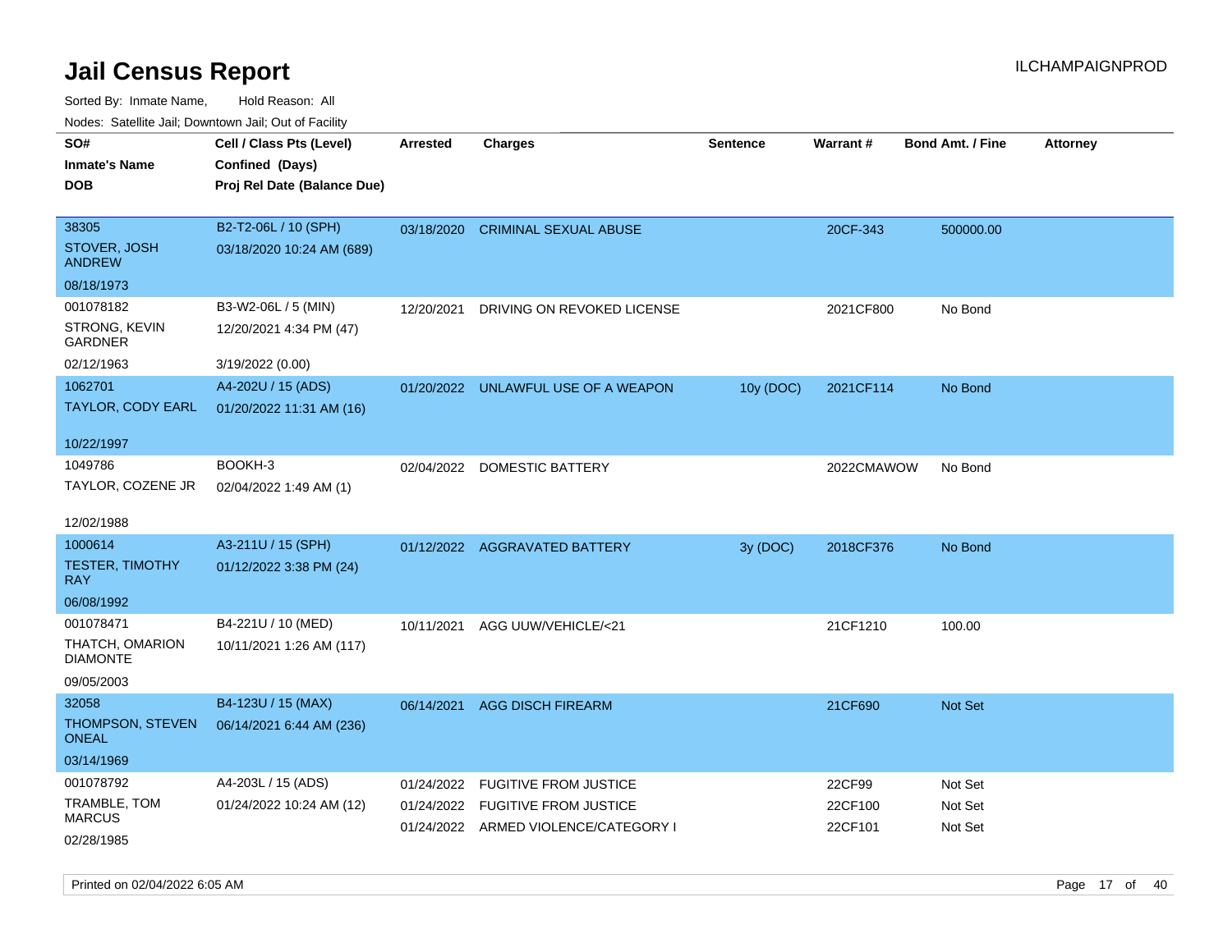# Jail Census Report

ILCHAMPAIGNPROD

Sorted By: Inmate Name, Hold Reason: All

Nodes: Satellite Jail; Downtown Jail; Out of Facility

| SO# / Inmate's Name / DOB | Cell / Class Pts (Level) / Confined (Days) / Proj Rel Date (Balance Due) | Arrested | Charges | Sentence | Warrant # | Bond Amt. / Fine | Attorney |
|---|---|---|---|---|---|---|---|
| 38305<br>STOVER, JOSH ANDREW<br>08/18/1973 | B2-T2-06L / 10 (SPH)<br>03/18/2020 10:24 AM (689) | 03/18/2020 | CRIMINAL SEXUAL ABUSE | | 20CF-343 | 500000.00 | |
| 001078182<br>STRONG, KEVIN GARDNER<br>02/12/1963 | B3-W2-06L / 5 (MIN)<br>12/20/2021 4:34 PM (47)<br>3/19/2022 (0.00) | 12/20/2021 | DRIVING ON REVOKED LICENSE | | 2021CF800 | No Bond | |
| 1062701<br>TAYLOR, CODY EARL<br>10/22/1997 | A4-202U / 15 (ADS)<br>01/20/2022 11:31 AM (16) | 01/20/2022 | UNLAWFUL USE OF A WEAPON | 10y (DOC) | 2021CF114 | No Bond | |
| 1049786<br>TAYLOR, COZENE JR<br>12/02/1988 | BOOKH-3<br>02/04/2022 1:49 AM (1) | 02/04/2022 | DOMESTIC BATTERY | | 2022CMAWOW | No Bond | |
| 1000614<br>TESTER, TIMOTHY RAY<br>06/08/1992 | A3-211U / 15 (SPH)<br>01/12/2022 3:38 PM (24) | 01/12/2022 | AGGRAVATED BATTERY | 3y (DOC) | 2018CF376 | No Bond | |
| 001078471<br>THATCH, OMARION DIAMONTE<br>09/05/2003 | B4-221U / 10 (MED)<br>10/11/2021 1:26 AM (117) | 10/11/2021 | AGG UUW/VEHICLE/<21 | | 21CF1210 | 100.00 | |
| 32058<br>THOMPSON, STEVEN ONEAL<br>03/14/1969 | B4-123U / 15 (MAX)<br>06/14/2021 6:44 AM (236) | 06/14/2021 | AGG DISCH FIREARM | | 21CF690 | Not Set | |
| 001078792<br>TRAMBLE, TOM MARCUS<br>02/28/1985 | A4-203L / 15 (ADS)<br>01/24/2022 10:24 AM (12) | 01/24/2022 | FUGITIVE FROM JUSTICE | | 22CF99 | Not Set | |
| | | 01/24/2022 | FUGITIVE FROM JUSTICE | | 22CF100 | Not Set | |
| | | 01/24/2022 | ARMED VIOLENCE/CATEGORY I | | 22CF101 | Not Set | |

Printed on 02/04/2022 6:05 AM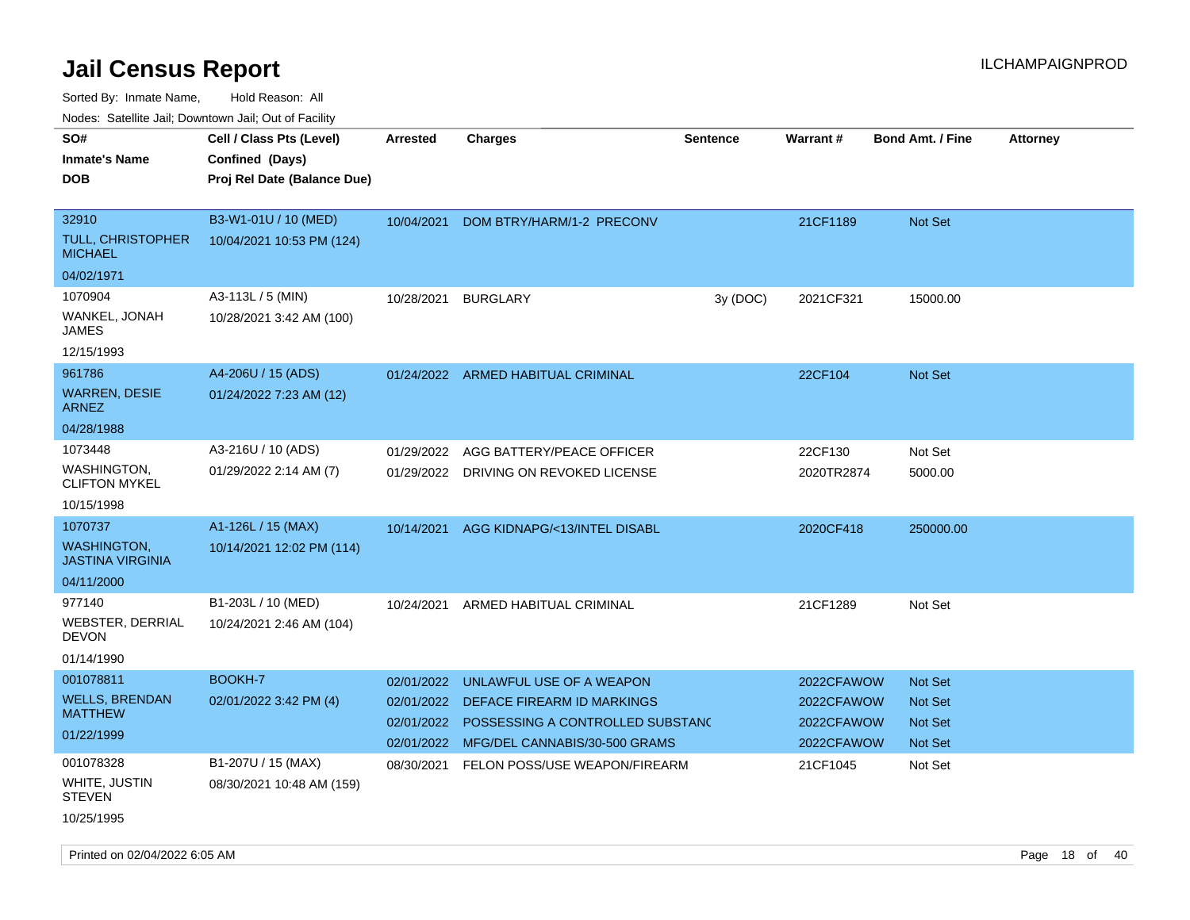# Jail Census Report

ILCHAMPAIGNPROD

Sorted By: Inmate Name, Hold Reason: All

Nodes: Satellite Jail; Downtown Jail; Out of Facility

| SO# / Inmate's Name / DOB | Cell / Class Pts (Level) / Confined (Days) / Proj Rel Date (Balance Due) | Arrested | Charges | Sentence | Warrant # | Bond Amt. / Fine | Attorney |
|---|---|---|---|---|---|---|---|
| 32910<br>TULL, CHRISTOPHER MICHAEL<br>04/02/1971 | B3-W1-01U / 10 (MED)<br>10/04/2021 10:53 PM (124) | 10/04/2021 | DOM BTRY/HARM/1-2 PRECONV | | 21CF1189 | Not Set | |
| 1070904<br>WANKEL, JONAH JAMES<br>12/15/1993 | A3-113L / 5 (MIN)<br>10/28/2021 3:42 AM (100) | 10/28/2021 | BURGLARY | 3y (DOC) | 2021CF321 | 15000.00 | |
| 961786<br>WARREN, DESIE ARNEZ<br>04/28/1988 | A4-206U / 15 (ADS)<br>01/24/2022 7:23 AM (12) | 01/24/2022 | ARMED HABITUAL CRIMINAL | | 22CF104 | Not Set | |
| 1073448<br>WASHINGTON, CLIFTON MYKEL<br>10/15/1998 | A3-216U / 10 (ADS)<br>01/29/2022 2:14 AM (7) | 01/29/2022 | AGG BATTERY/PEACE OFFICER | | 22CF130 | Not Set | |
| | | 01/29/2022 | DRIVING ON REVOKED LICENSE | | 2020TR2874 | 5000.00 | |
| 1070737<br>WASHINGTON, JASTINA VIRGINIA<br>04/11/2000 | A1-126L / 15 (MAX)<br>10/14/2021 12:02 PM (114) | 10/14/2021 | AGG KIDNAPG/<13/INTEL DISABL | | 2020CF418 | 250000.00 | |
| 977140<br>WEBSTER, DERRIAL DEVON<br>01/14/1990 | B1-203L / 10 (MED)<br>10/24/2021 2:46 AM (104) | 10/24/2021 | ARMED HABITUAL CRIMINAL | | 21CF1289 | Not Set | |
| 001078811<br>WELLS, BRENDAN MATTHEW<br>01/22/1999 | BOOKH-7<br>02/01/2022 3:42 PM (4) | 02/01/2022 | UNLAWFUL USE OF A WEAPON | | 2022CFAWOW | Not Set | |
| | | 02/01/2022 | DEFACE FIREARM ID MARKINGS | | 2022CFAWOW | Not Set | |
| | | 02/01/2022 | POSSESSING A CONTROLLED SUBSTANC | | 2022CFAWOW | Not Set | |
| | | 02/01/2022 | MFG/DEL CANNABIS/30-500 GRAMS | | 2022CFAWOW | Not Set | |
| 001078328<br>WHITE, JUSTIN STEVEN<br>10/25/1995 | B1-207U / 15 (MAX)<br>08/30/2021 10:48 AM (159) | 08/30/2021 | FELON POSS/USE WEAPON/FIREARM | | 21CF1045 | Not Set | |

Printed on 02/04/2022 6:05 AM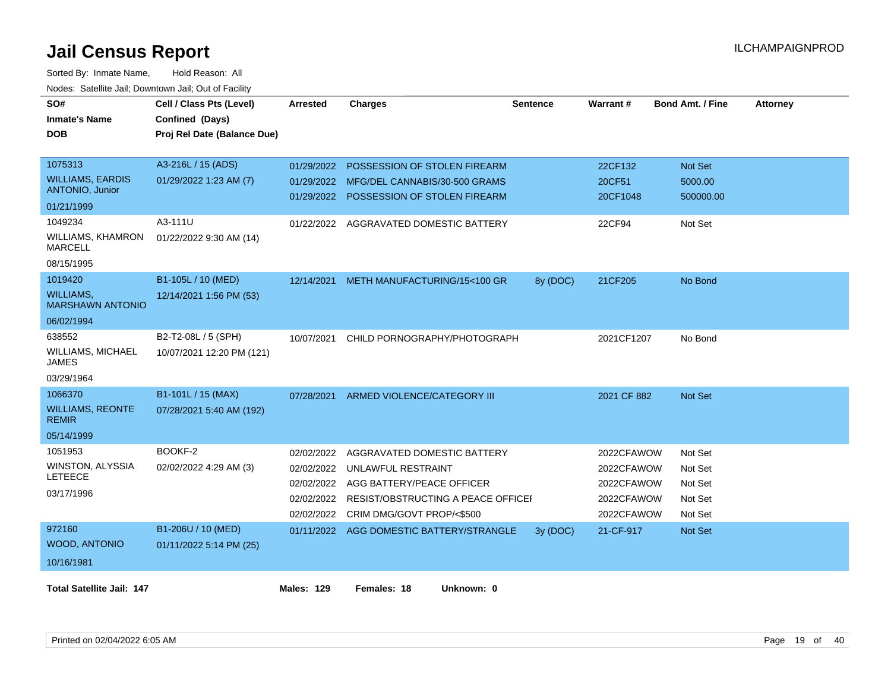# Jail Census Report

ILCHAMPAIGNPROD

Sorted By: Inmate Name, Hold Reason: All

Nodes: Satellite Jail; Downtown Jail; Out of Facility

| SO# / Inmate's Name / DOB | Cell / Class Pts (Level) / Confined (Days) / Proj Rel Date (Balance Due) | Arrested | Charges | Sentence | Warrant # | Bond Amt. / Fine | Attorney |
|---|---|---|---|---|---|---|---|
| 1075313<br>WILLIAMS, EARDIS ANTONIO, Junior<br>01/21/1999 | A3-216L / 15 (ADS)<br>01/29/2022 1:23 AM (7) | 01/29/2022 | POSSESSION OF STOLEN FIREARM | | 22CF132 | Not Set | |
| | | 01/29/2022 | MFG/DEL CANNABIS/30-500 GRAMS | | 20CF51 | 5000.00 | |
| | | 01/29/2022 | POSSESSION OF STOLEN FIREARM | | 20CF1048 | 500000.00 | |
| 1049234<br>WILLIAMS, KHAMRON MARCELL<br>08/15/1995 | A3-111U<br>01/22/2022 9:30 AM (14) | 01/22/2022 | AGGRAVATED DOMESTIC BATTERY | | 22CF94 | Not Set | |
| 1019420<br>WILLIAMS, MARSHAWN ANTONIO<br>06/02/1994 | B1-105L / 10 (MED)<br>12/14/2021 1:56 PM (53) | 12/14/2021 | METH MANUFACTURING/15<100 GR | 8y (DOC) | 21CF205 | No Bond | |
| 638552<br>WILLIAMS, MICHAEL JAMES<br>03/29/1964 | B2-T2-08L / 5 (SPH)<br>10/07/2021 12:20 PM (121) | 10/07/2021 | CHILD PORNOGRAPHY/PHOTOGRAPH | | 2021CF1207 | No Bond | |
| 1066370<br>WILLIAMS, REONTE REMIR<br>05/14/1999 | B1-101L / 15 (MAX)<br>07/28/2021 5:40 AM (192) | 07/28/2021 | ARMED VIOLENCE/CATEGORY III | | 2021 CF 882 | Not Set | |
| 1051953<br>WINSTON, ALYSSIA LETEECE<br>03/17/1996 | BOOKF-2<br>02/02/2022 4:29 AM (3) | 02/02/2022 | AGGRAVATED DOMESTIC BATTERY | | 2022CFAWOW | Not Set | |
| | | 02/02/2022 | UNLAWFUL RESTRAINT | | 2022CFAWOW | Not Set | |
| | | 02/02/2022 | AGG BATTERY/PEACE OFFICER | | 2022CFAWOW | Not Set | |
| | | 02/02/2022 | RESIST/OBSTRUCTING A PEACE OFFICEI | | 2022CFAWOW | Not Set | |
| | | 02/02/2022 | CRIM DMG/GOVT PROP/<$500 | | 2022CFAWOW | Not Set | |
| 972160<br>WOOD, ANTONIO<br>10/16/1981 | B1-206U / 10 (MED)<br>01/11/2022 5:14 PM (25) | 01/11/2022 | AGG DOMESTIC BATTERY/STRANGLE | 3y (DOC) | 21-CF-917 | Not Set | |

**Total Satellite Jail: 147** **Males: 129** **Females: 18** **Unknown: 0**

Printed on 02/04/2022 6:05 AM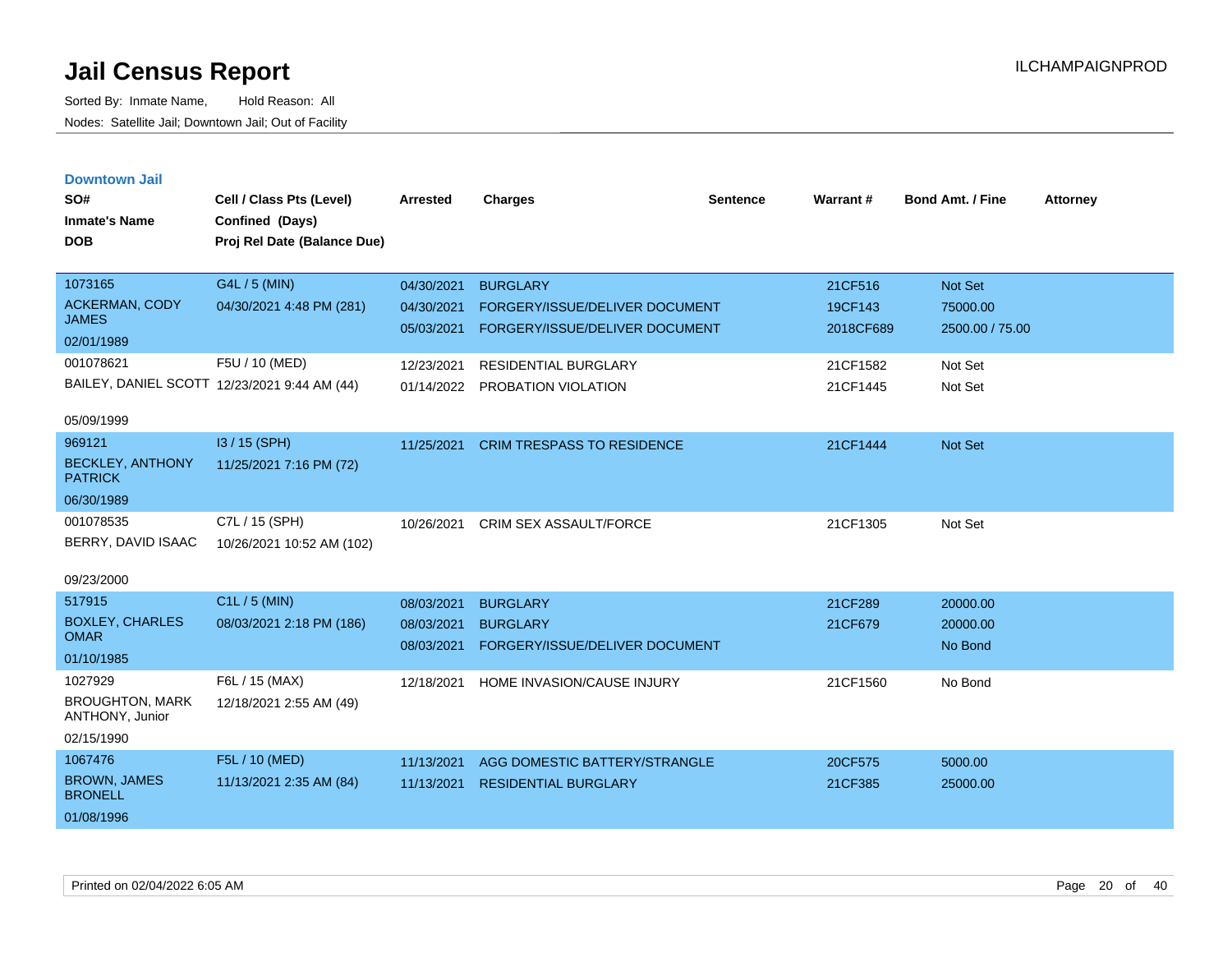# Jail Census Report

ILCHAMPAIGNPROD

Sorted By: Inmate Name, Hold Reason: All

Nodes: Satellite Jail; Downtown Jail; Out of Facility

## Downtown Jail

| SO# / Inmate's Name / DOB | Cell / Class Pts (Level) / Confined (Days) / Proj Rel Date (Balance Due) | Arrested | Charges | Sentence | Warrant # | Bond Amt. / Fine | Attorney |
|---|---|---|---|---|---|---|---|
| 1073165<br>ACKERMAN, CODY JAMES<br>02/01/1989 | G4L / 5 (MIN)<br>04/30/2021 4:48 PM (281) | 04/30/2021<br>04/30/2021<br>05/03/2021 | BURGLARY<br>FORGERY/ISSUE/DELIVER DOCUMENT<br>FORGERY/ISSUE/DELIVER DOCUMENT | | 21CF516<br>19CF143<br>2018CF689 | Not Set<br>75000.00<br>2500.00 / 75.00 | |
| 001078621<br>BAILEY, DANIEL SCOTT<br>05/09/1999 | F5U / 10 (MED)<br>12/23/2021 9:44 AM (44) | 12/23/2021<br>01/14/2022 | RESIDENTIAL BURGLARY<br>PROBATION VIOLATION | | 21CF1582<br>21CF1445 | Not Set<br>Not Set | |
| 969121<br>BECKLEY, ANTHONY PATRICK<br>06/30/1989 | I3 / 15 (SPH)<br>11/25/2021 7:16 PM (72) | 11/25/2021 | CRIM TRESPASS TO RESIDENCE | | 21CF1444 | Not Set | |
| 001078535<br>BERRY, DAVID ISAAC<br>09/23/2000 | C7L / 15 (SPH)<br>10/26/2021 10:52 AM (102) | 10/26/2021 | CRIM SEX ASSAULT/FORCE | | 21CF1305 | Not Set | |
| 517915<br>BOXLEY, CHARLES OMAR<br>01/10/1985 | C1L / 5 (MIN)<br>08/03/2021 2:18 PM (186) | 08/03/2021<br>08/03/2021<br>08/03/2021 | BURGLARY<br>BURGLARY<br>FORGERY/ISSUE/DELIVER DOCUMENT | | 21CF289<br>21CF679 | 20000.00<br>20000.00<br>No Bond | |
| 1027929<br>BROUGHTON, MARK ANTHONY, Junior<br>02/15/1990 | F6L / 15 (MAX)<br>12/18/2021 2:55 AM (49) | 12/18/2021 | HOME INVASION/CAUSE INJURY | | 21CF1560 | No Bond | |
| 1067476<br>BROWN, JAMES BRONELL<br>01/08/1996 | F5L / 10 (MED)<br>11/13/2021 2:35 AM (84) | 11/13/2021<br>11/13/2021 | AGG DOMESTIC BATTERY/STRANGLE<br>RESIDENTIAL BURGLARY | | 20CF575<br>21CF385 | 5000.00<br>25000.00 | |

Printed on 02/04/2022 6:05 AM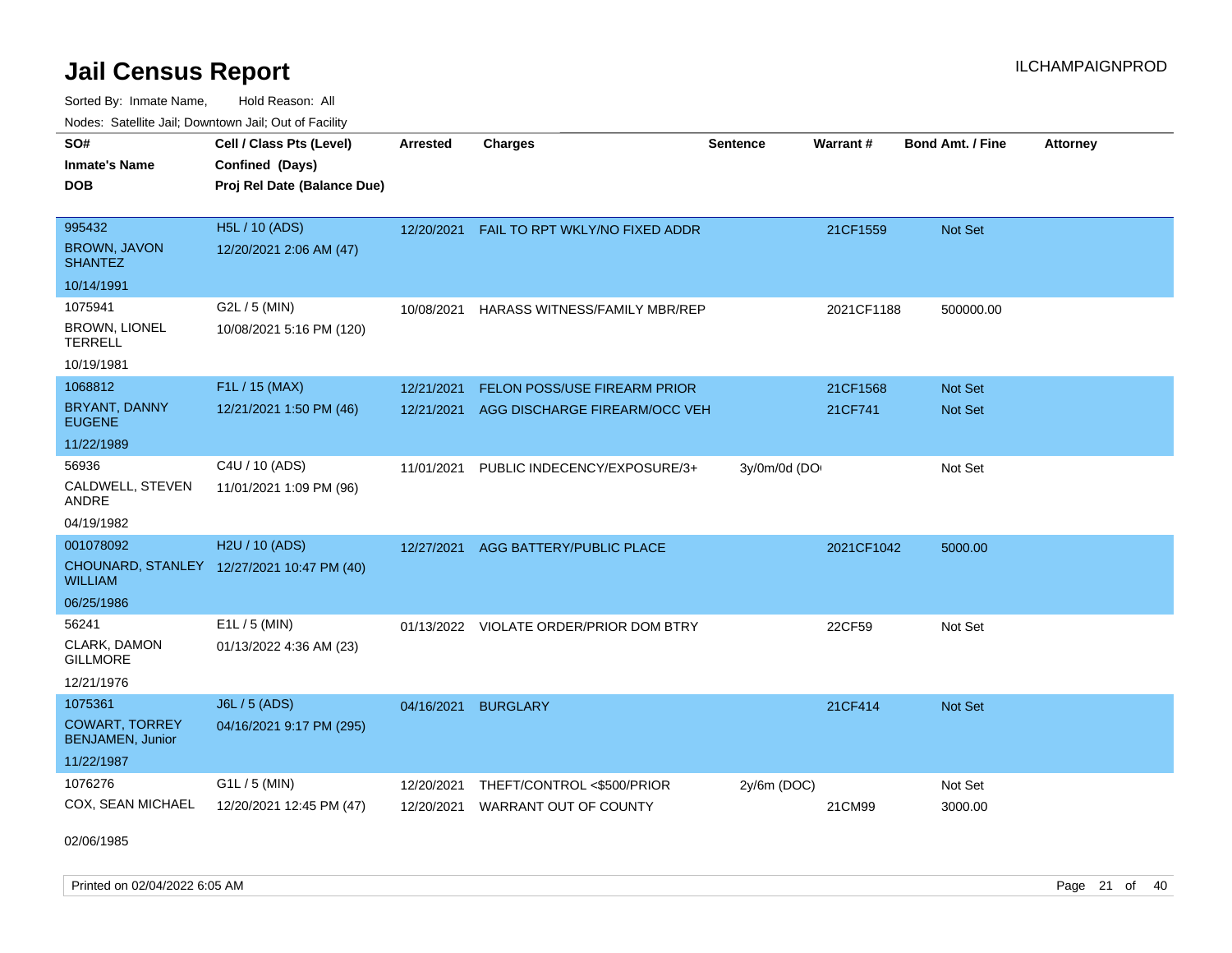# Jail Census Report

Sorted By: Inmate Name, Hold Reason: All

Nodes: Satellite Jail; Downtown Jail; Out of Facility

| SO# / Inmate's Name / DOB | Cell / Class Pts (Level) / Confined (Days) / Proj Rel Date (Balance Due) | Arrested | Charges | Sentence | Warrant # | Bond Amt. / Fine | Attorney |
|---|---|---|---|---|---|---|---|
| 995432<br>BROWN, JAVON SHANTEZ<br>10/14/1991 | H5L / 10 (ADS)<br>12/20/2021 2:06 AM (47) | 12/20/2021 | FAIL TO RPT WKLY/NO FIXED ADDR | | 21CF1559 | Not Set | |
| 1075941<br>BROWN, LIONEL TERRELL<br>10/19/1981 | G2L / 5 (MIN)<br>10/08/2021 5:16 PM (120) | 10/08/2021 | HARASS WITNESS/FAMILY MBR/REP | | 2021CF1188 | 500000.00 | |
| 1068812<br>BRYANT, DANNY EUGENE<br>11/22/1989 | F1L / 15 (MAX)<br>12/21/2021 1:50 PM (46) | 12/21/2021 | FELON POSS/USE FIREARM PRIOR | | 21CF1568 | Not Set | |
| | | 12/21/2021 | AGG DISCHARGE FIREARM/OCC VEH | | 21CF741 | Not Set | |
| 56936<br>CALDWELL, STEVEN ANDRE<br>04/19/1982 | C4U / 10 (ADS)<br>11/01/2021 1:09 PM (96) | 11/01/2021 | PUBLIC INDECENCY/EXPOSURE/3+ | 3y/0m/0d (DO | | Not Set | |
| 001078092<br>CHOUNARD, STANLEY WILLIAM<br>06/25/1986 | H2U / 10 (ADS)<br>12/27/2021 10:47 PM (40) | 12/27/2021 | AGG BATTERY/PUBLIC PLACE | | 2021CF1042 | 5000.00 | |
| 56241<br>CLARK, DAMON GILLMORE<br>12/21/1976 | E1L / 5 (MIN)<br>01/13/2022 4:36 AM (23) | 01/13/2022 | VIOLATE ORDER/PRIOR DOM BTRY | | 22CF59 | Not Set | |
| 1075361<br>COWART, TORREY BENJAMEN, Junior<br>11/22/1987 | J6L / 5 (ADS)<br>04/16/2021 9:17 PM (295) | 04/16/2021 | BURGLARY | | 21CF414 | Not Set | |
| 1076276<br>COX, SEAN MICHAEL<br>02/06/1985 | G1L / 5 (MIN)<br>12/20/2021 12:45 PM (47) | 12/20/2021 | THEFT/CONTROL <$500/PRIOR | 2y/6m (DOC) | | Not Set | |
| | | 12/20/2021 | WARRANT OUT OF COUNTY | | 21CM99 | 3000.00 | |

Printed on 02/04/2022 6:05 AM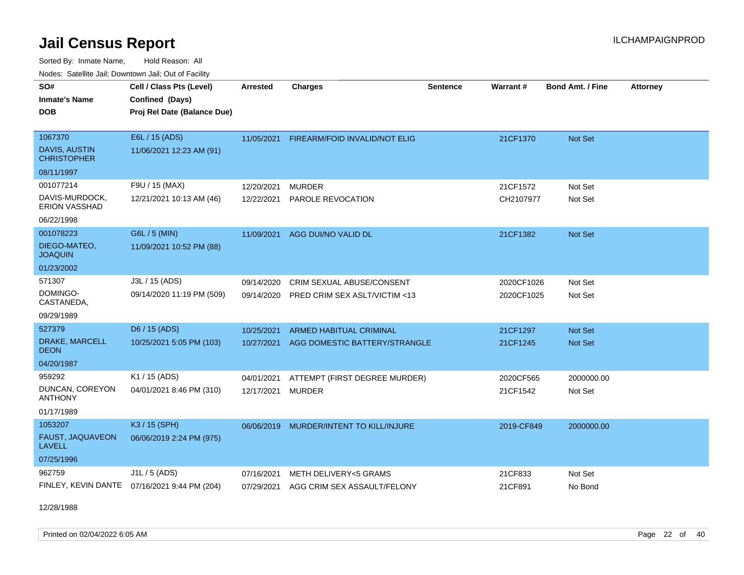# Jail Census Report

ILCHAMPAIGNPROD

Sorted By: Inmate Name, Hold Reason: All

Nodes: Satellite Jail; Downtown Jail; Out of Facility

| SO# / Inmate's Name / DOB | Cell / Class Pts (Level) / Confined (Days) / Proj Rel Date (Balance Due) | Arrested | Charges | Sentence | Warrant # | Bond Amt. / Fine | Attorney |
|---|---|---|---|---|---|---|---|
| 1067370<br>DAVIS, AUSTIN CHRISTOPHER<br>08/11/1997 | E6L / 15 (ADS)<br>11/06/2021 12:23 AM (91) | 11/05/2021 | FIREARM/FOID INVALID/NOT ELIG | | 21CF1370 | Not Set | |
| 001077214<br>DAVIS-MURDOCK, ERION VASSHAD<br>06/22/1998 | F9U / 15 (MAX)<br>12/21/2021 10:13 AM (46) | 12/20/2021<br>12/22/2021 | MURDER<br>PAROLE REVOCATION | | 21CF1572<br>CH2107977 | Not Set<br>Not Set | |
| 001078223<br>DIEGO-MATEO, JOAQUIN<br>01/23/2002 | G6L / 5 (MIN)<br>11/09/2021 10:52 PM (88) | 11/09/2021 | AGG DUI/NO VALID DL | | 21CF1382 | Not Set | |
| 571307<br>DOMINGO-CASTANEDA,<br>09/29/1989 | J3L / 15 (ADS)<br>09/14/2020 11:19 PM (509) | 09/14/2020<br>09/14/2020 | CRIM SEXUAL ABUSE/CONSENT<br>PRED CRIM SEX ASLT/VICTIM <13 | | 2020CF1026<br>2020CF1025 | Not Set<br>Not Set | |
| 527379<br>DRAKE, MARCELL DEON<br>04/20/1987 | D6 / 15 (ADS)<br>10/25/2021 5:05 PM (103) | 10/25/2021<br>10/27/2021 | ARMED HABITUAL CRIMINAL<br>AGG DOMESTIC BATTERY/STRANGLE | | 21CF1297<br>21CF1245 | Not Set<br>Not Set | |
| 959292<br>DUNCAN, COREYON ANTHONY<br>01/17/1989 | K1 / 15 (ADS)<br>04/01/2021 8:46 PM (310) | 04/01/2021<br>12/17/2021 | ATTEMPT (FIRST DEGREE MURDER)<br>MURDER | | 2020CF565<br>21CF1542 | 2000000.00<br>Not Set | |
| 1053207<br>FAUST, JAQUAVEON LAVELL<br>07/25/1996 | K3 / 15 (SPH)<br>06/06/2019 2:24 PM (975) | 06/06/2019 | MURDER/INTENT TO KILL/INJURE | | 2019-CF849 | 2000000.00 | |
| 962759<br>FINLEY, KEVIN DANTE<br>12/28/1988 | J1L / 5 (ADS)<br>07/16/2021 9:44 PM (204) | 07/16/2021<br>07/29/2021 | METH DELIVERY<5 GRAMS<br>AGG CRIM SEX ASSAULT/FELONY | | 21CF833<br>21CF891 | Not Set<br>No Bond | |

Printed on 02/04/2022 6:05 AM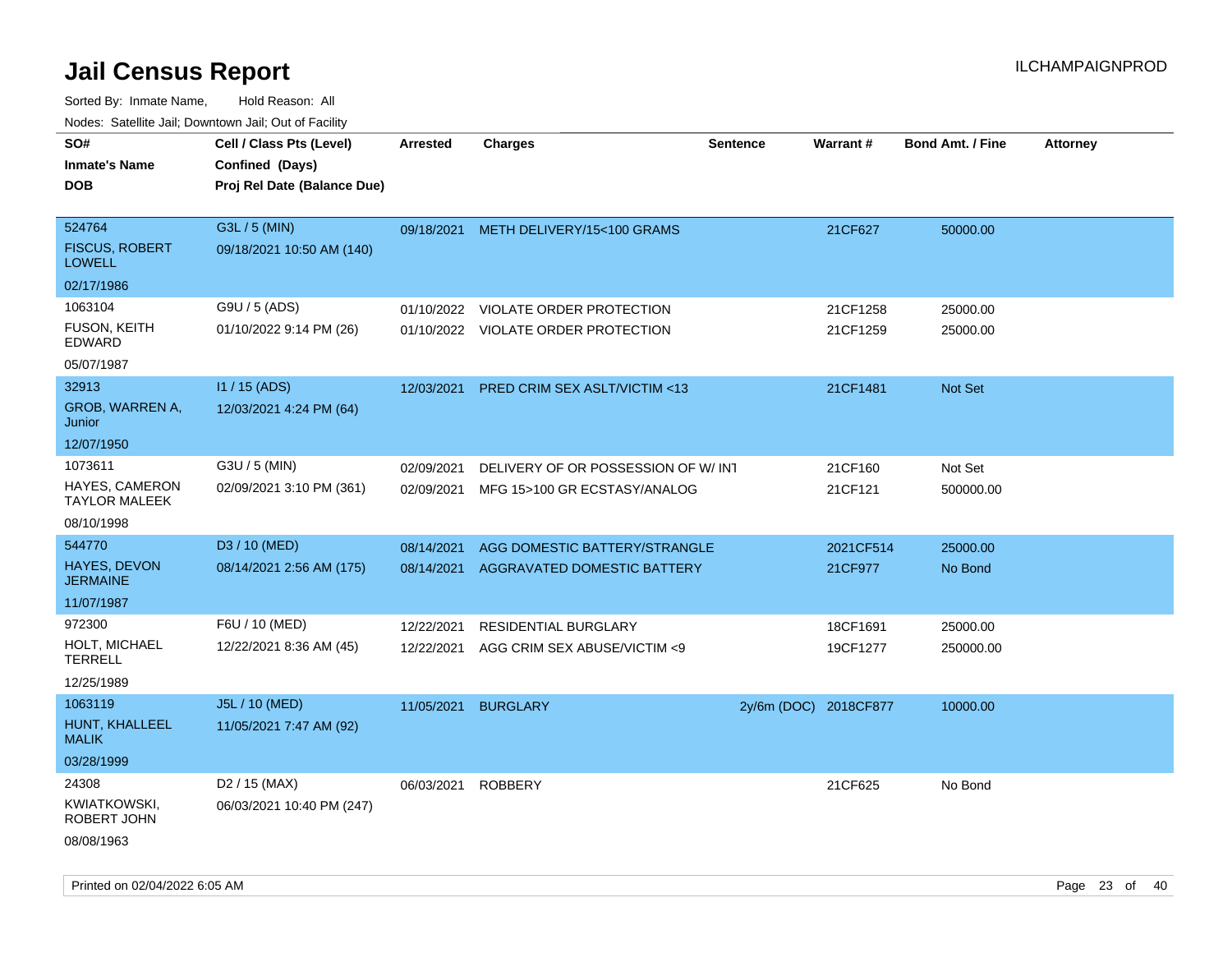# Jail Census Report

ILCHAMPAIGNPROD

Sorted By: Inmate Name, Hold Reason: All

Nodes: Satellite Jail; Downtown Jail; Out of Facility

| SO# / Inmate's Name / DOB | Cell / Class Pts (Level) / Confined (Days) / Proj Rel Date (Balance Due) | Arrested | Charges | Sentence | Warrant # | Bond Amt. / Fine | Attorney |
|---|---|---|---|---|---|---|---|
| 524764 FISCUS, ROBERT LOWELL 02/17/1986 | G3L / 5 (MIN) 09/18/2021 10:50 AM (140) | 09/18/2021 | METH DELIVERY/15<100 GRAMS | | 21CF627 | 50000.00 | |
| 1063104 FUSON, KEITH EDWARD 05/07/1987 | G9U / 5 (ADS) 01/10/2022 9:14 PM (26) | 01/10/2022 | VIOLATE ORDER PROTECTION | | 21CF1258 | 25000.00 | |
| | | 01/10/2022 | VIOLATE ORDER PROTECTION | | 21CF1259 | 25000.00 | |
| 32913 GROB, WARREN A, Junior 12/07/1950 | I1 / 15 (ADS) 12/03/2021 4:24 PM (64) | 12/03/2021 | PRED CRIM SEX ASLT/VICTIM <13 | | 21CF1481 | Not Set | |
| 1073611 HAYES, CAMERON TAYLOR MALEEK 08/10/1998 | G3U / 5 (MIN) 02/09/2021 3:10 PM (361) | 02/09/2021 | DELIVERY OF OR POSSESSION OF W/ INT | | 21CF160 | Not Set | |
| | | 02/09/2021 | MFG 15>100 GR ECSTASY/ANALOG | | 21CF121 | 500000.00 | |
| 544770 HAYES, DEVON JERMAINE 11/07/1987 | D3 / 10 (MED) 08/14/2021 2:56 AM (175) | 08/14/2021 | AGG DOMESTIC BATTERY/STRANGLE | | 2021CF514 | 25000.00 | |
| | | 08/14/2021 | AGGRAVATED DOMESTIC BATTERY | | 21CF977 | No Bond | |
| 972300 HOLT, MICHAEL TERRELL 12/25/1989 | F6U / 10 (MED) 12/22/2021 8:36 AM (45) | 12/22/2021 | RESIDENTIAL BURGLARY | | 18CF1691 | 25000.00 | |
| | | 12/22/2021 | AGG CRIM SEX ABUSE/VICTIM <9 | | 19CF1277 | 250000.00 | |
| 1063119 HUNT, KHALLEEL MALIK 03/28/1999 | J5L / 10 (MED) 11/05/2021 7:47 AM (92) | 11/05/2021 | BURGLARY | 2y/6m (DOC) | 2018CF877 | 10000.00 | |
| 24308 KWIATKOWSKI, ROBERT JOHN 08/08/1963 | D2 / 15 (MAX) 06/03/2021 10:40 PM (247) | 06/03/2021 | ROBBERY | | 21CF625 | No Bond | |

Printed on 02/04/2022 6:05 AM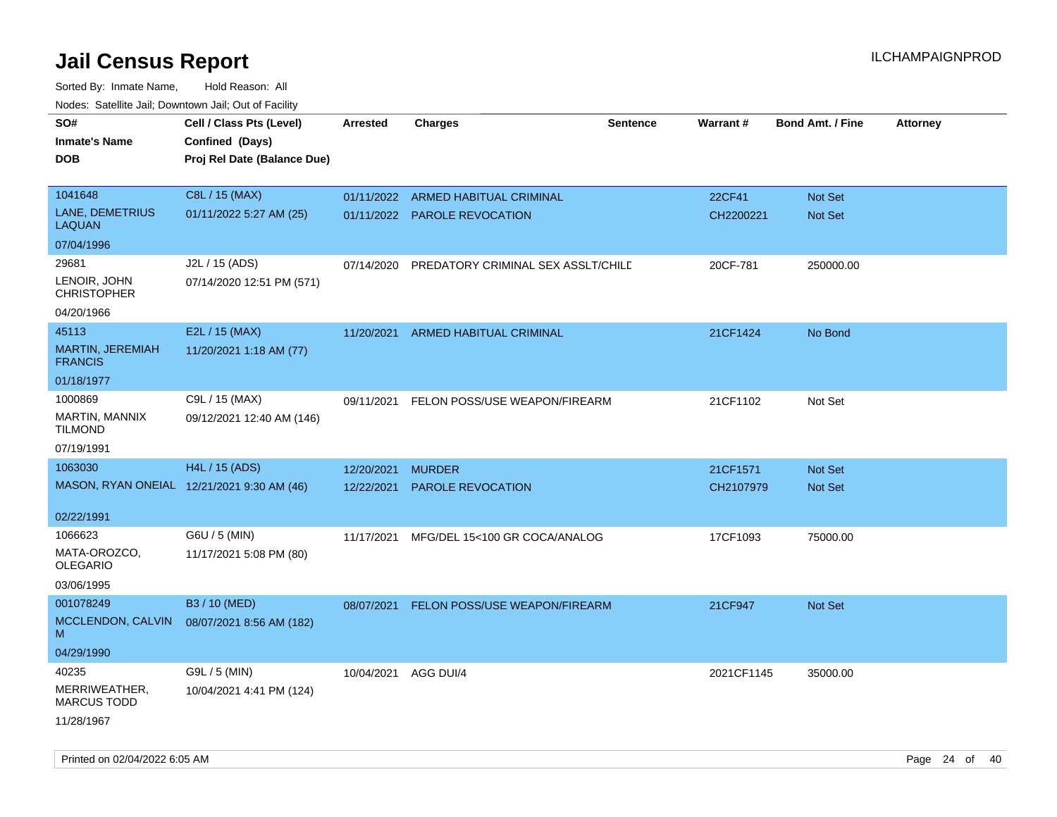# Jail Census Report

Sorted By: Inmate Name, Hold Reason: All

Nodes: Satellite Jail; Downtown Jail; Out of Facility

| SO# / Inmate's Name / DOB | Cell / Class Pts (Level) / Confined (Days) / Proj Rel Date (Balance Due) | Arrested | Charges | Sentence | Warrant # | Bond Amt. / Fine | Attorney |
|---|---|---|---|---|---|---|---|
| 1041648<br>LANE, DEMETRIUS LAQUAN<br>07/04/1996 | C8L / 15 (MAX)<br>01/11/2022 5:27 AM (25) | 01/11/2022<br>01/11/2022 | ARMED HABITUAL CRIMINAL<br>PAROLE REVOCATION | | 22CF41<br>CH2200221 | Not Set<br>Not Set | |
| 29681<br>LENOIR, JOHN CHRISTOPHER<br>04/20/1966 | J2L / 15 (ADS)<br>07/14/2020 12:51 PM (571) | 07/14/2020 | PREDATORY CRIMINAL SEX ASSLT/CHILD | | 20CF-781 | 250000.00 | |
| 45113<br>MARTIN, JEREMIAH FRANCIS<br>01/18/1977 | E2L / 15 (MAX)<br>11/20/2021 1:18 AM (77) | 11/20/2021 | ARMED HABITUAL CRIMINAL | | 21CF1424 | No Bond | |
| 1000869<br>MARTIN, MANNIX TILMOND<br>07/19/1991 | C9L / 15 (MAX)<br>09/12/2021 12:40 AM (146) | 09/11/2021 | FELON POSS/USE WEAPON/FIREARM | | 21CF1102 | Not Set | |
| 1063030<br>MASON, RYAN ONEIAL<br>02/22/1991 | H4L / 15 (ADS)<br>12/21/2021 9:30 AM (46) | 12/20/2021<br>12/22/2021 | MURDER<br>PAROLE REVOCATION | | 21CF1571<br>CH2107979 | Not Set<br>Not Set | |
| 1066623<br>MATA-OROZCO, OLEGARIO<br>03/06/1995 | G6U / 5 (MIN)<br>11/17/2021 5:08 PM (80) | 11/17/2021 | MFG/DEL 15<100 GR COCA/ANALOG | | 17CF1093 | 75000.00 | |
| 001078249<br>MCCLENDON, CALVIN M<br>04/29/1990 | B3 / 10 (MED)<br>08/07/2021 8:56 AM (182) | 08/07/2021 | FELON POSS/USE WEAPON/FIREARM | | 21CF947 | Not Set | |
| 40235<br>MERRIWEATHER, MARCUS TODD<br>11/28/1967 | G9L / 5 (MIN)<br>10/04/2021 4:41 PM (124) | 10/04/2021 | AGG DUI/4 | | 2021CF1145 | 35000.00 | |

Printed on 02/04/2022 6:05 AM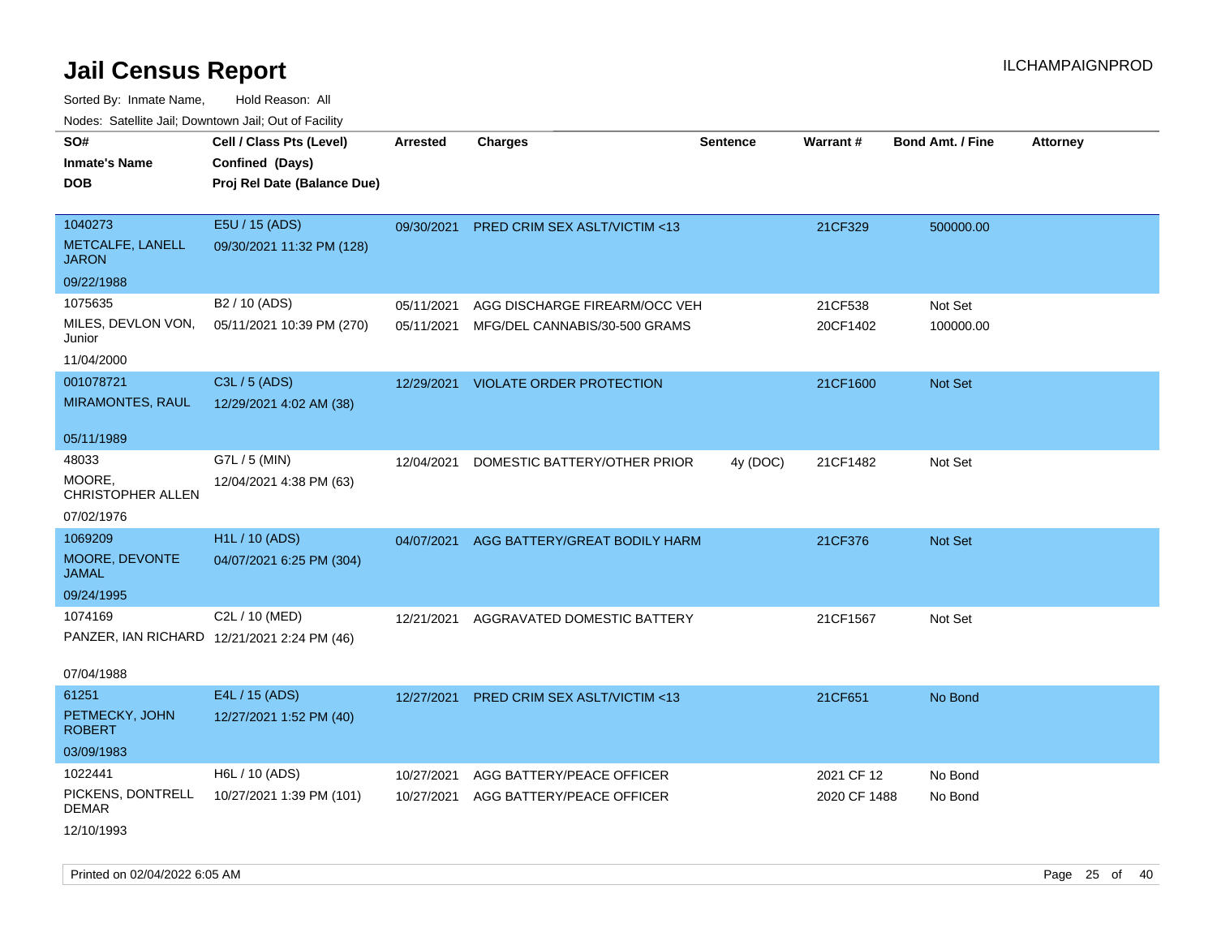# Jail Census Report

Sorted By: Inmate Name, Hold Reason: All

Nodes: Satellite Jail; Downtown Jail; Out of Facility

ILCHAMPAIGNPROD

| SO# / Inmate's Name / DOB | Cell / Class Pts (Level) / Confined (Days) / Proj Rel Date (Balance Due) | Arrested | Charges | Sentence | Warrant # | Bond Amt. / Fine | Attorney |
|---|---|---|---|---|---|---|---|
| 1040273<br>METCALFE, LANELL JARON<br>09/22/1988 | E5U / 15 (ADS)<br>09/30/2021 11:32 PM (128) | 09/30/2021 | PRED CRIM SEX ASLT/VICTIM <13 | | 21CF329 | 500000.00 | |
| 1075635<br>MILES, DEVLON VON, Junior<br>11/04/2000 | B2 / 10 (ADS)<br>05/11/2021 10:39 PM (270) | 05/11/2021<br>05/11/2021 | AGG DISCHARGE FIREARM/OCC VEH<br>MFG/DEL CANNABIS/30-500 GRAMS | | 21CF538<br>20CF1402 | Not Set<br>100000.00 | |
| 001078721<br>MIRAMONTES, RAUL<br>05/11/1989 | C3L / 5 (ADS)<br>12/29/2021 4:02 AM (38) | 12/29/2021 | VIOLATE ORDER PROTECTION | | 21CF1600 | Not Set | |
| 48033<br>MOORE, CHRISTOPHER ALLEN<br>07/02/1976 | G7L / 5 (MIN)<br>12/04/2021 4:38 PM (63) | 12/04/2021 | DOMESTIC BATTERY/OTHER PRIOR | 4y (DOC) | 21CF1482 | Not Set | |
| 1069209<br>MOORE, DEVONTE JAMAL<br>09/24/1995 | H1L / 10 (ADS)<br>04/07/2021 6:25 PM (304) | 04/07/2021 | AGG BATTERY/GREAT BODILY HARM | | 21CF376 | Not Set | |
| 1074169<br>PANZER, IAN RICHARD<br>07/04/1988 | C2L / 10 (MED)<br>12/21/2021 2:24 PM (46) | 12/21/2021 | AGGRAVATED DOMESTIC BATTERY | | 21CF1567 | Not Set | |
| 61251<br>PETMECKY, JOHN ROBERT<br>03/09/1983 | E4L / 15 (ADS)<br>12/27/2021 1:52 PM (40) | 12/27/2021 | PRED CRIM SEX ASLT/VICTIM <13 | | 21CF651 | No Bond | |
| 1022441<br>PICKENS, DONTRELL DEMAR<br>12/10/1993 | H6L / 10 (ADS)<br>10/27/2021 1:39 PM (101) | 10/27/2021<br>10/27/2021 | AGG BATTERY/PEACE OFFICER<br>AGG BATTERY/PEACE OFFICER | | 2021 CF 12<br>2020 CF 1488 | No Bond<br>No Bond | |

Printed on 02/04/2022 6:05 AM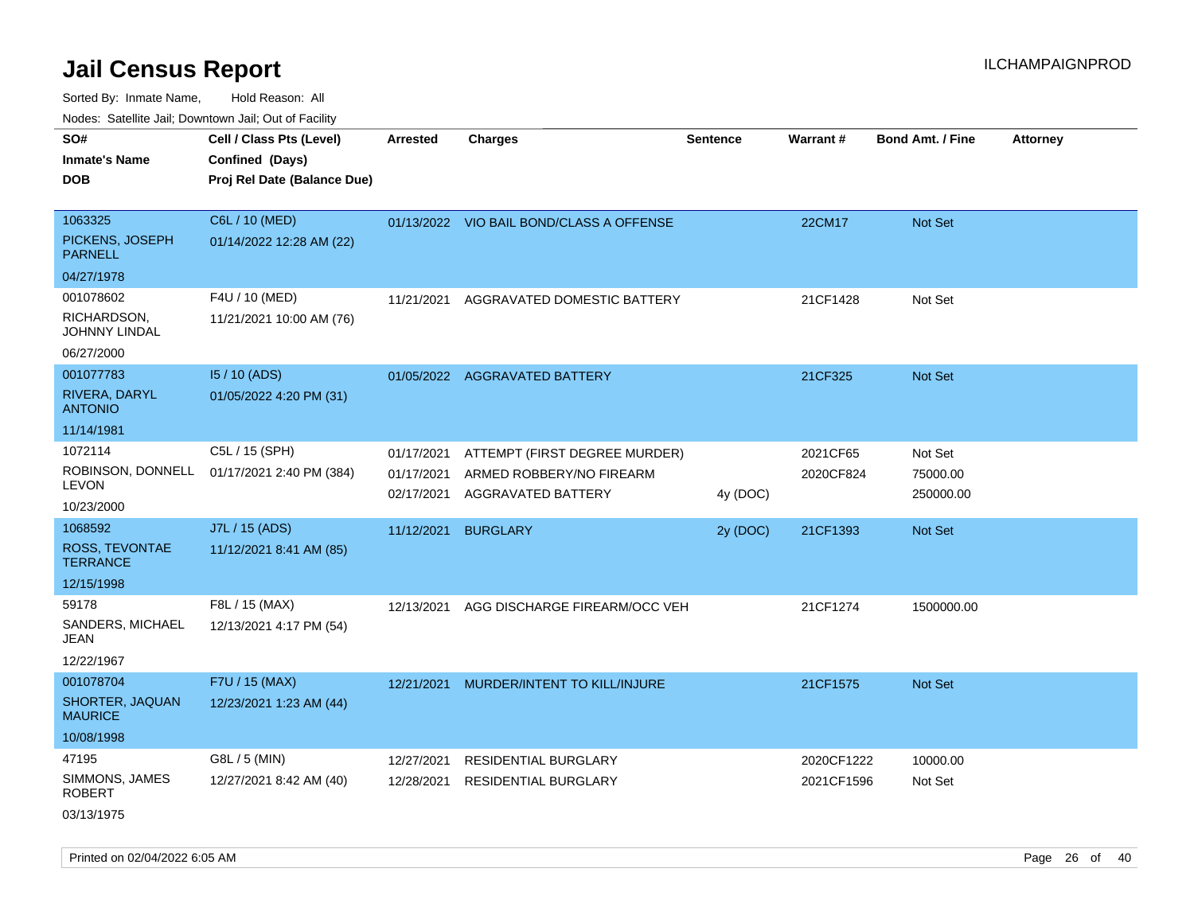# Jail Census Report

ILCHAMPAIGNPROD

Sorted By: Inmate Name, Hold Reason: All

Nodes: Satellite Jail; Downtown Jail; Out of Facility

| SO# / Inmate's Name / DOB | Cell / Class Pts (Level) / Confined (Days) / Proj Rel Date (Balance Due) | Arrested | Charges | Sentence | Warrant # | Bond Amt. / Fine | Attorney |
|---|---|---|---|---|---|---|---|
| 1063325<br>PICKENS, JOSEPH PARNELL<br>04/27/1978 | C6L / 10 (MED)<br>01/14/2022 12:28 AM (22) | 01/13/2022 | VIO BAIL BOND/CLASS A OFFENSE | | 22CM17 | Not Set | |
| 001078602<br>RICHARDSON, JOHNNY LINDAL<br>06/27/2000 | F4U / 10 (MED)<br>11/21/2021 10:00 AM (76) | 11/21/2021 | AGGRAVATED DOMESTIC BATTERY | | 21CF1428 | Not Set | |
| 001077783<br>RIVERA, DARYL ANTONIO<br>11/14/1981 | I5 / 10 (ADS)<br>01/05/2022 4:20 PM (31) | 01/05/2022 | AGGRAVATED BATTERY | | 21CF325 | Not Set | |
| 1072114<br>ROBINSON, DONNELL LEVON<br>10/23/2000 | C5L / 15 (SPH)<br>01/17/2021 2:40 PM (384) | 01/17/2021 | ATTEMPT (FIRST DEGREE MURDER) | | 2021CF65 | Not Set | |
| | | 01/17/2021 | ARMED ROBBERY/NO FIREARM | | 2020CF824 | 75000.00 | |
| | | 02/17/2021 | AGGRAVATED BATTERY | 4y (DOC) | | 250000.00 | |
| 1068592<br>ROSS, TEVONTAE TERRANCE<br>12/15/1998 | J7L / 15 (ADS)<br>11/12/2021 8:41 AM (85) | 11/12/2021 | BURGLARY | 2y (DOC) | 21CF1393 | Not Set | |
| 59178<br>SANDERS, MICHAEL JEAN<br>12/22/1967 | F8L / 15 (MAX)<br>12/13/2021 4:17 PM (54) | 12/13/2021 | AGG DISCHARGE FIREARM/OCC VEH | | 21CF1274 | 1500000.00 | |
| 001078704<br>SHORTER, JAQUAN MAURICE<br>10/08/1998 | F7U / 15 (MAX)<br>12/23/2021 1:23 AM (44) | 12/21/2021 | MURDER/INTENT TO KILL/INJURE | | 21CF1575 | Not Set | |
| 47195<br>SIMMONS, JAMES ROBERT<br>03/13/1975 | G8L / 5 (MIN)<br>12/27/2021 8:42 AM (40) | 12/27/2021 | RESIDENTIAL BURGLARY | | 2020CF1222 | 10000.00 | |
| | | 12/28/2021 | RESIDENTIAL BURGLARY | | 2021CF1596 | Not Set | |

Printed on 02/04/2022 6:05 AM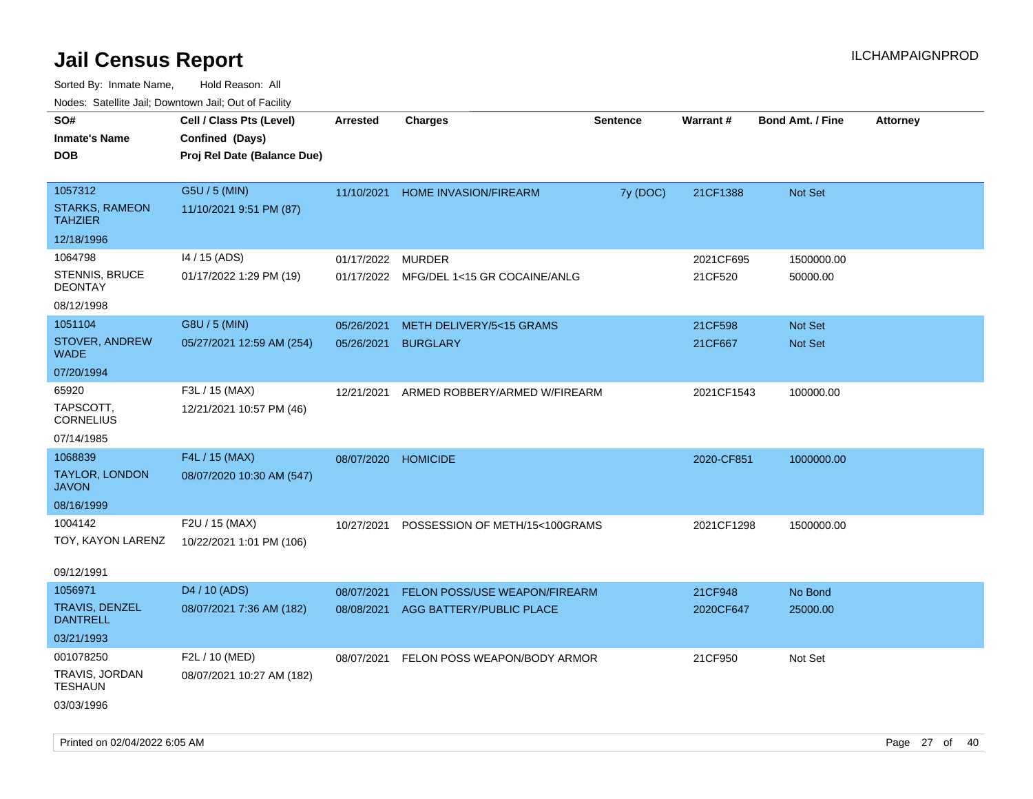# Jail Census Report

ILCHAMPAIGNPROD

Sorted By: Inmate Name, Hold Reason: All

Nodes: Satellite Jail; Downtown Jail; Out of Facility

| SO# / Inmate's Name / DOB | Cell / Class Pts (Level) / Confined (Days) / Proj Rel Date (Balance Due) | Arrested | Charges | Sentence | Warrant # | Bond Amt. / Fine | Attorney |
|---|---|---|---|---|---|---|---|
| 1057312<br>STARKS, RAMEON TAHZIER<br>12/18/1996 | G5U / 5 (MIN)<br>11/10/2021 9:51 PM (87) | 11/10/2021 | HOME INVASION/FIREARM | 7y (DOC) | 21CF1388 | Not Set | |
| 1064798<br>STENNIS, BRUCE DEONTAY<br>08/12/1998 | I4 / 15 (ADS)<br>01/17/2022 1:29 PM (19) | 01/17/2022 | MURDER | | 2021CF695 | 1500000.00 | |
| | | 01/17/2022 | MFG/DEL 1<15 GR COCAINE/ANLG | | 21CF520 | 50000.00 | |
| 1051104<br>STOVER, ANDREW WADE<br>07/20/1994 | G8U / 5 (MIN)<br>05/27/2021 12:59 AM (254) | 05/26/2021 | METH DELIVERY/5<15 GRAMS | | 21CF598 | Not Set | |
| | | 05/26/2021 | BURGLARY | | 21CF667 | Not Set | |
| 65920<br>TAPSCOTT, CORNELIUS<br>07/14/1985 | F3L / 15 (MAX)<br>12/21/2021 10:57 PM (46) | 12/21/2021 | ARMED ROBBERY/ARMED W/FIREARM | | 2021CF1543 | 100000.00 | |
| 1068839<br>TAYLOR, LONDON JAVON<br>08/16/1999 | F4L / 15 (MAX)<br>08/07/2020 10:30 AM (547) | 08/07/2020 | HOMICIDE | | 2020-CF851 | 1000000.00 | |
| 1004142<br>TOY, KAYON LARENZ<br>09/12/1991 | F2U / 15 (MAX)<br>10/22/2021 1:01 PM (106) | 10/27/2021 | POSSESSION OF METH/15<100GRAMS | | 2021CF1298 | 1500000.00 | |
| 1056971<br>TRAVIS, DENZEL DANTRELL<br>03/21/1993 | D4 / 10 (ADS)<br>08/07/2021 7:36 AM (182) | 08/07/2021 | FELON POSS/USE WEAPON/FIREARM | | 21CF948 | No Bond | |
| | | 08/08/2021 | AGG BATTERY/PUBLIC PLACE | | 2020CF647 | 25000.00 | |
| 001078250<br>TRAVIS, JORDAN TESHAUN<br>03/03/1996 | F2L / 10 (MED)<br>08/07/2021 10:27 AM (182) | 08/07/2021 | FELON POSS WEAPON/BODY ARMOR | | 21CF950 | Not Set | |

Printed on 02/04/2022 6:05 AM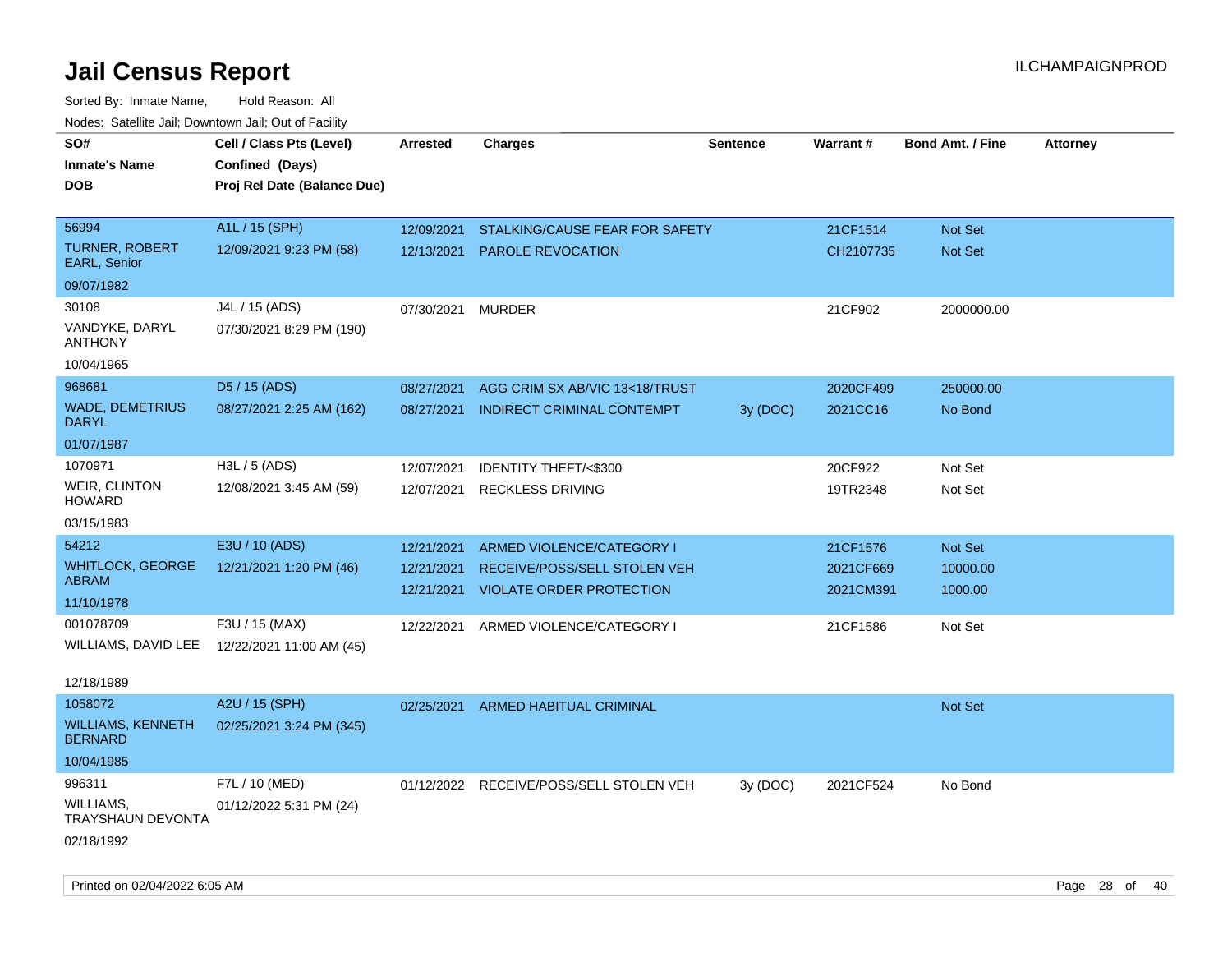# Jail Census Report

ILCHAMPAIGNPROD

Sorted By: Inmate Name, Hold Reason: All

Nodes: Satellite Jail; Downtown Jail; Out of Facility

| SO# / Inmate's Name / DOB | Cell / Class Pts (Level) / Confined (Days) / Proj Rel Date (Balance Due) | Arrested | Charges | Sentence | Warrant # | Bond Amt. / Fine | Attorney |
|---|---|---|---|---|---|---|---|
| 56994<br>TURNER, ROBERT EARL, Senior<br>09/07/1982 | A1L / 15 (SPH)<br>12/09/2021 9:23 PM (58) | 12/09/2021<br>12/13/2021 | STALKING/CAUSE FEAR FOR SAFETY<br>PAROLE REVOCATION | | 21CF1514<br>CH2107735 | Not Set<br>Not Set | |
| 30108<br>VANDYKE, DARYL ANTHONY<br>10/04/1965 | J4L / 15 (ADS)<br>07/30/2021 8:29 PM (190) | 07/30/2021 | MURDER | | 21CF902 | 2000000.00 | |
| 968681<br>WADE, DEMETRIUS DARYL<br>01/07/1987 | D5 / 15 (ADS)<br>08/27/2021 2:25 AM (162) | 08/27/2021<br>08/27/2021 | AGG CRIM SX AB/VIC 13<18/TRUST<br>INDIRECT CRIMINAL CONTEMPT | <br>3y (DOC) | 2020CF499<br>2021CC16 | 250000.00<br>No Bond | |
| 1070971<br>WEIR, CLINTON HOWARD<br>03/15/1983 | H3L / 5 (ADS)<br>12/08/2021 3:45 AM (59) | 12/07/2021<br>12/07/2021 | IDENTITY THEFT/<$300<br>RECKLESS DRIVING | | 20CF922<br>19TR2348 | Not Set<br>Not Set | |
| 54212<br>WHITLOCK, GEORGE ABRAM<br>11/10/1978 | E3U / 10 (ADS)<br>12/21/2021 1:20 PM (46) | 12/21/2021<br>12/21/2021<br>12/21/2021 | ARMED VIOLENCE/CATEGORY I<br>RECEIVE/POSS/SELL STOLEN VEH<br>VIOLATE ORDER PROTECTION | | 21CF1576<br>2021CF669<br>2021CM391 | Not Set<br>10000.00<br>1000.00 | |
| 001078709<br>WILLIAMS, DAVID LEE<br>12/18/1989 | F3U / 15 (MAX)<br>12/22/2021 11:00 AM (45) | 12/22/2021 | ARMED VIOLENCE/CATEGORY I | | 21CF1586 | Not Set | |
| 1058072<br>WILLIAMS, KENNETH BERNARD<br>10/04/1985 | A2U / 15 (SPH)<br>02/25/2021 3:24 PM (345) | 02/25/2021 | ARMED HABITUAL CRIMINAL | | | Not Set | |
| 996311<br>WILLIAMS, TRAYSHAUN DEVONTA<br>02/18/1992 | F7L / 10 (MED)<br>01/12/2022 5:31 PM (24) | 01/12/2022 | RECEIVE/POSS/SELL STOLEN VEH | 3y (DOC) | 2021CF524 | No Bond | |

Printed on 02/04/2022 6:05 AM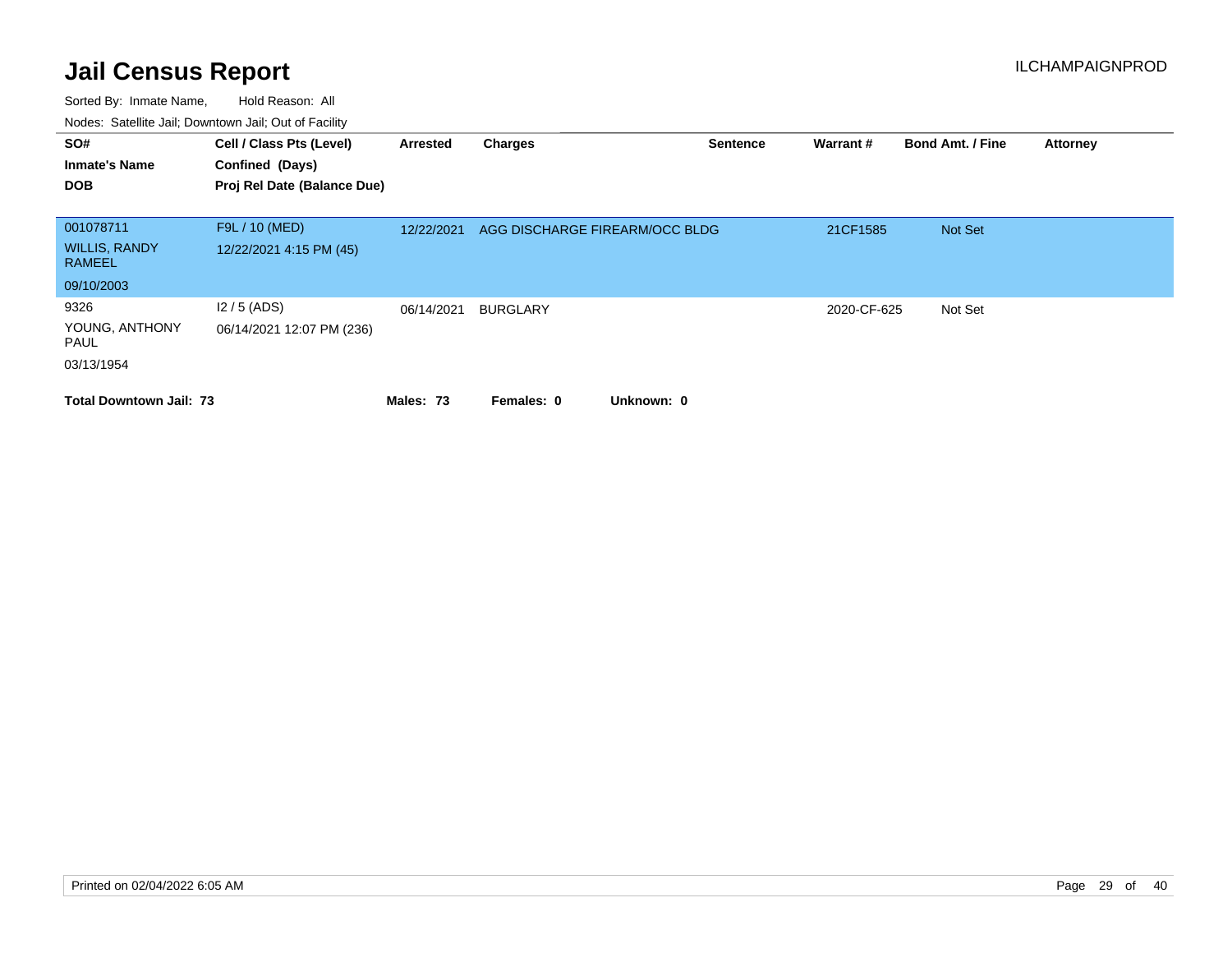# Jail Census Report

ILCHAMPAIGNPROD

Sorted By: Inmate Name, Hold Reason: All

Nodes: Satellite Jail; Downtown Jail; Out of Facility

| SO# / Inmate's Name / DOB | Cell / Class Pts (Level) / Confined (Days) / Proj Rel Date (Balance Due) | Arrested | Charges | Sentence | Warrant # | Bond Amt. / Fine | Attorney |
|---|---|---|---|---|---|---|---|
| 001078711 WILLIS, RANDY RAMEEL 09/10/2003 | F9L / 10 (MED) 12/22/2021 4:15 PM (45) | 12/22/2021 | AGG DISCHARGE FIREARM/OCC BLDG | | 21CF1585 | Not Set | |
| 9326 YOUNG, ANTHONY PAUL 03/13/1954 | I2 / 5 (ADS) 06/14/2021 12:07 PM (236) | 06/14/2021 | BURGLARY | | 2020-CF-625 | Not Set | |

**Total Downtown Jail: 73** **Males: 73** **Females: 0** **Unknown: 0**

Printed on 02/04/2022 6:05 AM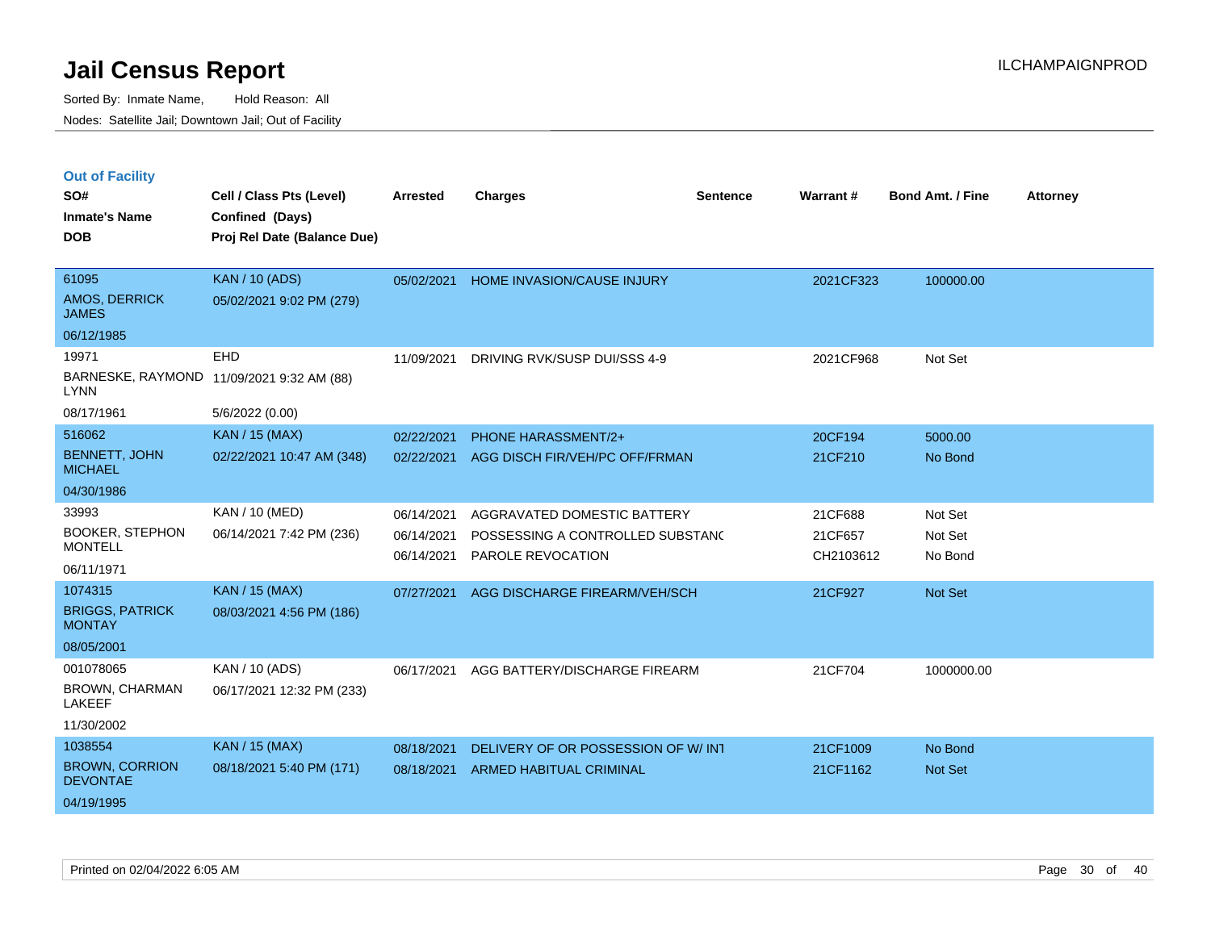# Jail Census Report

Sorted By: Inmate Name, Hold Reason: All

Nodes: Satellite Jail; Downtown Jail; Out of Facility

ILCHAMPAIGNPROD

## Out of Facility

| SO# / Inmate's Name / DOB | Cell / Class Pts (Level) / Confined (Days) / Proj Rel Date (Balance Due) | Arrested | Charges | Sentence | Warrant # | Bond Amt. / Fine | Attorney |
|---|---|---|---|---|---|---|---|
| 61095<br>AMOS, DERRICK JAMES<br>06/12/1985 | KAN / 10 (ADS)<br>05/02/2021 9:02 PM (279) | 05/02/2021 | HOME INVASION/CAUSE INJURY | | 2021CF323 | 100000.00 | |
| 19971<br>BARNESKE, RAYMOND LYNN<br>08/17/1961 | EHD<br>11/09/2021 9:32 AM (88)<br>5/6/2022 (0.00) | 11/09/2021 | DRIVING RVK/SUSP DUI/SSS 4-9 | | 2021CF968 | Not Set | |
| 516062<br>BENNETT, JOHN MICHAEL<br>04/30/1986 | KAN / 15 (MAX)<br>02/22/2021 10:47 AM (348) | 02/22/2021<br>02/22/2021 | PHONE HARASSMENT/2+<br>AGG DISCH FIR/VEH/PC OFF/FRMAN | | 20CF194<br>21CF210 | 5000.00<br>No Bond | |
| 33993<br>BOOKER, STEPHON MONTELL<br>06/11/1971 | KAN / 10 (MED)<br>06/14/2021 7:42 PM (236) | 06/14/2021<br>06/14/2021<br>06/14/2021 | AGGRAVATED DOMESTIC BATTERY<br>POSSESSING A CONTROLLED SUBSTANC<br>PAROLE REVOCATION | | 21CF688<br>21CF657<br>CH2103612 | Not Set<br>Not Set<br>No Bond | |
| 1074315<br>BRIGGS, PATRICK MONTAY<br>08/05/2001 | KAN / 15 (MAX)<br>08/03/2021 4:56 PM (186) | 07/27/2021 | AGG DISCHARGE FIREARM/VEH/SCH | | 21CF927 | Not Set | |
| 001078065<br>BROWN, CHARMAN LAKEEF<br>11/30/2002 | KAN / 10 (ADS)<br>06/17/2021 12:32 PM (233) | 06/17/2021 | AGG BATTERY/DISCHARGE FIREARM | | 21CF704 | 1000000.00 | |
| 1038554<br>BROWN, CORRION DEVONTAE<br>04/19/1995 | KAN / 15 (MAX)<br>08/18/2021 5:40 PM (171) | 08/18/2021<br>08/18/2021 | DELIVERY OF OR POSSESSION OF W/ INT<br>ARMED HABITUAL CRIMINAL | | 21CF1009<br>21CF1162 | No Bond<br>Not Set | |

Printed on 02/04/2022 6:05 AM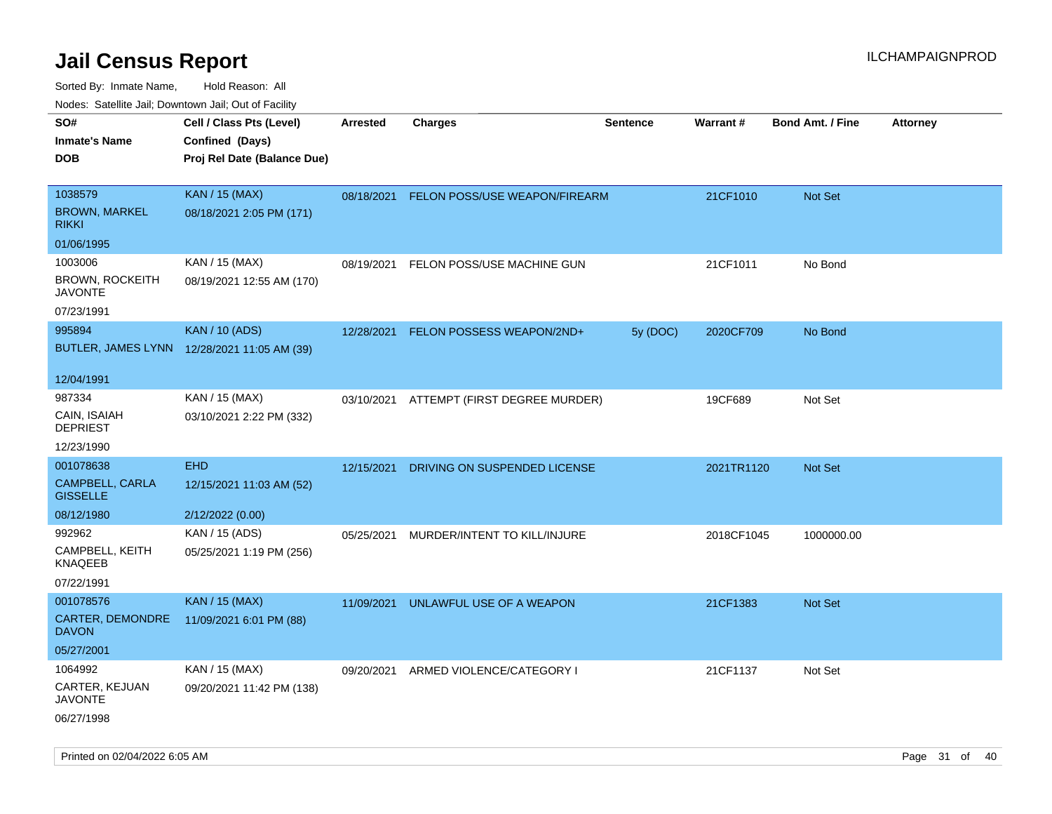# Jail Census Report

ILCHAMPAIGNPROD

Sorted By: Inmate Name, Hold Reason: All

Nodes: Satellite Jail; Downtown Jail; Out of Facility

| SO# / Inmate's Name / DOB | Cell / Class Pts (Level) / Confined (Days) / Proj Rel Date (Balance Due) | Arrested | Charges | Sentence | Warrant # | Bond Amt. / Fine | Attorney |
|---|---|---|---|---|---|---|---|
| 1038579<br>BROWN, MARKEL RIKKI<br>01/06/1995 | KAN / 15 (MAX)<br>08/18/2021 2:05 PM (171) | 08/18/2021 | FELON POSS/USE WEAPON/FIREARM | | 21CF1010 | Not Set | |
| 1003006<br>BROWN, ROCKEITH JAVONTE<br>07/23/1991 | KAN / 15 (MAX)<br>08/19/2021 12:55 AM (170) | 08/19/2021 | FELON POSS/USE MACHINE GUN | | 21CF1011 | No Bond | |
| 995894<br>BUTLER, JAMES LYNN<br>12/04/1991 | KAN / 10 (ADS)<br>12/28/2021 11:05 AM (39) | 12/28/2021 | FELON POSSESS WEAPON/2ND+ | 5y (DOC) | 2020CF709 | No Bond | |
| 987334<br>CAIN, ISAIAH DEPRIEST<br>12/23/1990 | KAN / 15 (MAX)<br>03/10/2021 2:22 PM (332) | 03/10/2021 | ATTEMPT (FIRST DEGREE MURDER) | | 19CF689 | Not Set | |
| 001078638<br>CAMPBELL, CARLA GISSELLE<br>08/12/1980 | EHD<br>12/15/2021 11:03 AM (52)<br>2/12/2022 (0.00) | 12/15/2021 | DRIVING ON SUSPENDED LICENSE | | 2021TR1120 | Not Set | |
| 992962<br>CAMPBELL, KEITH KNAQEEB<br>07/22/1991 | KAN / 15 (ADS)<br>05/25/2021 1:19 PM (256) | 05/25/2021 | MURDER/INTENT TO KILL/INJURE | | 2018CF1045 | 1000000.00 | |
| 001078576<br>CARTER, DEMONDRE DAVON<br>05/27/2001 | KAN / 15 (MAX)<br>11/09/2021 6:01 PM (88) | 11/09/2021 | UNLAWFUL USE OF A WEAPON | | 21CF1383 | Not Set | |
| 1064992<br>CARTER, KEJUAN JAVONTE<br>06/27/1998 | KAN / 15 (MAX)<br>09/20/2021 11:42 PM (138) | 09/20/2021 | ARMED VIOLENCE/CATEGORY I | | 21CF1137 | Not Set | |

Printed on 02/04/2022 6:05 AM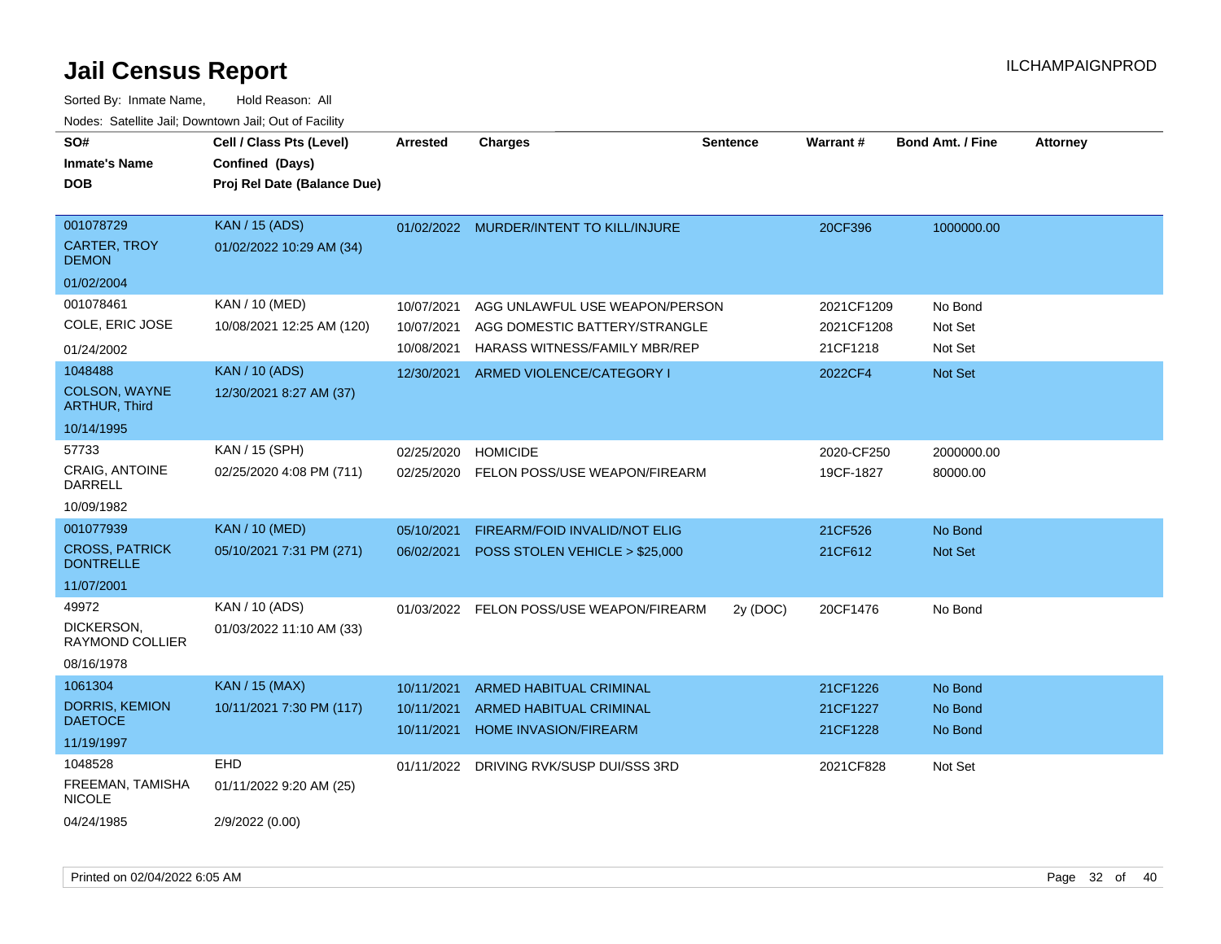# Jail Census Report

ILCHAMPAIGNPROD

Sorted By: Inmate Name, Hold Reason: All

Nodes: Satellite Jail; Downtown Jail; Out of Facility

| SO# / Inmate's Name / DOB | Cell / Class Pts (Level) / Confined (Days) / Proj Rel Date (Balance Due) | Arrested | Charges | Sentence | Warrant # | Bond Amt. / Fine | Attorney |
|---|---|---|---|---|---|---|---|
| 001078729 CARTER, TROY DEMON 01/02/2004 | KAN / 15 (ADS) 01/02/2022 10:29 AM (34) | 01/02/2022 | MURDER/INTENT TO KILL/INJURE | | 20CF396 | 1000000.00 | |
| 001078461 COLE, ERIC JOSE 01/24/2002 | KAN / 10 (MED) 10/08/2021 12:25 AM (120) | 10/07/2021 | AGG UNLAWFUL USE WEAPON/PERSON | | 2021CF1209 | No Bond | |
| | | 10/07/2021 | AGG DOMESTIC BATTERY/STRANGLE | | 2021CF1208 | Not Set | |
| | | 10/08/2021 | HARASS WITNESS/FAMILY MBR/REP | | 21CF1218 | Not Set | |
| 1048488 COLSON, WAYNE ARTHUR, Third 10/14/1995 | KAN / 10 (ADS) 12/30/2021 8:27 AM (37) | 12/30/2021 | ARMED VIOLENCE/CATEGORY I | | 2022CF4 | Not Set | |
| 57733 CRAIG, ANTOINE DARRELL 10/09/1982 | KAN / 15 (SPH) 02/25/2020 4:08 PM (711) | 02/25/2020 | HOMICIDE | | 2020-CF250 | 2000000.00 | |
| | | 02/25/2020 | FELON POSS/USE WEAPON/FIREARM | | 19CF-1827 | 80000.00 | |
| 001077939 CROSS, PATRICK DONTRELLE 11/07/2001 | KAN / 10 (MED) 05/10/2021 7:31 PM (271) | 05/10/2021 | FIREARM/FOID INVALID/NOT ELIG | | 21CF526 | No Bond | |
| | | 06/02/2021 | POSS STOLEN VEHICLE > $25,000 | | 21CF612 | Not Set | |
| 49972 DICKERSON, RAYMOND COLLIER 08/16/1978 | KAN / 10 (ADS) 01/03/2022 11:10 AM (33) | 01/03/2022 | FELON POSS/USE WEAPON/FIREARM | 2y (DOC) | 20CF1476 | No Bond | |
| 1061304 DORRIS, KEMION DAETOCE 11/19/1997 | KAN / 15 (MAX) 10/11/2021 7:30 PM (117) | 10/11/2021 | ARMED HABITUAL CRIMINAL | | 21CF1226 | No Bond | |
| | | 10/11/2021 | ARMED HABITUAL CRIMINAL | | 21CF1227 | No Bond | |
| | | 10/11/2021 | HOME INVASION/FIREARM | | 21CF1228 | No Bond | |
| 1048528 FREEMAN, TAMISHA NICOLE 04/24/1985 | EHD 01/11/2022 9:20 AM (25) 2/9/2022 (0.00) | 01/11/2022 | DRIVING RVK/SUSP DUI/SSS 3RD | | 2021CF828 | Not Set | |

Printed on 02/04/2022 6:05 AM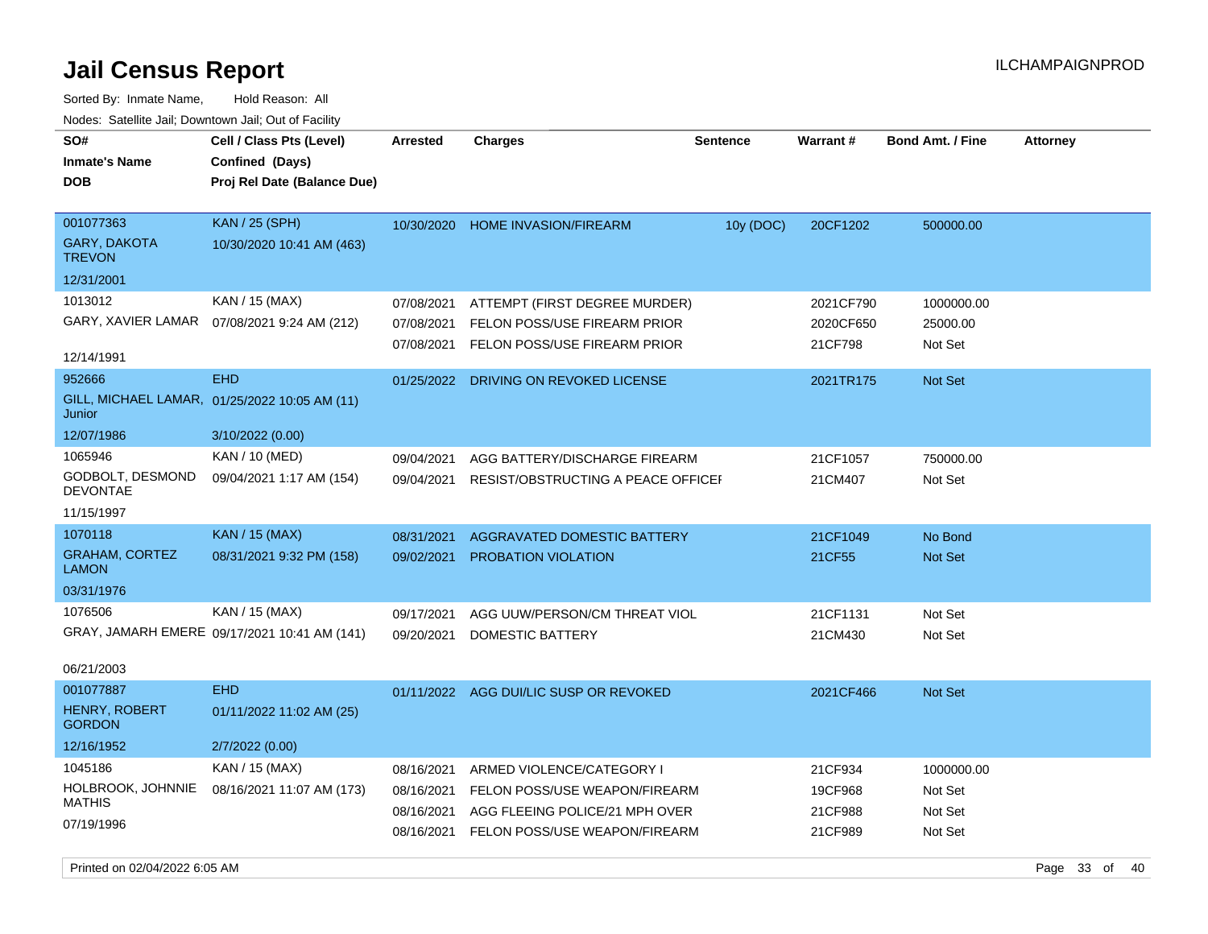# Jail Census Report

ILCHAMPAIGNPROD

Sorted By: Inmate Name, Hold Reason: All

Nodes: Satellite Jail; Downtown Jail; Out of Facility

| SO# / Inmate's Name / DOB | Cell / Class Pts (Level) / Confined (Days) / Proj Rel Date (Balance Due) | Arrested | Charges | Sentence | Warrant # | Bond Amt. / Fine | Attorney |
|---|---|---|---|---|---|---|---|
| 001077363<br>GARY, DAKOTA TREVON<br>12/31/2001 | KAN / 25 (SPH)<br>10/30/2020 10:41 AM (463) | 10/30/2020 | HOME INVASION/FIREARM | 10y (DOC) | 20CF1202 | 500000.00 | |
| 1013012<br>GARY, XAVIER LAMAR<br>12/14/1991 | KAN / 15 (MAX)<br>07/08/2021 9:24 AM (212) | 07/08/2021 | ATTEMPT (FIRST DEGREE MURDER) | | 2021CF790 | 1000000.00 | |
| | | 07/08/2021 | FELON POSS/USE FIREARM PRIOR | | 2020CF650 | 25000.00 | |
| | | 07/08/2021 | FELON POSS/USE FIREARM PRIOR | | 21CF798 | Not Set | |
| 952666<br>GILL, MICHAEL LAMAR, Junior<br>12/07/1986 | EHD<br>01/25/2022 10:05 AM (11)<br>3/10/2022 (0.00) | 01/25/2022 | DRIVING ON REVOKED LICENSE | | 2021TR175 | Not Set | |
| 1065946<br>GODBOLT, DESMOND DEVONTAE<br>11/15/1997 | KAN / 10 (MED)<br>09/04/2021 1:17 AM (154) | 09/04/2021 | AGG BATTERY/DISCHARGE FIREARM | | 21CF1057 | 750000.00 | |
| | | 09/04/2021 | RESIST/OBSTRUCTING A PEACE OFFICEI | | 21CM407 | Not Set | |
| 1070118<br>GRAHAM, CORTEZ LAMON<br>03/31/1976 | KAN / 15 (MAX)<br>08/31/2021 9:32 PM (158) | 08/31/2021 | AGGRAVATED DOMESTIC BATTERY | | 21CF1049 | No Bond | |
| | | 09/02/2021 | PROBATION VIOLATION | | 21CF55 | Not Set | |
| 1076506<br>GRAY, JAMARH EMERE<br>06/21/2003 | KAN / 15 (MAX)<br>09/17/2021 10:41 AM (141) | 09/17/2021 | AGG UUW/PERSON/CM THREAT VIOL | | 21CF1131 | Not Set | |
| | | 09/20/2021 | DOMESTIC BATTERY | | 21CM430 | Not Set | |
| 001077887<br>HENRY, ROBERT GORDON<br>12/16/1952 | EHD<br>01/11/2022 11:02 AM (25)<br>2/7/2022 (0.00) | 01/11/2022 | AGG DUI/LIC SUSP OR REVOKED | | 2021CF466 | Not Set | |
| 1045186<br>HOLBROOK, JOHNNIE MATHIS<br>07/19/1996 | KAN / 15 (MAX)<br>08/16/2021 11:07 AM (173) | 08/16/2021 | ARMED VIOLENCE/CATEGORY I | | 21CF934 | 1000000.00 | |
| | | 08/16/2021 | FELON POSS/USE WEAPON/FIREARM | | 19CF968 | Not Set | |
| | | 08/16/2021 | AGG FLEEING POLICE/21 MPH OVER | | 21CF988 | Not Set | |
| | | 08/16/2021 | FELON POSS/USE WEAPON/FIREARM | | 21CF989 | Not Set | |

Printed on 02/04/2022 6:05 AM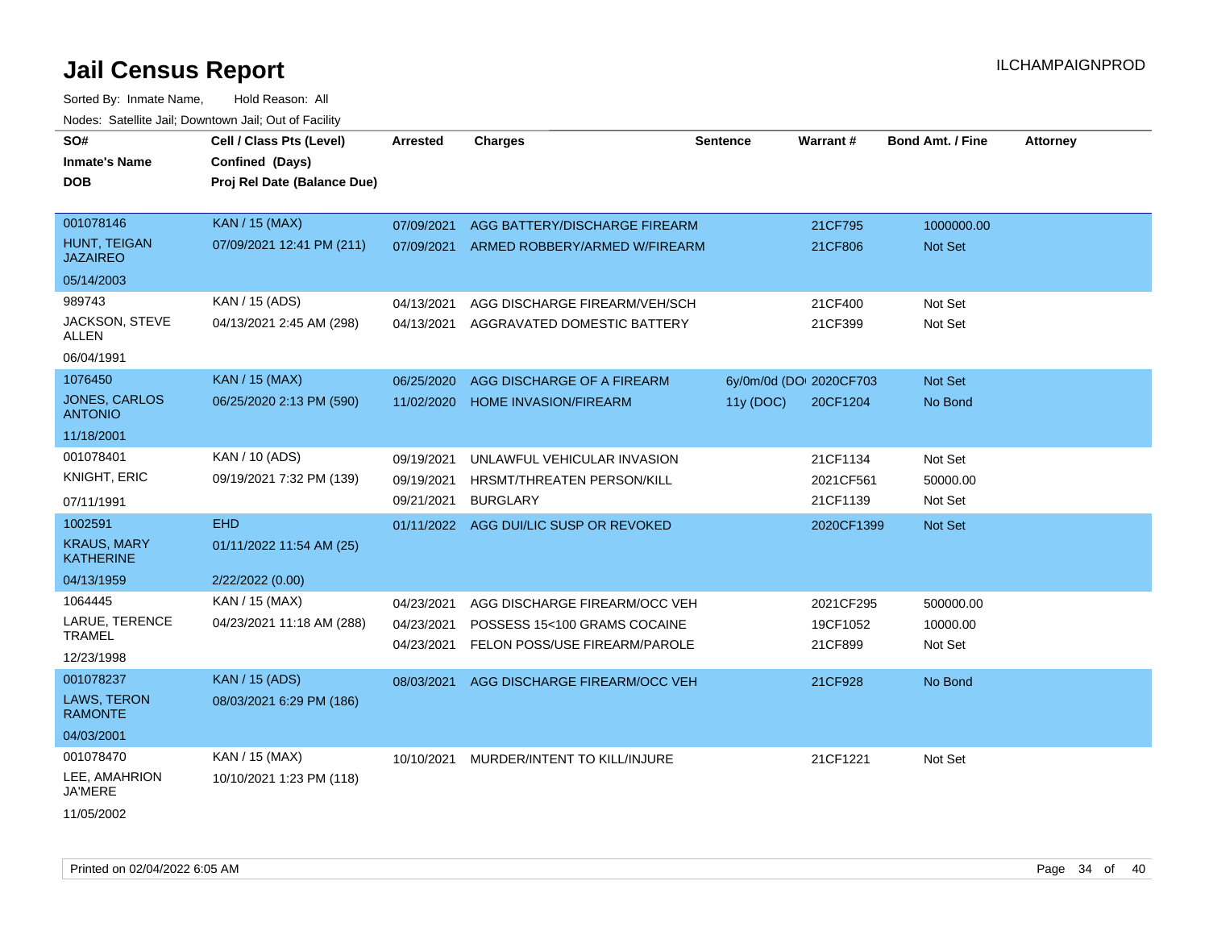# Jail Census Report

ILCHAMPAIGNPROD

Sorted By: Inmate Name, Hold Reason: All

Nodes: Satellite Jail; Downtown Jail; Out of Facility

| SO# / Inmate's Name / DOB | Cell / Class Pts (Level) / Confined (Days) / Proj Rel Date (Balance Due) | Arrested | Charges | Sentence | Warrant # | Bond Amt. / Fine | Attorney |
|---|---|---|---|---|---|---|---|
| 001078146<br>HUNT, TEIGAN JAZAIREO<br>05/14/2003 | KAN / 15 (MAX)<br>07/09/2021 12:41 PM (211) | 07/09/2021<br>07/09/2021 | AGG BATTERY/DISCHARGE FIREARM<br>ARMED ROBBERY/ARMED W/FIREARM | | 21CF795<br>21CF806 | 1000000.00<br>Not Set | |
| 989743<br>JACKSON, STEVE ALLEN<br>06/04/1991 | KAN / 15 (ADS)<br>04/13/2021 2:45 AM (298) | 04/13/2021<br>04/13/2021 | AGG DISCHARGE FIREARM/VEH/SCH<br>AGGRAVATED DOMESTIC BATTERY | | 21CF400<br>21CF399 | Not Set<br>Not Set | |
| 1076450<br>JONES, CARLOS ANTONIO<br>11/18/2001 | KAN / 15 (MAX)<br>06/25/2020 2:13 PM (590) | 06/25/2020<br>11/02/2020 | AGG DISCHARGE OF A FIREARM<br>HOME INVASION/FIREARM | 6y/0m/0d (DOI<br>11y (DOC) | 2020CF703<br>20CF1204 | Not Set<br>No Bond | |
| 001078401<br>KNIGHT, ERIC<br>07/11/1991 | KAN / 10 (ADS)<br>09/19/2021 7:32 PM (139) | 09/19/2021<br>09/19/2021<br>09/21/2021 | UNLAWFUL VEHICULAR INVASION<br>HRSMT/THREATEN PERSON/KILL<br>BURGLARY | | 21CF1134<br>2021CF561<br>21CF1139 | Not Set<br>50000.00<br>Not Set | |
| 1002591<br>KRAUS, MARY KATHERINE<br>04/13/1959 | EHD<br>01/11/2022 11:54 AM (25)<br>2/22/2022 (0.00) | 01/11/2022 | AGG DUI/LIC SUSP OR REVOKED | | 2020CF1399 | Not Set | |
| 1064445<br>LARUE, TERENCE TRAMEL<br>12/23/1998 | KAN / 15 (MAX)<br>04/23/2021 11:18 AM (288) | 04/23/2021<br>04/23/2021<br>04/23/2021 | AGG DISCHARGE FIREARM/OCC VEH<br>POSSESS 15<100 GRAMS COCAINE<br>FELON POSS/USE FIREARM/PAROLE | | 2021CF295<br>19CF1052<br>21CF899 | 500000.00<br>10000.00<br>Not Set | |
| 001078237<br>LAWS, TERON RAMONTE<br>04/03/2001 | KAN / 15 (ADS)<br>08/03/2021 6:29 PM (186) | 08/03/2021 | AGG DISCHARGE FIREARM/OCC VEH | | 21CF928 | No Bond | |
| 001078470<br>LEE, AMAHRION JA'MERE<br>11/05/2002 | KAN / 15 (MAX)<br>10/10/2021 1:23 PM (118) | 10/10/2021 | MURDER/INTENT TO KILL/INJURE | | 21CF1221 | Not Set | |

Printed on 02/04/2022 6:05 AM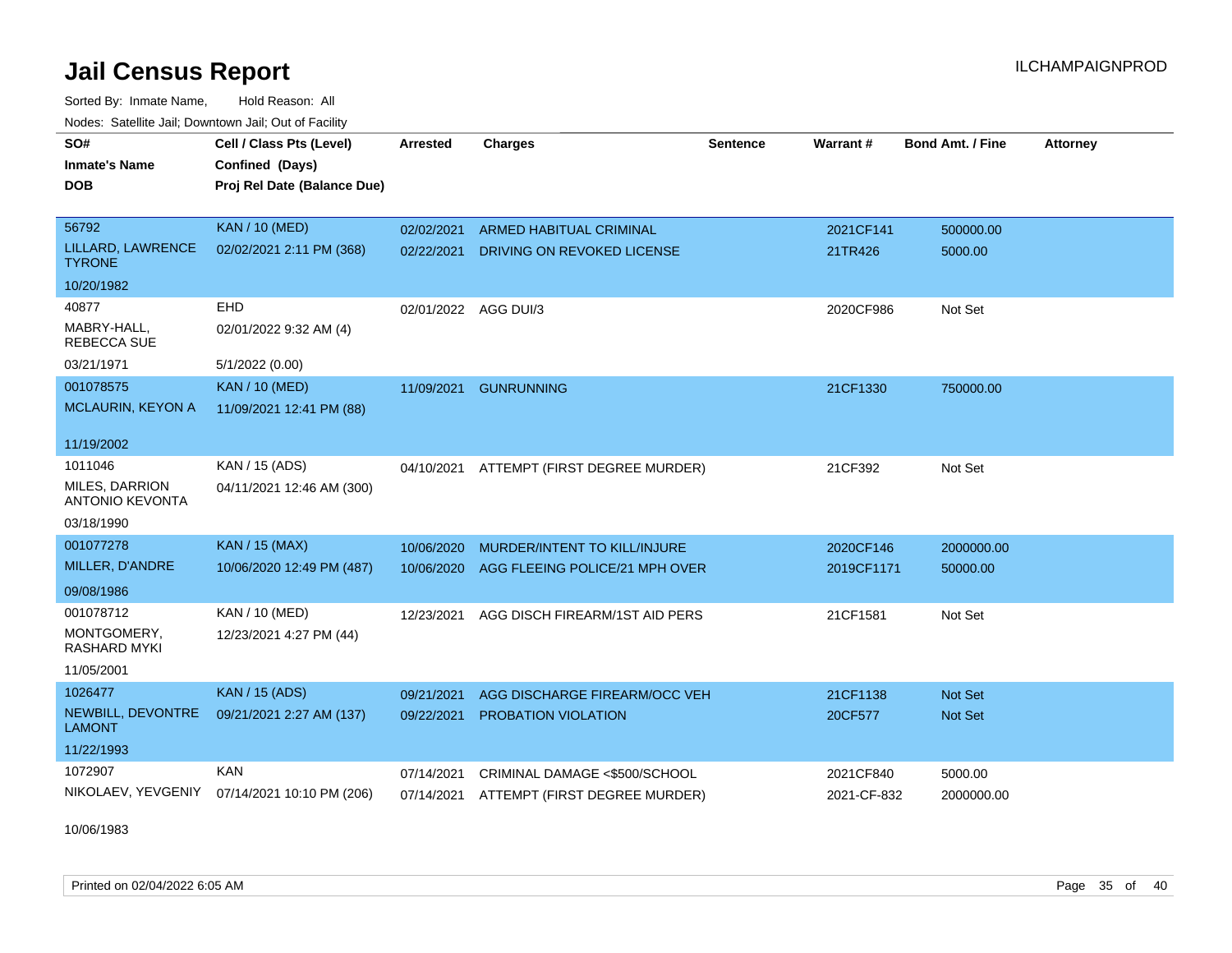# Jail Census Report

ILCHAMPAIGNPROD

Sorted By: Inmate Name, Hold Reason: All

Nodes: Satellite Jail; Downtown Jail; Out of Facility

| SO# / Inmate's Name / DOB | Cell / Class Pts (Level) / Confined (Days) / Proj Rel Date (Balance Due) | Arrested | Charges | Sentence | Warrant # | Bond Amt. / Fine | Attorney |
|---|---|---|---|---|---|---|---|
| 56792<br>LILLARD, LAWRENCE TYRONE<br>10/20/1982 | KAN / 10 (MED)<br>02/02/2021 2:11 PM (368) | 02/02/2021<br>02/22/2021 | ARMED HABITUAL CRIMINAL<br>DRIVING ON REVOKED LICENSE | | 2021CF141<br>21TR426 | 500000.00<br>5000.00 | |
| 40877<br>MABRY-HALL, REBECCA SUE<br>03/21/1971 | EHD<br>02/01/2022 9:32 AM (4)<br>5/1/2022 (0.00) | 02/01/2022 | AGG DUI/3 | | 2020CF986 | Not Set | |
| 001078575<br>MCLAURIN, KEYON A<br>11/19/2002 | KAN / 10 (MED)<br>11/09/2021 12:41 PM (88) | 11/09/2021 | GUNRUNNING | | 21CF1330 | 750000.00 | |
| 1011046<br>MILES, DARRION ANTONIO KEVONTA<br>03/18/1990 | KAN / 15 (ADS)<br>04/11/2021 12:46 AM (300) | 04/10/2021 | ATTEMPT (FIRST DEGREE MURDER) | | 21CF392 | Not Set | |
| 001077278<br>MILLER, D'ANDRE<br>09/08/1986 | KAN / 15 (MAX)<br>10/06/2020 12:49 PM (487) | 10/06/2020<br>10/06/2020 | MURDER/INTENT TO KILL/INJURE<br>AGG FLEEING POLICE/21 MPH OVER | | 2020CF146<br>2019CF1171 | 2000000.00<br>50000.00 | |
| 001078712<br>MONTGOMERY, RASHARD MYKI<br>11/05/2001 | KAN / 10 (MED)<br>12/23/2021 4:27 PM (44) | 12/23/2021 | AGG DISCH FIREARM/1ST AID PERS | | 21CF1581 | Not Set | |
| 1026477<br>NEWBILL, DEVONTRE LAMONT<br>11/22/1993 | KAN / 15 (ADS)<br>09/21/2021 2:27 AM (137) | 09/21/2021<br>09/22/2021 | AGG DISCHARGE FIREARM/OCC VEH<br>PROBATION VIOLATION | | 21CF1138<br>20CF577 | Not Set<br>Not Set | |
| 1072907<br>NIKOLAEV, YEVGENIY<br>10/06/1983 | KAN<br>07/14/2021 10:10 PM (206) | 07/14/2021<br>07/14/2021 | CRIMINAL DAMAGE <$500/SCHOOL<br>ATTEMPT (FIRST DEGREE MURDER) | | 2021CF840<br>2021-CF-832 | 5000.00<br>2000000.00 | |

Printed on 02/04/2022 6:05 AM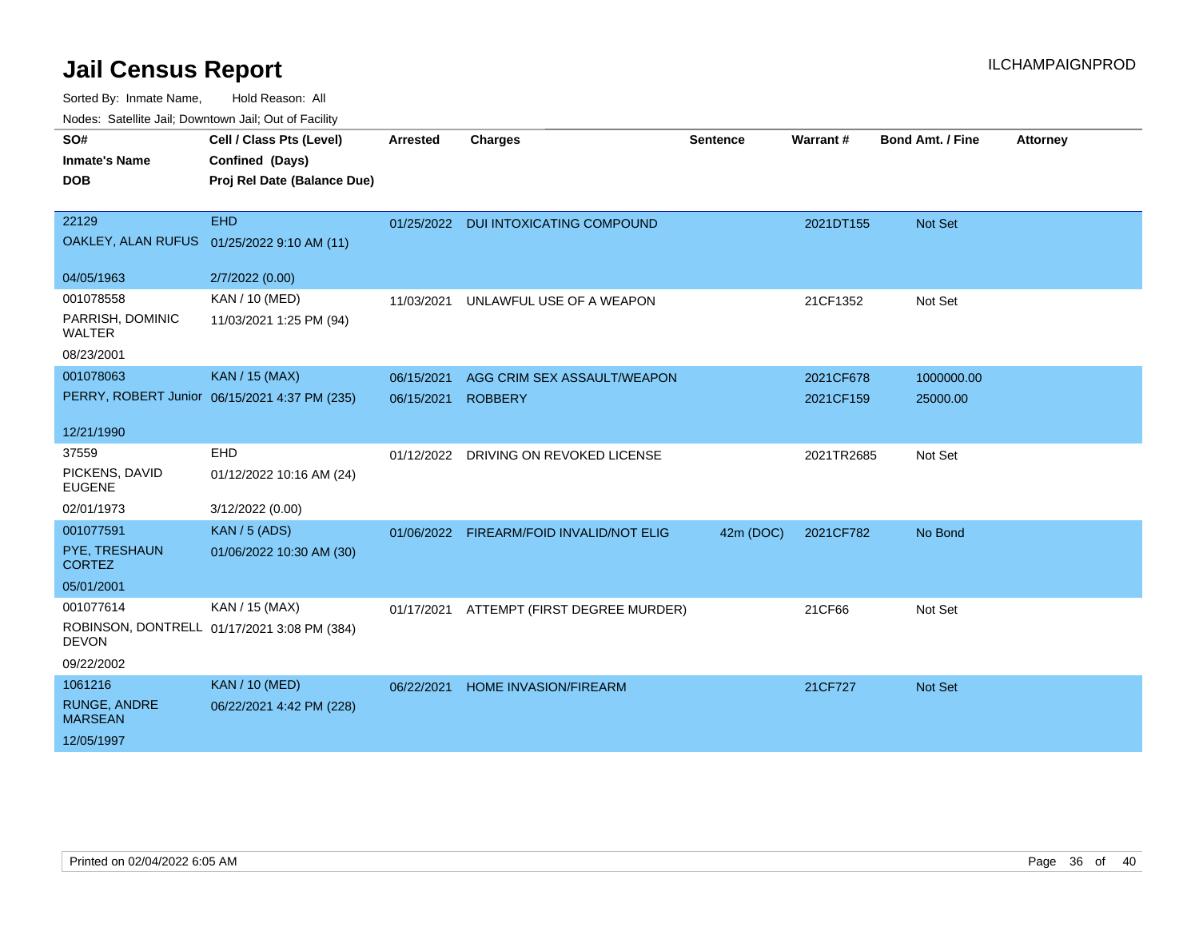# Jail Census Report

ILCHAMPAIGNPROD

Sorted By: Inmate Name, Hold Reason: All

Nodes: Satellite Jail; Downtown Jail; Out of Facility

| SO#<br>Inmate's Name<br>DOB | Cell / Class Pts (Level)<br>Confined (Days)<br>Proj Rel Date (Balance Due) | Arrested | Charges | Sentence | Warrant # | Bond Amt. / Fine | Attorney |
|---|---|---|---|---|---|---|---|
| 22129<br>OAKLEY, ALAN RUFUS<br>04/05/1963 | EHD<br>01/25/2022 9:10 AM (11)<br>2/7/2022 (0.00) | 01/25/2022 | DUI INTOXICATING COMPOUND | | 2021DT155 | Not Set | |
| 001078558<br>PARRISH, DOMINIC WALTER<br>08/23/2001 | KAN / 10 (MED)<br>11/03/2021 1:25 PM (94) | 11/03/2021 | UNLAWFUL USE OF A WEAPON | | 21CF1352 | Not Set | |
| 001078063<br>PERRY, ROBERT Junior<br>12/21/1990 | KAN / 15 (MAX)<br>06/15/2021 4:37 PM (235) | 06/15/2021<br>06/15/2021 | AGG CRIM SEX ASSAULT/WEAPON<br>ROBBERY | | 2021CF678<br>2021CF159 | 1000000.00<br>25000.00 | |
| 37559<br>PICKENS, DAVID EUGENE<br>02/01/1973 | EHD<br>01/12/2022 10:16 AM (24)<br>3/12/2022 (0.00) | 01/12/2022 | DRIVING ON REVOKED LICENSE | | 2021TR2685 | Not Set | |
| 001077591<br>PYE, TRESHAUN CORTEZ<br>05/01/2001 | KAN / 5 (ADS)<br>01/06/2022 10:30 AM (30) | 01/06/2022 | FIREARM/FOID INVALID/NOT ELIG | 42m (DOC) | 2021CF782 | No Bond | |
| 001077614<br>ROBINSON, DONTRELL DEVON<br>09/22/2002 | KAN / 15 (MAX)<br>01/17/2021 3:08 PM (384) | 01/17/2021 | ATTEMPT (FIRST DEGREE MURDER) | | 21CF66 | Not Set | |
| 1061216<br>RUNGE, ANDRE MARSEAN<br>12/05/1997 | KAN / 10 (MED)<br>06/22/2021 4:42 PM (228) | 06/22/2021 | HOME INVASION/FIREARM | | 21CF727 | Not Set | |

Printed on 02/04/2022 6:05 AM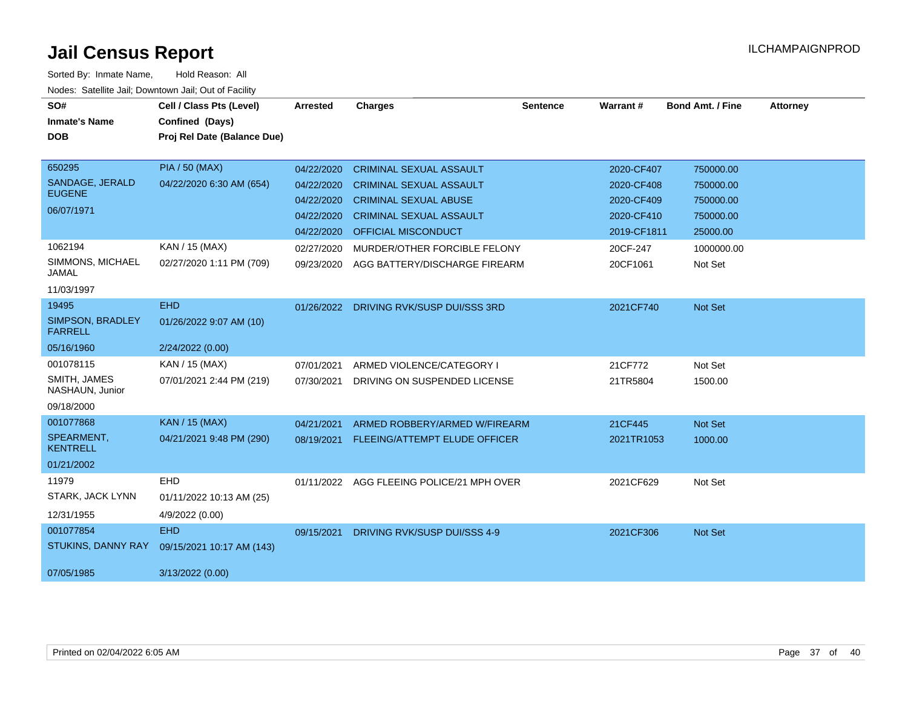# Jail Census Report

Sorted By: Inmate Name, Hold Reason: All

Nodes: Satellite Jail; Downtown Jail; Out of Facility

| SO# / Inmate's Name / DOB | Cell / Class Pts (Level) / Confined (Days) / Proj Rel Date (Balance Due) | Arrested | Charges | Sentence | Warrant # | Bond Amt. / Fine | Attorney |
|---|---|---|---|---|---|---|---|
| 650295 SANDAGE, JERALD EUGENE 06/07/1971 | PIA / 50 (MAX) 04/22/2020 6:30 AM (654) | 04/22/2020 | CRIMINAL SEXUAL ASSAULT | | 2020-CF407 | 750000.00 | |
| | | 04/22/2020 | CRIMINAL SEXUAL ASSAULT | | 2020-CF408 | 750000.00 | |
| | | 04/22/2020 | CRIMINAL SEXUAL ABUSE | | 2020-CF409 | 750000.00 | |
| | | 04/22/2020 | CRIMINAL SEXUAL ASSAULT | | 2020-CF410 | 750000.00 | |
| | | 04/22/2020 | OFFICIAL MISCONDUCT | | 2019-CF1811 | 25000.00 | |
| 1062194 SIMMONS, MICHAEL JAMAL 11/03/1997 | KAN / 15 (MAX) 02/27/2020 1:11 PM (709) | 02/27/2020 | MURDER/OTHER FORCIBLE FELONY | | 20CF-247 | 1000000.00 | |
| | | 09/23/2020 | AGG BATTERY/DISCHARGE FIREARM | | 20CF1061 | Not Set | |
| 19495 SIMPSON, BRADLEY FARRELL 05/16/1960 | EHD 01/26/2022 9:07 AM (10) 2/24/2022 (0.00) | 01/26/2022 | DRIVING RVK/SUSP DUI/SSS 3RD | | 2021CF740 | Not Set | |
| 001078115 SMITH, JAMES NASHAUN, Junior 09/18/2000 | KAN / 15 (MAX) 07/01/2021 2:44 PM (219) | 07/01/2021 | ARMED VIOLENCE/CATEGORY I | | 21CF772 | Not Set | |
| | | 07/30/2021 | DRIVING ON SUSPENDED LICENSE | | 21TR5804 | 1500.00 | |
| 001077868 SPEARMENT, KENTRELL 01/21/2002 | KAN / 15 (MAX) 04/21/2021 9:48 PM (290) | 04/21/2021 | ARMED ROBBERY/ARMED W/FIREARM | | 21CF445 | Not Set | |
| | | 08/19/2021 | FLEEING/ATTEMPT ELUDE OFFICER | | 2021TR1053 | 1000.00 | |
| 11979 STARK, JACK LYNN 12/31/1955 | EHD 01/11/2022 10:13 AM (25) 4/9/2022 (0.00) | 01/11/2022 | AGG FLEEING POLICE/21 MPH OVER | | 2021CF629 | Not Set | |
| 001077854 STUKINS, DANNY RAY 07/05/1985 | EHD 09/15/2021 10:17 AM (143) 3/13/2022 (0.00) | 09/15/2021 | DRIVING RVK/SUSP DUI/SSS 4-9 | | 2021CF306 | Not Set | |

Printed on 02/04/2022 6:05 AM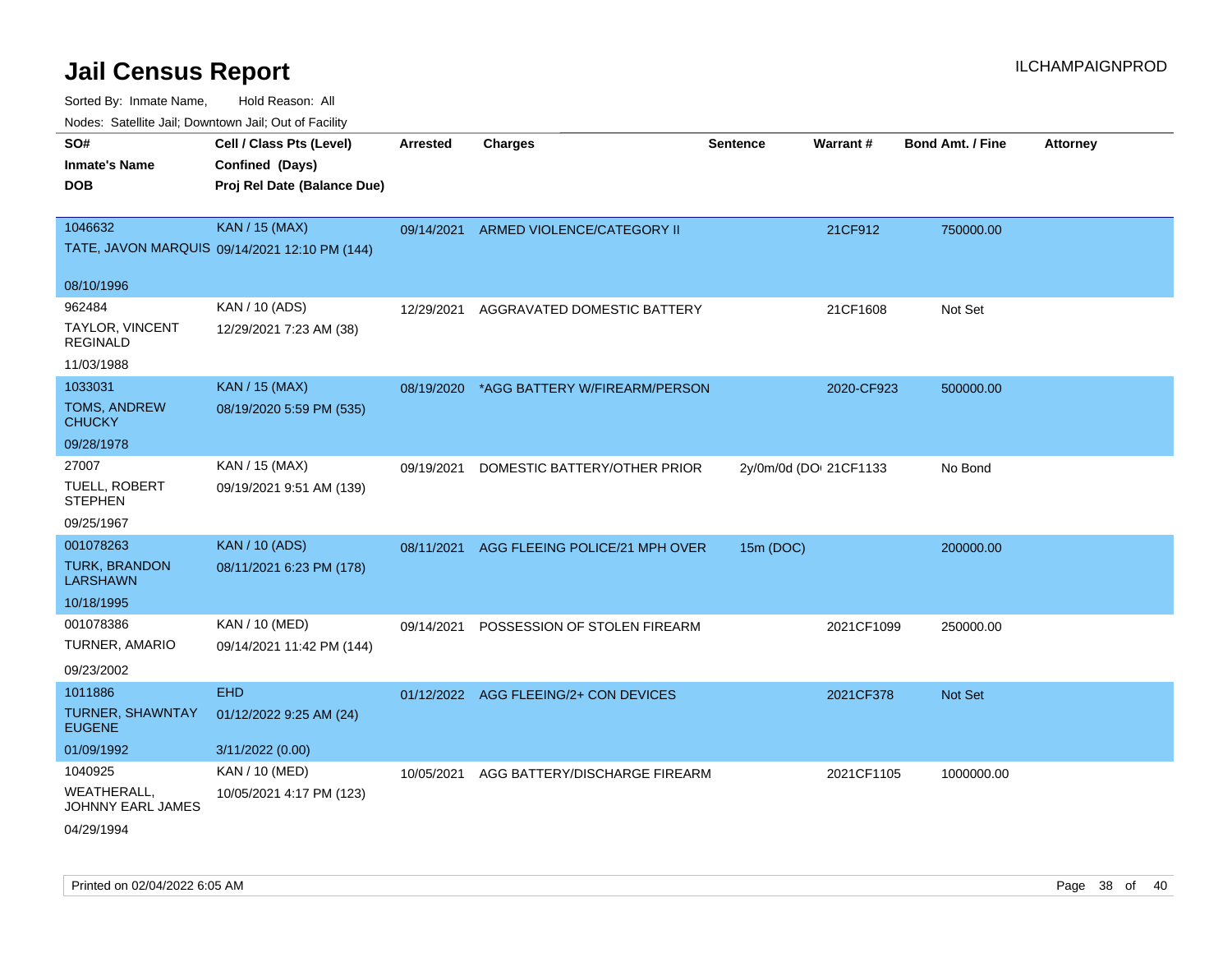# Jail Census Report

ILCHAMPAIGNPROD

Sorted By: Inmate Name, Hold Reason: All

Nodes: Satellite Jail; Downtown Jail; Out of Facility

| SO# / Inmate's Name / DOB | Cell / Class Pts (Level) / Confined (Days) / Proj Rel Date (Balance Due) | Arrested | Charges | Sentence | Warrant # | Bond Amt. / Fine | Attorney |
|---|---|---|---|---|---|---|---|
| 1046632<br>TATE, JAVON MARQUIS<br>08/10/1996 | KAN / 15 (MAX)<br>09/14/2021 12:10 PM (144) | 09/14/2021 | ARMED VIOLENCE/CATEGORY II | | 21CF912 | 750000.00 | |
| 962484<br>TAYLOR, VINCENT REGINALD<br>11/03/1988 | KAN / 10 (ADS)<br>12/29/2021 7:23 AM (38) | 12/29/2021 | AGGRAVATED DOMESTIC BATTERY | | 21CF1608 | Not Set | |
| 1033031<br>TOMS, ANDREW CHUCKY<br>09/28/1978 | KAN / 15 (MAX)<br>08/19/2020 5:59 PM (535) | 08/19/2020 | *AGG BATTERY W/FIREARM/PERSON | | 2020-CF923 | 500000.00 | |
| 27007<br>TUELL, ROBERT STEPHEN<br>09/25/1967 | KAN / 15 (MAX)<br>09/19/2021 9:51 AM (139) | 09/19/2021 | DOMESTIC BATTERY/OTHER PRIOR | 2y/0m/0d (DO | 21CF1133 | No Bond | |
| 001078263<br>TURK, BRANDON LARSHAWN<br>10/18/1995 | KAN / 10 (ADS)<br>08/11/2021 6:23 PM (178) | 08/11/2021 | AGG FLEEING POLICE/21 MPH OVER | 15m (DOC) | | 200000.00 | |
| 001078386<br>TURNER, AMARIO<br>09/23/2002 | KAN / 10 (MED)<br>09/14/2021 11:42 PM (144) | 09/14/2021 | POSSESSION OF STOLEN FIREARM | | 2021CF1099 | 250000.00 | |
| 1011886<br>TURNER, SHAWNTAY EUGENE<br>01/09/1992 | EHD<br>01/12/2022 9:25 AM (24)<br>3/11/2022 (0.00) | 01/12/2022 | AGG FLEEING/2+ CON DEVICES | | 2021CF378 | Not Set | |
| 1040925<br>WEATHERALL, JOHNNY EARL JAMES<br>04/29/1994 | KAN / 10 (MED)<br>10/05/2021 4:17 PM (123) | 10/05/2021 | AGG BATTERY/DISCHARGE FIREARM | | 2021CF1105 | 1000000.00 | |

Printed on 02/04/2022 6:05 AM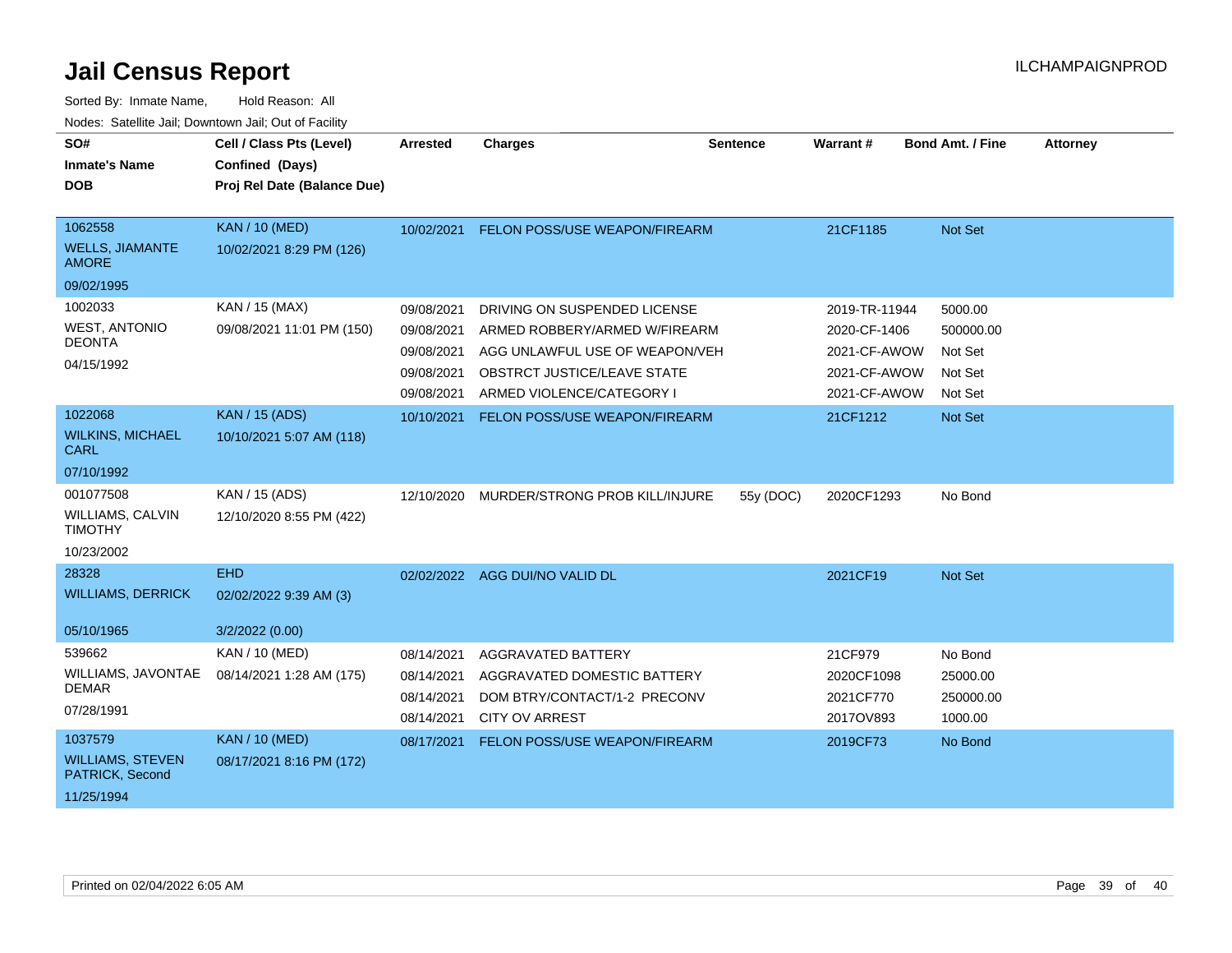# Jail Census Report

Sorted By: Inmate Name, Hold Reason: All

Nodes: Satellite Jail; Downtown Jail; Out of Facility

| SO# / Inmate's Name / DOB | Cell / Class Pts (Level) / Confined (Days) / Proj Rel Date (Balance Due) | Arrested | Charges | Sentence | Warrant # | Bond Amt. / Fine | Attorney |
|---|---|---|---|---|---|---|---|
| 1062558 WELLS, JIAMANTE AMORE 09/02/1995 | KAN / 10 (MED) 10/02/2021 8:29 PM (126) | 10/02/2021 | FELON POSS/USE WEAPON/FIREARM | | 21CF1185 | Not Set | |
| 1002033 WEST, ANTONIO DEONTA 04/15/1992 | KAN / 15 (MAX) 09/08/2021 11:01 PM (150) | 09/08/2021 | DRIVING ON SUSPENDED LICENSE | | 2019-TR-11944 | 5000.00 | |
| | | 09/08/2021 | ARMED ROBBERY/ARMED W/FIREARM | | 2020-CF-1406 | 500000.00 | |
| | | 09/08/2021 | AGG UNLAWFUL USE OF WEAPON/VEH | | 2021-CF-AWOW | Not Set | |
| | | 09/08/2021 | OBSTRCT JUSTICE/LEAVE STATE | | 2021-CF-AWOW | Not Set | |
| | | 09/08/2021 | ARMED VIOLENCE/CATEGORY I | | 2021-CF-AWOW | Not Set | |
| 1022068 WILKINS, MICHAEL CARL 07/10/1992 | KAN / 15 (ADS) 10/10/2021 5:07 AM (118) | 10/10/2021 | FELON POSS/USE WEAPON/FIREARM | | 21CF1212 | Not Set | |
| 001077508 WILLIAMS, CALVIN TIMOTHY 10/23/2002 | KAN / 15 (ADS) 12/10/2020 8:55 PM (422) | 12/10/2020 | MURDER/STRONG PROB KILL/INJURE | 55y (DOC) | 2020CF1293 | No Bond | |
| 28328 WILLIAMS, DERRICK 05/10/1965 | EHD 02/02/2022 9:39 AM (3) 3/2/2022 (0.00) | 02/02/2022 | AGG DUI/NO VALID DL | | 2021CF19 | Not Set | |
| 539662 WILLIAMS, JAVONTAE DEMAR 07/28/1991 | KAN / 10 (MED) 08/14/2021 1:28 AM (175) | 08/14/2021 | AGGRAVATED BATTERY | | 21CF979 | No Bond | |
| | | 08/14/2021 | AGGRAVATED DOMESTIC BATTERY | | 2020CF1098 | 25000.00 | |
| | | 08/14/2021 | DOM BTRY/CONTACT/1-2 PRECONV | | 2021CF770 | 250000.00 | |
| | | 08/14/2021 | CITY OV ARREST | | 2017OV893 | 1000.00 | |
| 1037579 WILLIAMS, STEVEN PATRICK, Second 11/25/1994 | KAN / 10 (MED) 08/17/2021 8:16 PM (172) | 08/17/2021 | FELON POSS/USE WEAPON/FIREARM | | 2019CF73 | No Bond | |

Printed on 02/04/2022 6:05 AM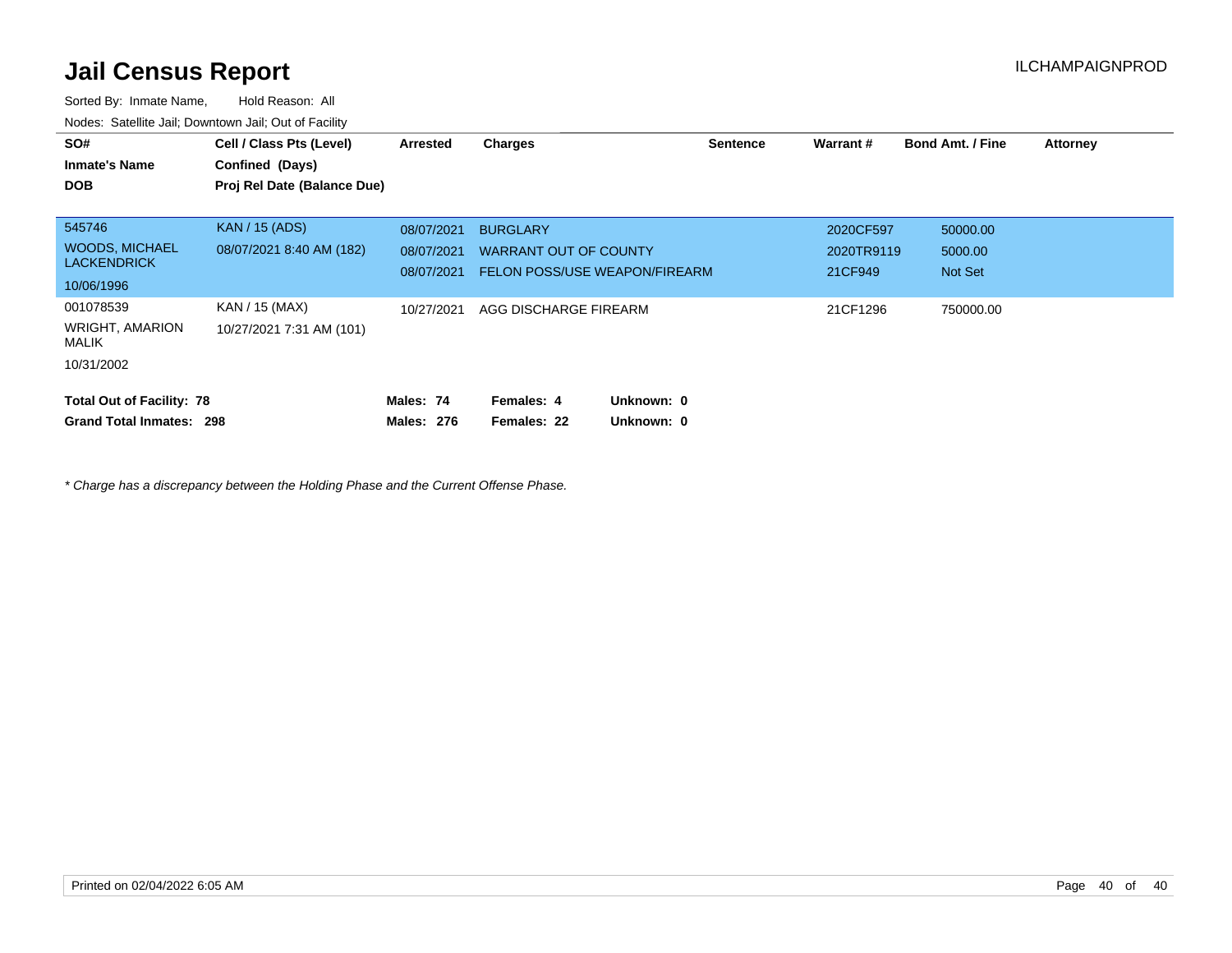# Jail Census Report

ILCHAMPAIGNPROD

Sorted By: Inmate Name, Hold Reason: All

Nodes: Satellite Jail; Downtown Jail; Out of Facility

| SO# / Inmate's Name / DOB | Cell / Class Pts (Level) / Confined (Days) / Proj Rel Date (Balance Due) | Arrested | Charges | Sentence | Warrant # | Bond Amt. / Fine | Attorney |
|---|---|---|---|---|---|---|---|
| 545746<br>WOODS, MICHAEL LACKENDRICK<br>10/06/1996 | KAN / 15 (ADS)<br>08/07/2021 8:40 AM (182) | 08/07/2021<br>08/07/2021<br>08/07/2021 | BURGLARY<br>WARRANT OUT OF COUNTY<br>FELON POSS/USE WEAPON/FIREARM | | 2020CF597<br>2020TR9119<br>21CF949 | 50000.00<br>5000.00<br>Not Set | |
| 001078539<br>WRIGHT, AMARION MALIK<br>10/31/2002 | KAN / 15 (MAX)<br>10/27/2021 7:31 AM (101) | 10/27/2021 | AGG DISCHARGE FIREARM | | 21CF1296 | 750000.00 | |

| | | | |
|---|---|---|---|
| **Total Out of Facility: 78** | **Males: 74** | **Females: 4** | **Unknown: 0** |
| **Grand Total Inmates: 298** | **Males: 276** | **Females: 22** | **Unknown: 0** |

*\* Charge has a discrepancy between the Holding Phase and the Current Offense Phase.*

Printed on 02/04/2022 6:05 AM